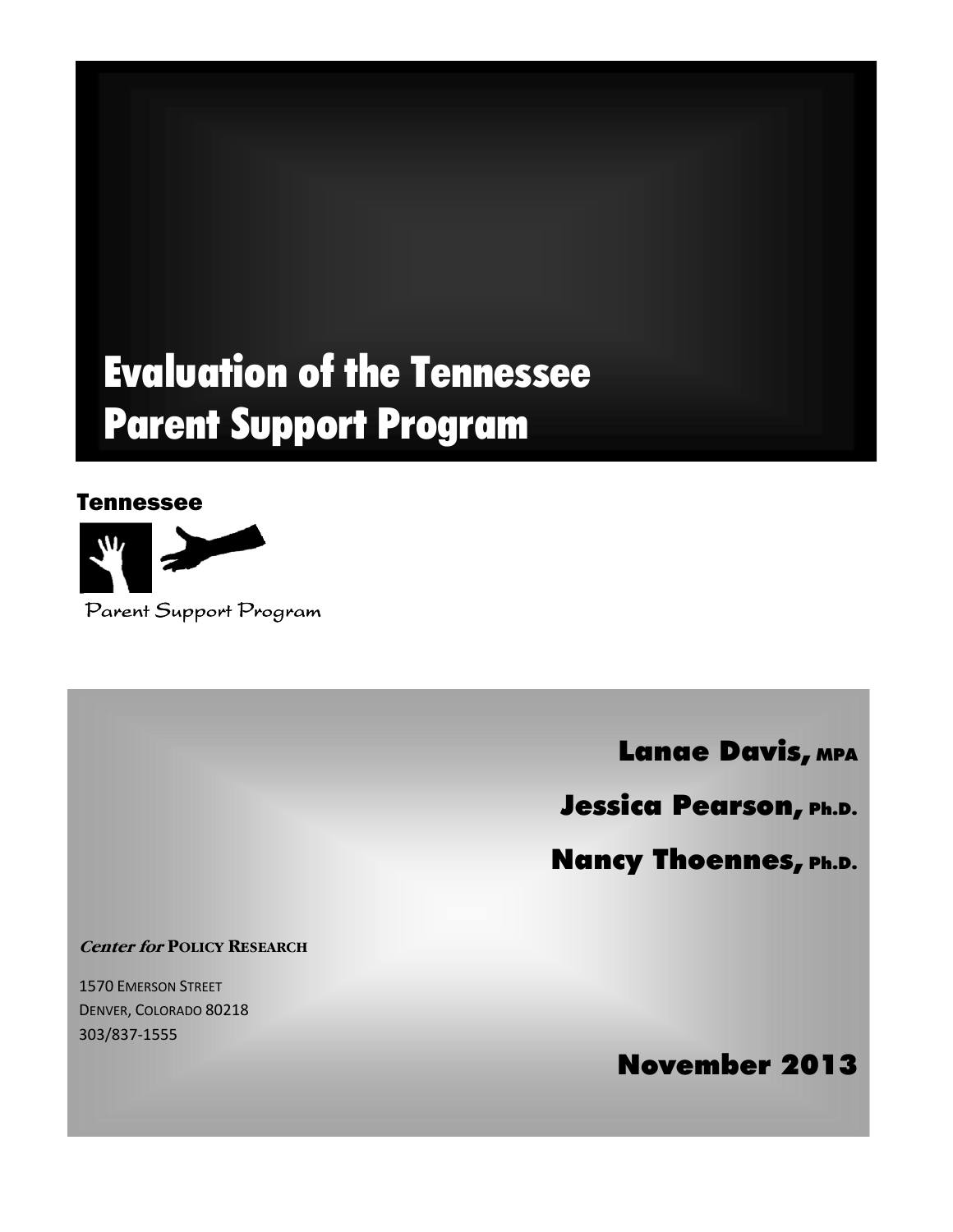# Evaluation of the Tennessee Parent Support Program

**Tennessee**

Parent Support Program

**Lanae Davis, MPA**

**Jessica Pearson, Ph.D.**

**Nancy Thoennes, Ph.D.**

***Center for* POLICY RESEARCH**

1570 EMERSON STREET
DENVER, COLORADO 80218
303/837-1555

**November 2013**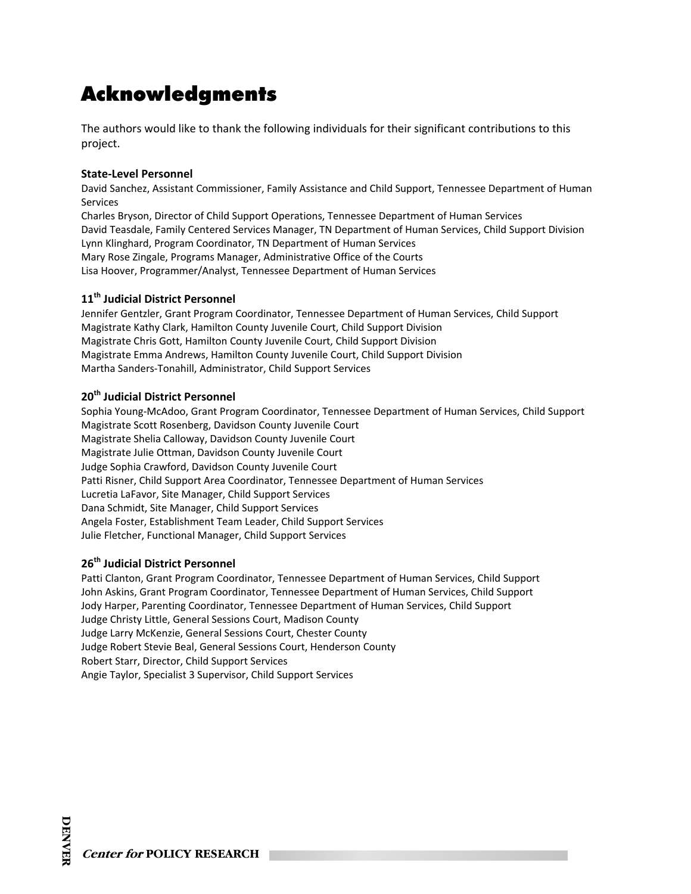# Acknowledgments

The authors would like to thank the following individuals for their significant contributions to this project.

**State-Level Personnel**

David Sanchez, Assistant Commissioner, Family Assistance and Child Support, Tennessee Department of Human Services
Charles Bryson, Director of Child Support Operations, Tennessee Department of Human Services
David Teasdale, Family Centered Services Manager, TN Department of Human Services, Child Support Division
Lynn Klinghard, Program Coordinator, TN Department of Human Services
Mary Rose Zingale, Programs Manager, Administrative Office of the Courts
Lisa Hoover, Programmer/Analyst, Tennessee Department of Human Services

**11th Judicial District Personnel**

Jennifer Gentzler, Grant Program Coordinator, Tennessee Department of Human Services, Child Support
Magistrate Kathy Clark, Hamilton County Juvenile Court, Child Support Division
Magistrate Chris Gott, Hamilton County Juvenile Court, Child Support Division
Magistrate Emma Andrews, Hamilton County Juvenile Court, Child Support Division
Martha Sanders-Tonahill, Administrator, Child Support Services

**20th Judicial District Personnel**

Sophia Young-McAdoo, Grant Program Coordinator, Tennessee Department of Human Services, Child Support
Magistrate Scott Rosenberg, Davidson County Juvenile Court
Magistrate Shelia Calloway, Davidson County Juvenile Court
Magistrate Julie Ottman, Davidson County Juvenile Court
Judge Sophia Crawford, Davidson County Juvenile Court
Patti Risner, Child Support Area Coordinator, Tennessee Department of Human Services
Lucretia LaFavor, Site Manager, Child Support Services
Dana Schmidt, Site Manager, Child Support Services
Angela Foster, Establishment Team Leader, Child Support Services
Julie Fletcher, Functional Manager, Child Support Services

**26th Judicial District Personnel**

Patti Clanton, Grant Program Coordinator, Tennessee Department of Human Services, Child Support
John Askins, Grant Program Coordinator, Tennessee Department of Human Services, Child Support
Jody Harper, Parenting Coordinator, Tennessee Department of Human Services, Child Support
Judge Christy Little, General Sessions Court, Madison County
Judge Larry McKenzie, General Sessions Court, Chester County
Judge Robert Stevie Beal, General Sessions Court, Henderson County
Robert Starr, Director, Child Support Services
Angie Taylor, Specialist 3 Supervisor, Child Support Services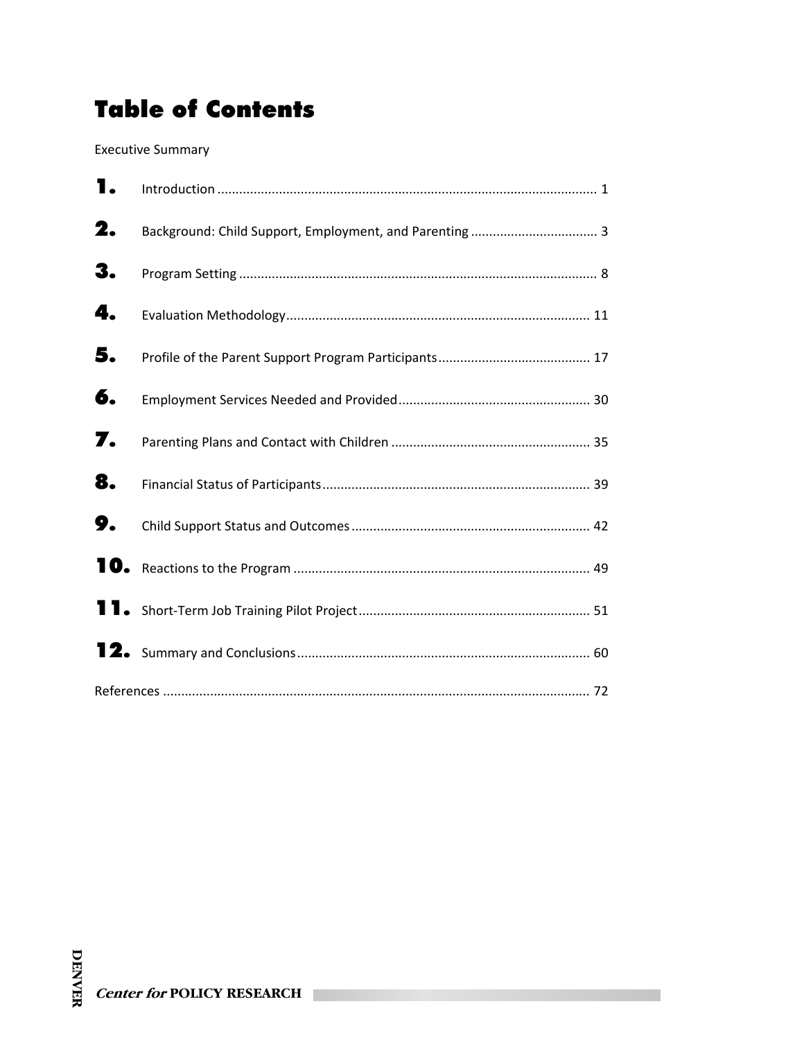# Table of Contents

Executive Summary

1. Introduction ........................................................................................................ 1
2. Background: Child Support, Employment, and Parenting .................................. 3
3. Program Setting .................................................................................................. 8
4. Evaluation Methodology ................................................................................... 11
5. Profile of the Parent Support Program Participants ......................................... 17
6. Employment Services Needed and Provided .................................................... 30
7. Parenting Plans and Contact with Children ...................................................... 35
8. Financial Status of Participants ......................................................................... 39
9. Child Support Status and Outcomes ................................................................. 42
10. Reactions to the Program ................................................................................. 49
11. Short-Term Job Training Pilot Project ............................................................... 51
12. Summary and Conclusions ................................................................................ 60

References ..................................................................................................................... 72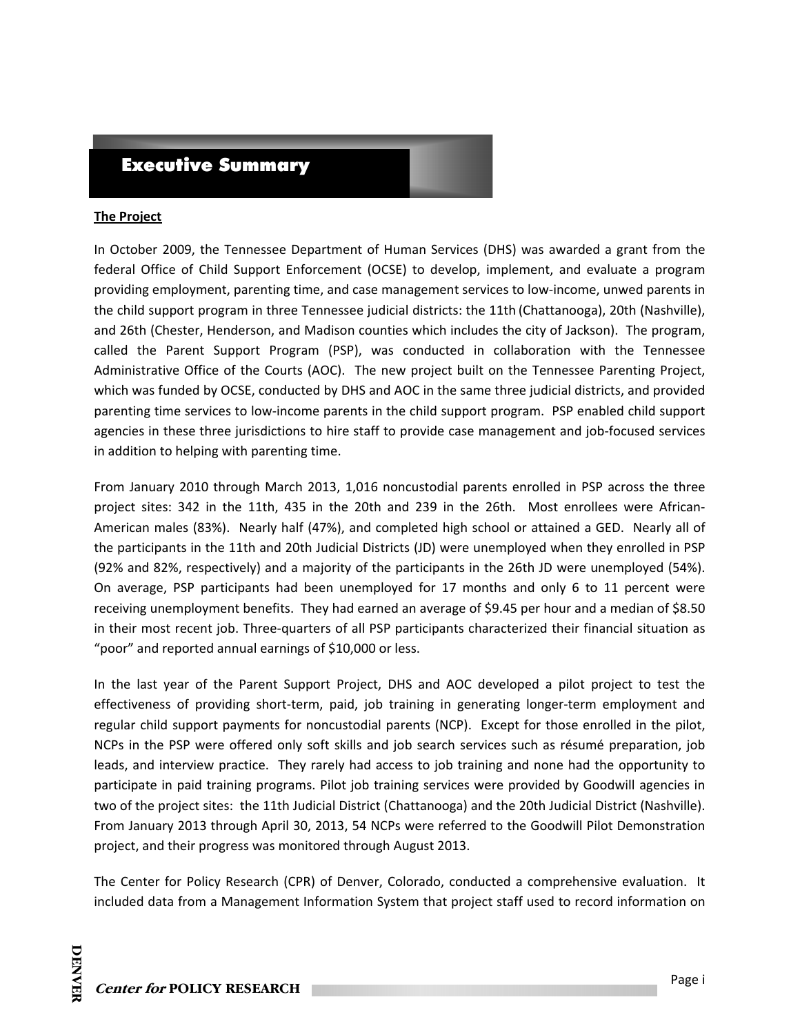# Executive Summary

**The Project**

In October 2009, the Tennessee Department of Human Services (DHS) was awarded a grant from the federal Office of Child Support Enforcement (OCSE) to develop, implement, and evaluate a program providing employment, parenting time, and case management services to low-income, unwed parents in the child support program in three Tennessee judicial districts: the 11th (Chattanooga), 20th (Nashville), and 26th (Chester, Henderson, and Madison counties which includes the city of Jackson). The program, called the Parent Support Program (PSP), was conducted in collaboration with the Tennessee Administrative Office of the Courts (AOC). The new project built on the Tennessee Parenting Project, which was funded by OCSE, conducted by DHS and AOC in the same three judicial districts, and provided parenting time services to low-income parents in the child support program. PSP enabled child support agencies in these three jurisdictions to hire staff to provide case management and job-focused services in addition to helping with parenting time.

From January 2010 through March 2013, 1,016 noncustodial parents enrolled in PSP across the three project sites: 342 in the 11th, 435 in the 20th and 239 in the 26th. Most enrollees were African-American males (83%). Nearly half (47%), and completed high school or attained a GED. Nearly all of the participants in the 11th and 20th Judicial Districts (JD) were unemployed when they enrolled in PSP (92% and 82%, respectively) and a majority of the participants in the 26th JD were unemployed (54%). On average, PSP participants had been unemployed for 17 months and only 6 to 11 percent were receiving unemployment benefits. They had earned an average of $9.45 per hour and a median of $8.50 in their most recent job. Three-quarters of all PSP participants characterized their financial situation as "poor" and reported annual earnings of $10,000 or less.

In the last year of the Parent Support Project, DHS and AOC developed a pilot project to test the effectiveness of providing short-term, paid, job training in generating longer-term employment and regular child support payments for noncustodial parents (NCP). Except for those enrolled in the pilot, NCPs in the PSP were offered only soft skills and job search services such as résumé preparation, job leads, and interview practice. They rarely had access to job training and none had the opportunity to participate in paid training programs. Pilot job training services were provided by Goodwill agencies in two of the project sites: the 11th Judicial District (Chattanooga) and the 20th Judicial District (Nashville). From January 2013 through April 30, 2013, 54 NCPs were referred to the Goodwill Pilot Demonstration project, and their progress was monitored through August 2013.

The Center for Policy Research (CPR) of Denver, Colorado, conducted a comprehensive evaluation. It included data from a Management Information System that project staff used to record information on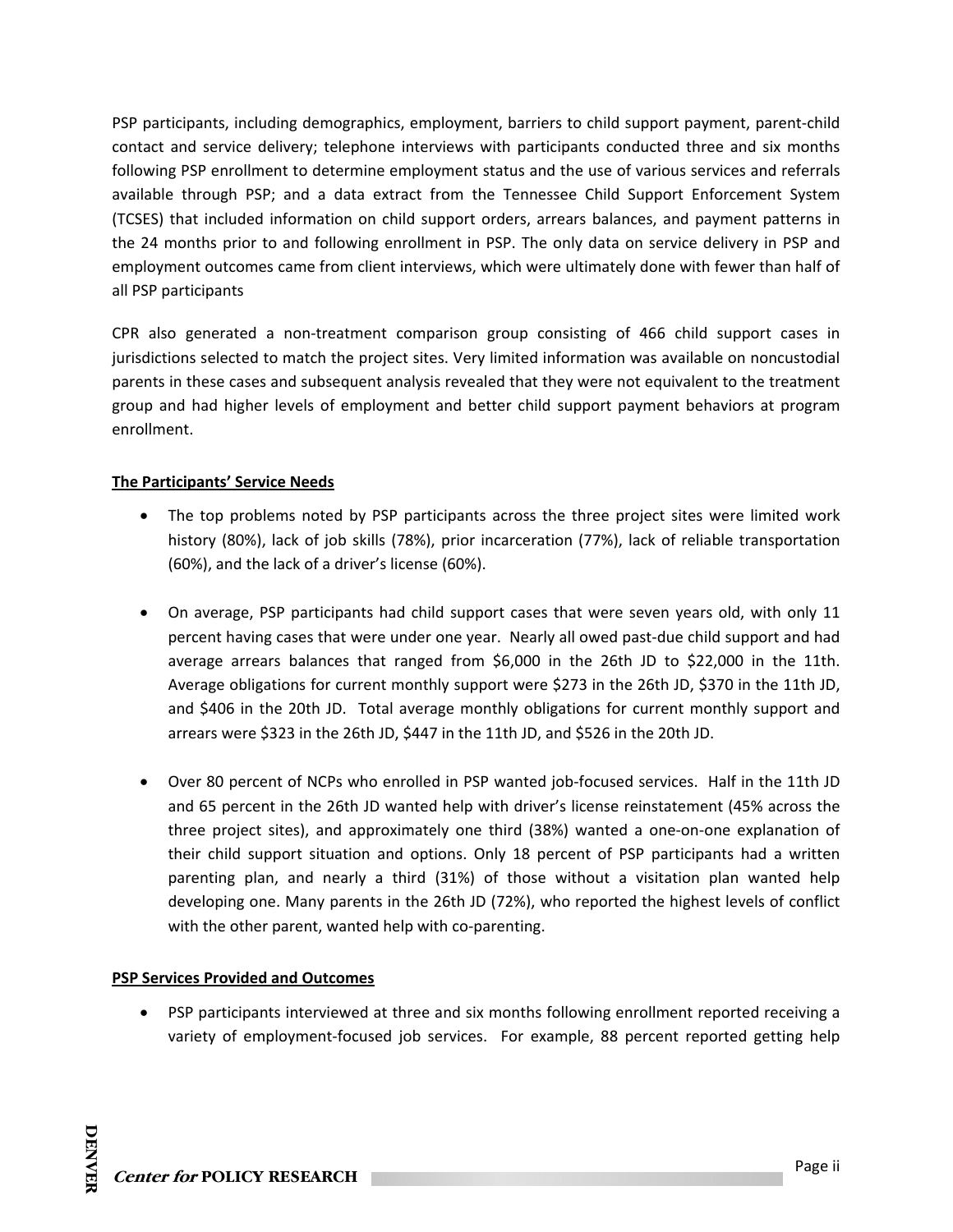PSP participants, including demographics, employment, barriers to child support payment, parent-child contact and service delivery; telephone interviews with participants conducted three and six months following PSP enrollment to determine employment status and the use of various services and referrals available through PSP; and a data extract from the Tennessee Child Support Enforcement System (TCSES) that included information on child support orders, arrears balances, and payment patterns in the 24 months prior to and following enrollment in PSP. The only data on service delivery in PSP and employment outcomes came from client interviews, which were ultimately done with fewer than half of all PSP participants

CPR also generated a non-treatment comparison group consisting of 466 child support cases in jurisdictions selected to match the project sites. Very limited information was available on noncustodial parents in these cases and subsequent analysis revealed that they were not equivalent to the treatment group and had higher levels of employment and better child support payment behaviors at program enrollment.

**The Participants' Service Needs**

- The top problems noted by PSP participants across the three project sites were limited work history (80%), lack of job skills (78%), prior incarceration (77%), lack of reliable transportation (60%), and the lack of a driver's license (60%).

- On average, PSP participants had child support cases that were seven years old, with only 11 percent having cases that were under one year. Nearly all owed past-due child support and had average arrears balances that ranged from $6,000 in the 26th JD to $22,000 in the 11th. Average obligations for current monthly support were $273 in the 26th JD, $370 in the 11th JD, and $406 in the 20th JD. Total average monthly obligations for current monthly support and arrears were $323 in the 26th JD, $447 in the 11th JD, and $526 in the 20th JD.

- Over 80 percent of NCPs who enrolled in PSP wanted job-focused services. Half in the 11th JD and 65 percent in the 26th JD wanted help with driver's license reinstatement (45% across the three project sites), and approximately one third (38%) wanted a one-on-one explanation of their child support situation and options. Only 18 percent of PSP participants had a written parenting plan, and nearly a third (31%) of those without a visitation plan wanted help developing one. Many parents in the 26th JD (72%), who reported the highest levels of conflict with the other parent, wanted help with co-parenting.

**PSP Services Provided and Outcomes**

- PSP participants interviewed at three and six months following enrollment reported receiving a variety of employment-focused job services. For example, 88 percent reported getting help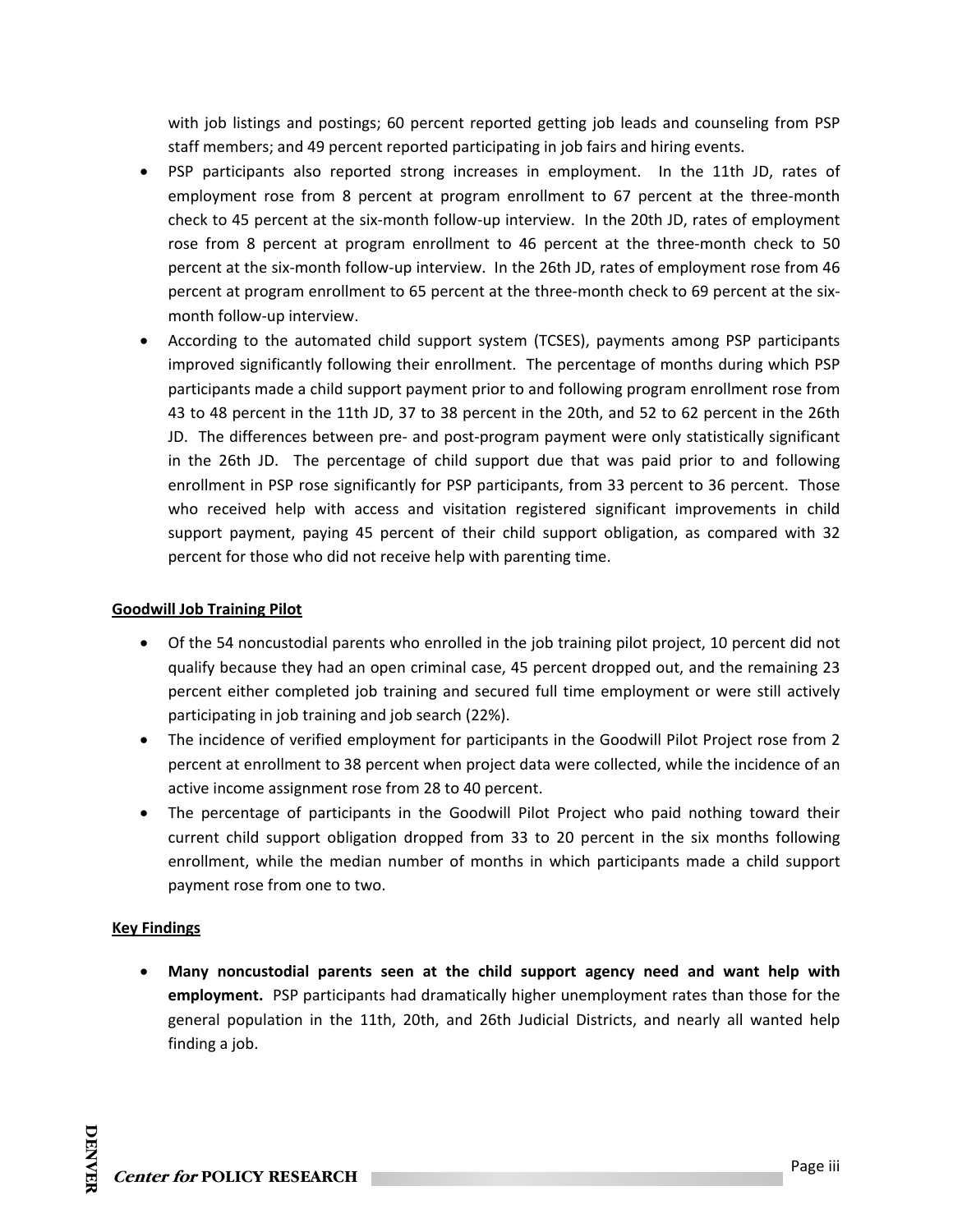with job listings and postings; 60 percent reported getting job leads and counseling from PSP staff members; and 49 percent reported participating in job fairs and hiring events.

- PSP participants also reported strong increases in employment. In the 11th JD, rates of employment rose from 8 percent at program enrollment to 67 percent at the three-month check to 45 percent at the six-month follow-up interview. In the 20th JD, rates of employment rose from 8 percent at program enrollment to 46 percent at the three-month check to 50 percent at the six-month follow-up interview. In the 26th JD, rates of employment rose from 46 percent at program enrollment to 65 percent at the three-month check to 69 percent at the six-month follow-up interview.
- According to the automated child support system (TCSES), payments among PSP participants improved significantly following their enrollment. The percentage of months during which PSP participants made a child support payment prior to and following program enrollment rose from 43 to 48 percent in the 11th JD, 37 to 38 percent in the 20th, and 52 to 62 percent in the 26th JD. The differences between pre- and post-program payment were only statistically significant in the 26th JD. The percentage of child support due that was paid prior to and following enrollment in PSP rose significantly for PSP participants, from 33 percent to 36 percent. Those who received help with access and visitation registered significant improvements in child support payment, paying 45 percent of their child support obligation, as compared with 32 percent for those who did not receive help with parenting time.

**Goodwill Job Training Pilot**

- Of the 54 noncustodial parents who enrolled in the job training pilot project, 10 percent did not qualify because they had an open criminal case, 45 percent dropped out, and the remaining 23 percent either completed job training and secured full time employment or were still actively participating in job training and job search (22%).
- The incidence of verified employment for participants in the Goodwill Pilot Project rose from 2 percent at enrollment to 38 percent when project data were collected, while the incidence of an active income assignment rose from 28 to 40 percent.
- The percentage of participants in the Goodwill Pilot Project who paid nothing toward their current child support obligation dropped from 33 to 20 percent in the six months following enrollment, while the median number of months in which participants made a child support payment rose from one to two.

**Key Findings**

- **Many noncustodial parents seen at the child support agency need and want help with employment.** PSP participants had dramatically higher unemployment rates than those for the general population in the 11th, 20th, and 26th Judicial Districts, and nearly all wanted help finding a job.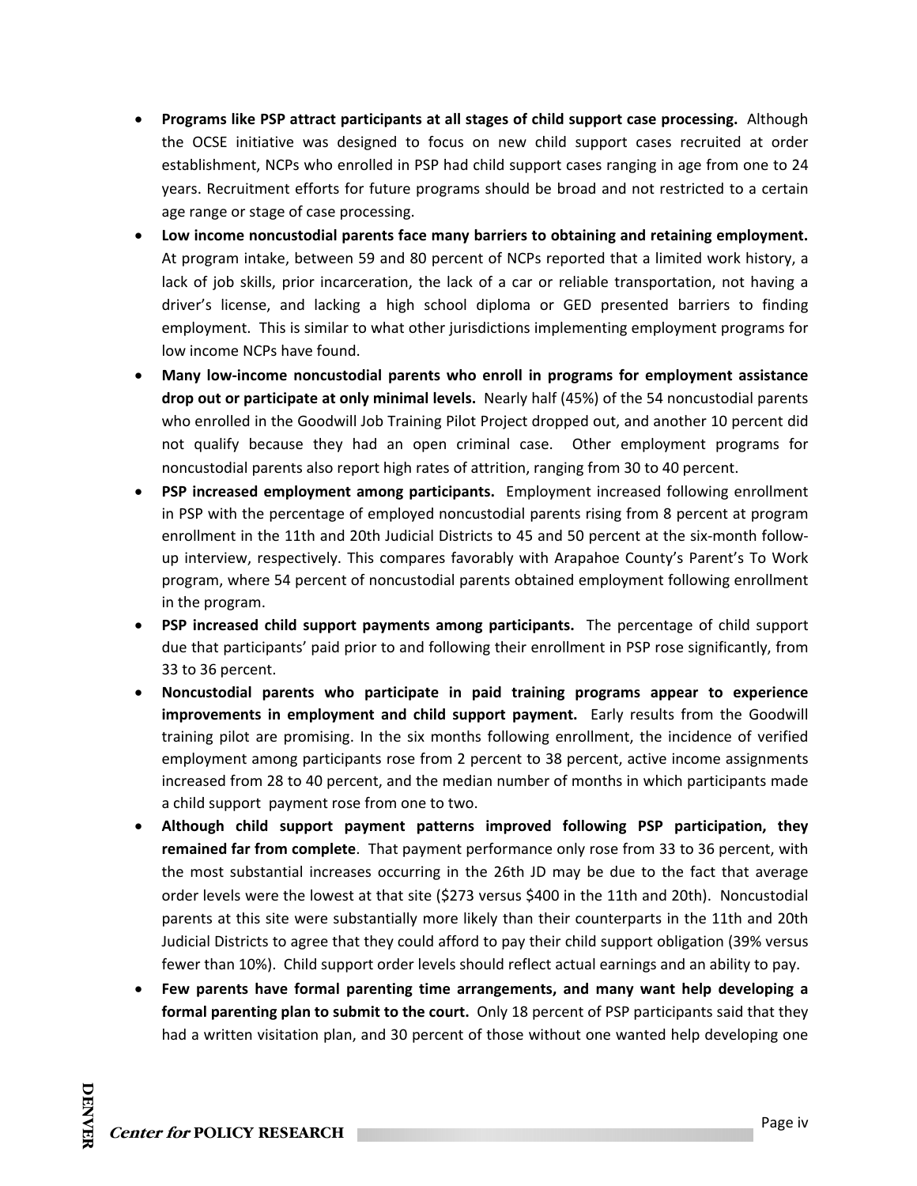- **Programs like PSP attract participants at all stages of child support case processing.** Although the OCSE initiative was designed to focus on new child support cases recruited at order establishment, NCPs who enrolled in PSP had child support cases ranging in age from one to 24 years. Recruitment efforts for future programs should be broad and not restricted to a certain age range or stage of case processing.
- **Low income noncustodial parents face many barriers to obtaining and retaining employment.** At program intake, between 59 and 80 percent of NCPs reported that a limited work history, a lack of job skills, prior incarceration, the lack of a car or reliable transportation, not having a driver's license, and lacking a high school diploma or GED presented barriers to finding employment. This is similar to what other jurisdictions implementing employment programs for low income NCPs have found.
- **Many low-income noncustodial parents who enroll in programs for employment assistance drop out or participate at only minimal levels.** Nearly half (45%) of the 54 noncustodial parents who enrolled in the Goodwill Job Training Pilot Project dropped out, and another 10 percent did not qualify because they had an open criminal case. Other employment programs for noncustodial parents also report high rates of attrition, ranging from 30 to 40 percent.
- **PSP increased employment among participants.** Employment increased following enrollment in PSP with the percentage of employed noncustodial parents rising from 8 percent at program enrollment in the 11th and 20th Judicial Districts to 45 and 50 percent at the six-month follow-up interview, respectively. This compares favorably with Arapahoe County's Parent's To Work program, where 54 percent of noncustodial parents obtained employment following enrollment in the program.
- **PSP increased child support payments among participants.** The percentage of child support due that participants' paid prior to and following their enrollment in PSP rose significantly, from 33 to 36 percent.
- **Noncustodial parents who participate in paid training programs appear to experience improvements in employment and child support payment.** Early results from the Goodwill training pilot are promising. In the six months following enrollment, the incidence of verified employment among participants rose from 2 percent to 38 percent, active income assignments increased from 28 to 40 percent, and the median number of months in which participants made a child support payment rose from one to two.
- **Although child support payment patterns improved following PSP participation, they remained far from complete**. That payment performance only rose from 33 to 36 percent, with the most substantial increases occurring in the 26th JD may be due to the fact that average order levels were the lowest at that site ($273 versus $400 in the 11th and 20th). Noncustodial parents at this site were substantially more likely than their counterparts in the 11th and 20th Judicial Districts to agree that they could afford to pay their child support obligation (39% versus fewer than 10%). Child support order levels should reflect actual earnings and an ability to pay.
- **Few parents have formal parenting time arrangements, and many want help developing a formal parenting plan to submit to the court.** Only 18 percent of PSP participants said that they had a written visitation plan, and 30 percent of those without one wanted help developing one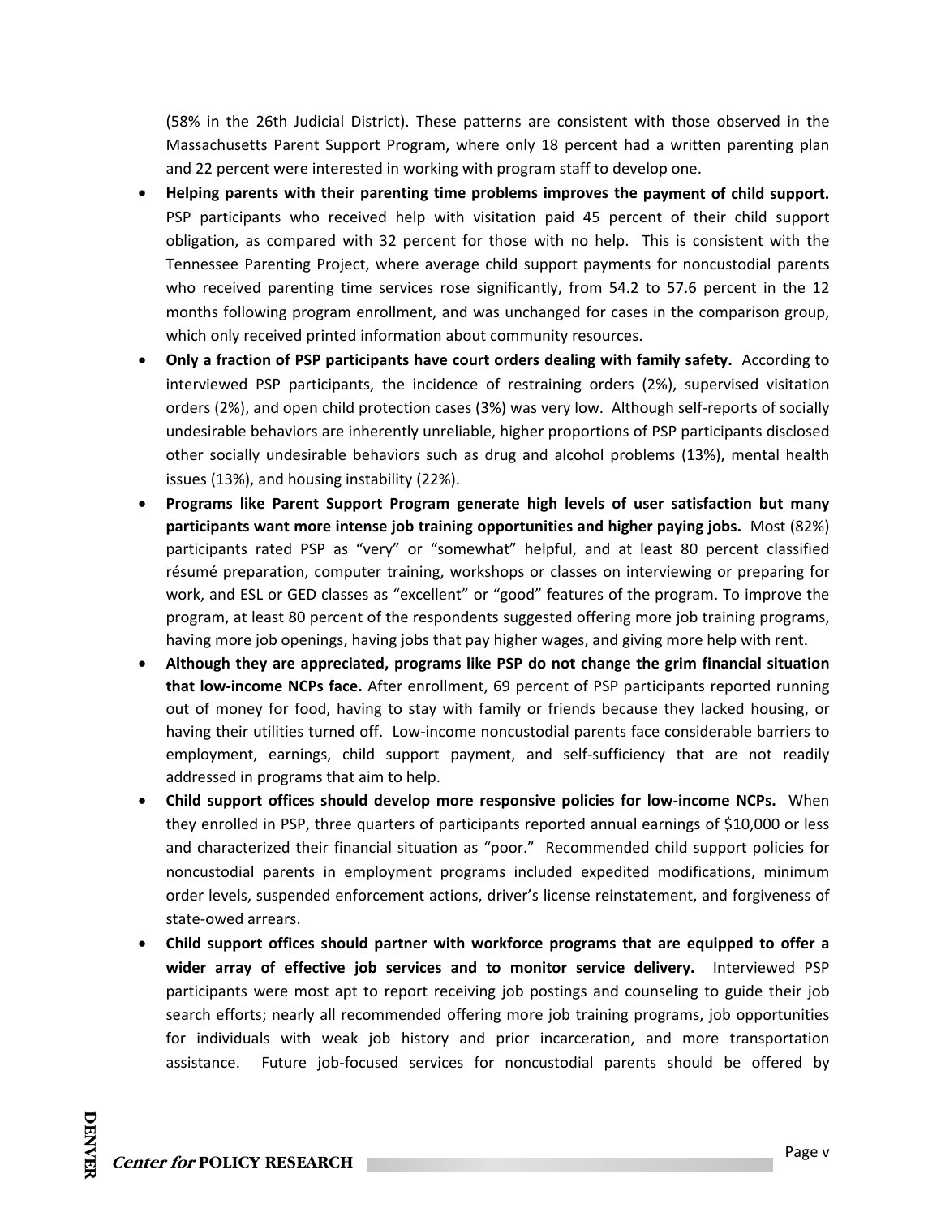(58% in the 26th Judicial District). These patterns are consistent with those observed in the Massachusetts Parent Support Program, where only 18 percent had a written parenting plan and 22 percent were interested in working with program staff to develop one.

- **Helping parents with their parenting time problems improves the payment of child support.** PSP participants who received help with visitation paid 45 percent of their child support obligation, as compared with 32 percent for those with no help. This is consistent with the Tennessee Parenting Project, where average child support payments for noncustodial parents who received parenting time services rose significantly, from 54.2 to 57.6 percent in the 12 months following program enrollment, and was unchanged for cases in the comparison group, which only received printed information about community resources.
- **Only a fraction of PSP participants have court orders dealing with family safety.** According to interviewed PSP participants, the incidence of restraining orders (2%), supervised visitation orders (2%), and open child protection cases (3%) was very low. Although self-reports of socially undesirable behaviors are inherently unreliable, higher proportions of PSP participants disclosed other socially undesirable behaviors such as drug and alcohol problems (13%), mental health issues (13%), and housing instability (22%).
- **Programs like Parent Support Program generate high levels of user satisfaction but many participants want more intense job training opportunities and higher paying jobs.** Most (82%) participants rated PSP as "very" or "somewhat" helpful, and at least 80 percent classified résumé preparation, computer training, workshops or classes on interviewing or preparing for work, and ESL or GED classes as "excellent" or "good" features of the program. To improve the program, at least 80 percent of the respondents suggested offering more job training programs, having more job openings, having jobs that pay higher wages, and giving more help with rent.
- **Although they are appreciated, programs like PSP do not change the grim financial situation that low-income NCPs face.** After enrollment, 69 percent of PSP participants reported running out of money for food, having to stay with family or friends because they lacked housing, or having their utilities turned off. Low-income noncustodial parents face considerable barriers to employment, earnings, child support payment, and self-sufficiency that are not readily addressed in programs that aim to help.
- **Child support offices should develop more responsive policies for low-income NCPs.** When they enrolled in PSP, three quarters of participants reported annual earnings of $10,000 or less and characterized their financial situation as "poor." Recommended child support policies for noncustodial parents in employment programs included expedited modifications, minimum order levels, suspended enforcement actions, driver's license reinstatement, and forgiveness of state-owed arrears.
- **Child support offices should partner with workforce programs that are equipped to offer a wider array of effective job services and to monitor service delivery.** Interviewed PSP participants were most apt to report receiving job postings and counseling to guide their job search efforts; nearly all recommended offering more job training programs, job opportunities for individuals with weak job history and prior incarceration, and more transportation assistance. Future job-focused services for noncustodial parents should be offered by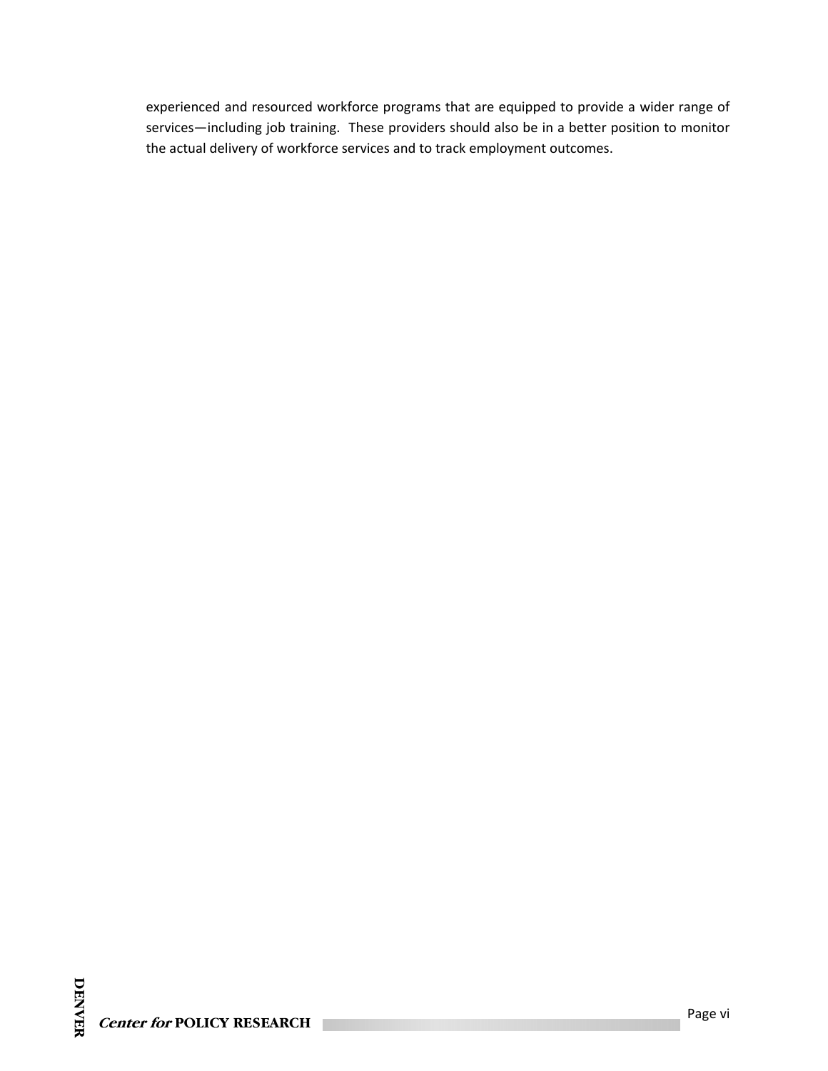experienced and resourced workforce programs that are equipped to provide a wider range of services—including job training. These providers should also be in a better position to monitor the actual delivery of workforce services and to track employment outcomes.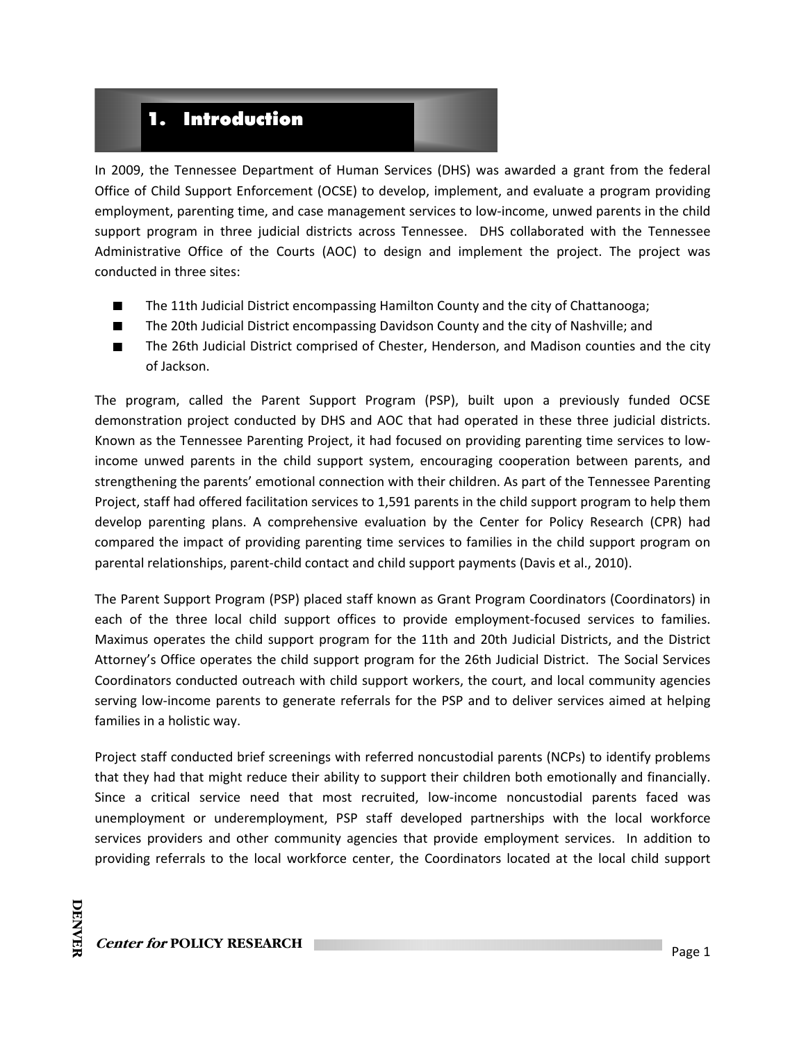# 1. Introduction

In 2009, the Tennessee Department of Human Services (DHS) was awarded a grant from the federal Office of Child Support Enforcement (OCSE) to develop, implement, and evaluate a program providing employment, parenting time, and case management services to low-income, unwed parents in the child support program in three judicial districts across Tennessee. DHS collaborated with the Tennessee Administrative Office of the Courts (AOC) to design and implement the project. The project was conducted in three sites:

- The 11th Judicial District encompassing Hamilton County and the city of Chattanooga;
- The 20th Judicial District encompassing Davidson County and the city of Nashville; and
- The 26th Judicial District comprised of Chester, Henderson, and Madison counties and the city of Jackson.

The program, called the Parent Support Program (PSP), built upon a previously funded OCSE demonstration project conducted by DHS and AOC that had operated in these three judicial districts. Known as the Tennessee Parenting Project, it had focused on providing parenting time services to low-income unwed parents in the child support system, encouraging cooperation between parents, and strengthening the parents' emotional connection with their children. As part of the Tennessee Parenting Project, staff had offered facilitation services to 1,591 parents in the child support program to help them develop parenting plans. A comprehensive evaluation by the Center for Policy Research (CPR) had compared the impact of providing parenting time services to families in the child support program on parental relationships, parent-child contact and child support payments (Davis et al., 2010).

The Parent Support Program (PSP) placed staff known as Grant Program Coordinators (Coordinators) in each of the three local child support offices to provide employment-focused services to families. Maximus operates the child support program for the 11th and 20th Judicial Districts, and the District Attorney's Office operates the child support program for the 26th Judicial District. The Social Services Coordinators conducted outreach with child support workers, the court, and local community agencies serving low-income parents to generate referrals for the PSP and to deliver services aimed at helping families in a holistic way.

Project staff conducted brief screenings with referred noncustodial parents (NCPs) to identify problems that they had that might reduce their ability to support their children both emotionally and financially. Since a critical service need that most recruited, low-income noncustodial parents faced was unemployment or underemployment, PSP staff developed partnerships with the local workforce services providers and other community agencies that provide employment services. In addition to providing referrals to the local workforce center, the Coordinators located at the local child support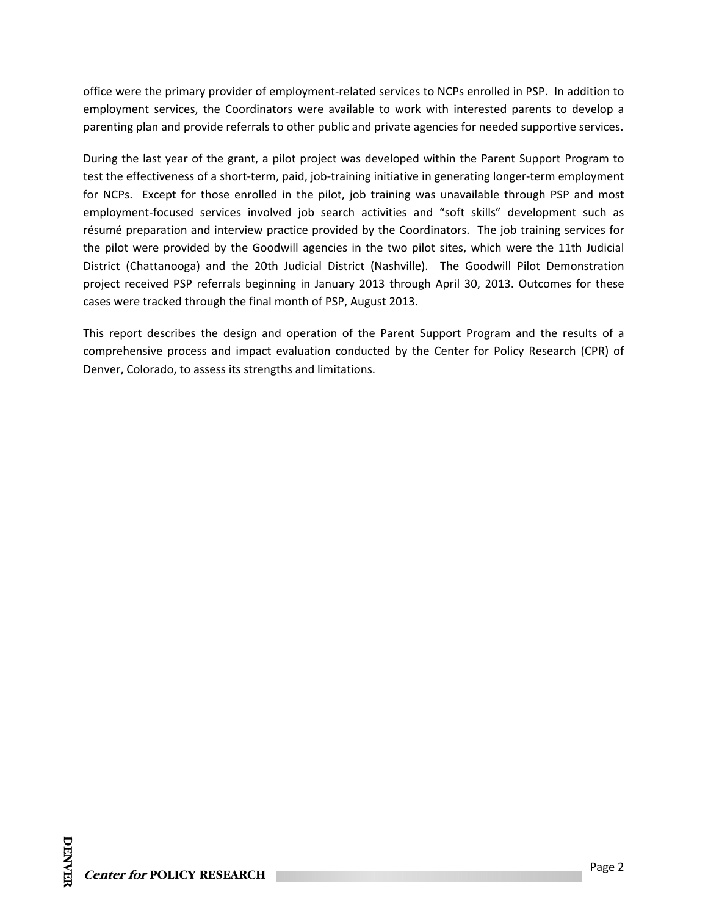office were the primary provider of employment-related services to NCPs enrolled in PSP. In addition to employment services, the Coordinators were available to work with interested parents to develop a parenting plan and provide referrals to other public and private agencies for needed supportive services.

During the last year of the grant, a pilot project was developed within the Parent Support Program to test the effectiveness of a short-term, paid, job-training initiative in generating longer-term employment for NCPs. Except for those enrolled in the pilot, job training was unavailable through PSP and most employment-focused services involved job search activities and "soft skills" development such as résumé preparation and interview practice provided by the Coordinators. The job training services for the pilot were provided by the Goodwill agencies in the two pilot sites, which were the 11th Judicial District (Chattanooga) and the 20th Judicial District (Nashville). The Goodwill Pilot Demonstration project received PSP referrals beginning in January 2013 through April 30, 2013. Outcomes for these cases were tracked through the final month of PSP, August 2013.

This report describes the design and operation of the Parent Support Program and the results of a comprehensive process and impact evaluation conducted by the Center for Policy Research (CPR) of Denver, Colorado, to assess its strengths and limitations.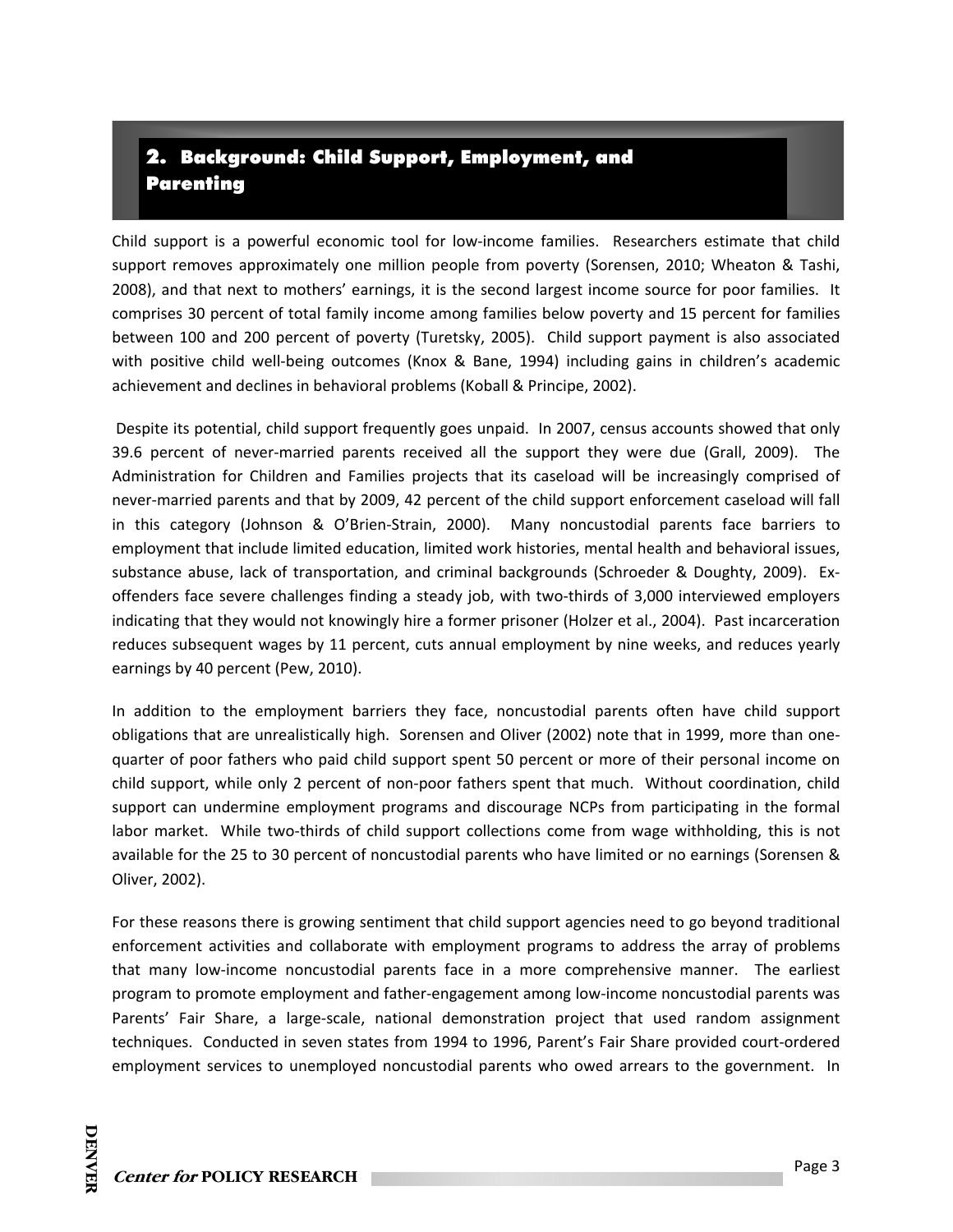## 2. Background: Child Support, Employment, and Parenting

Child support is a powerful economic tool for low-income families. Researchers estimate that child support removes approximately one million people from poverty (Sorensen, 2010; Wheaton & Tashi, 2008), and that next to mothers' earnings, it is the second largest income source for poor families. It comprises 30 percent of total family income among families below poverty and 15 percent for families between 100 and 200 percent of poverty (Turetsky, 2005). Child support payment is also associated with positive child well-being outcomes (Knox & Bane, 1994) including gains in children's academic achievement and declines in behavioral problems (Koball & Principe, 2002).

Despite its potential, child support frequently goes unpaid. In 2007, census accounts showed that only 39.6 percent of never-married parents received all the support they were due (Grall, 2009). The Administration for Children and Families projects that its caseload will be increasingly comprised of never-married parents and that by 2009, 42 percent of the child support enforcement caseload will fall in this category (Johnson & O'Brien-Strain, 2000). Many noncustodial parents face barriers to employment that include limited education, limited work histories, mental health and behavioral issues, substance abuse, lack of transportation, and criminal backgrounds (Schroeder & Doughty, 2009). Ex-offenders face severe challenges finding a steady job, with two-thirds of 3,000 interviewed employers indicating that they would not knowingly hire a former prisoner (Holzer et al., 2004). Past incarceration reduces subsequent wages by 11 percent, cuts annual employment by nine weeks, and reduces yearly earnings by 40 percent (Pew, 2010).

In addition to the employment barriers they face, noncustodial parents often have child support obligations that are unrealistically high. Sorensen and Oliver (2002) note that in 1999, more than one-quarter of poor fathers who paid child support spent 50 percent or more of their personal income on child support, while only 2 percent of non-poor fathers spent that much. Without coordination, child support can undermine employment programs and discourage NCPs from participating in the formal labor market. While two-thirds of child support collections come from wage withholding, this is not available for the 25 to 30 percent of noncustodial parents who have limited or no earnings (Sorensen & Oliver, 2002).

For these reasons there is growing sentiment that child support agencies need to go beyond traditional enforcement activities and collaborate with employment programs to address the array of problems that many low-income noncustodial parents face in a more comprehensive manner. The earliest program to promote employment and father-engagement among low-income noncustodial parents was Parents' Fair Share, a large-scale, national demonstration project that used random assignment techniques. Conducted in seven states from 1994 to 1996, Parent's Fair Share provided court-ordered employment services to unemployed noncustodial parents who owed arrears to the government. In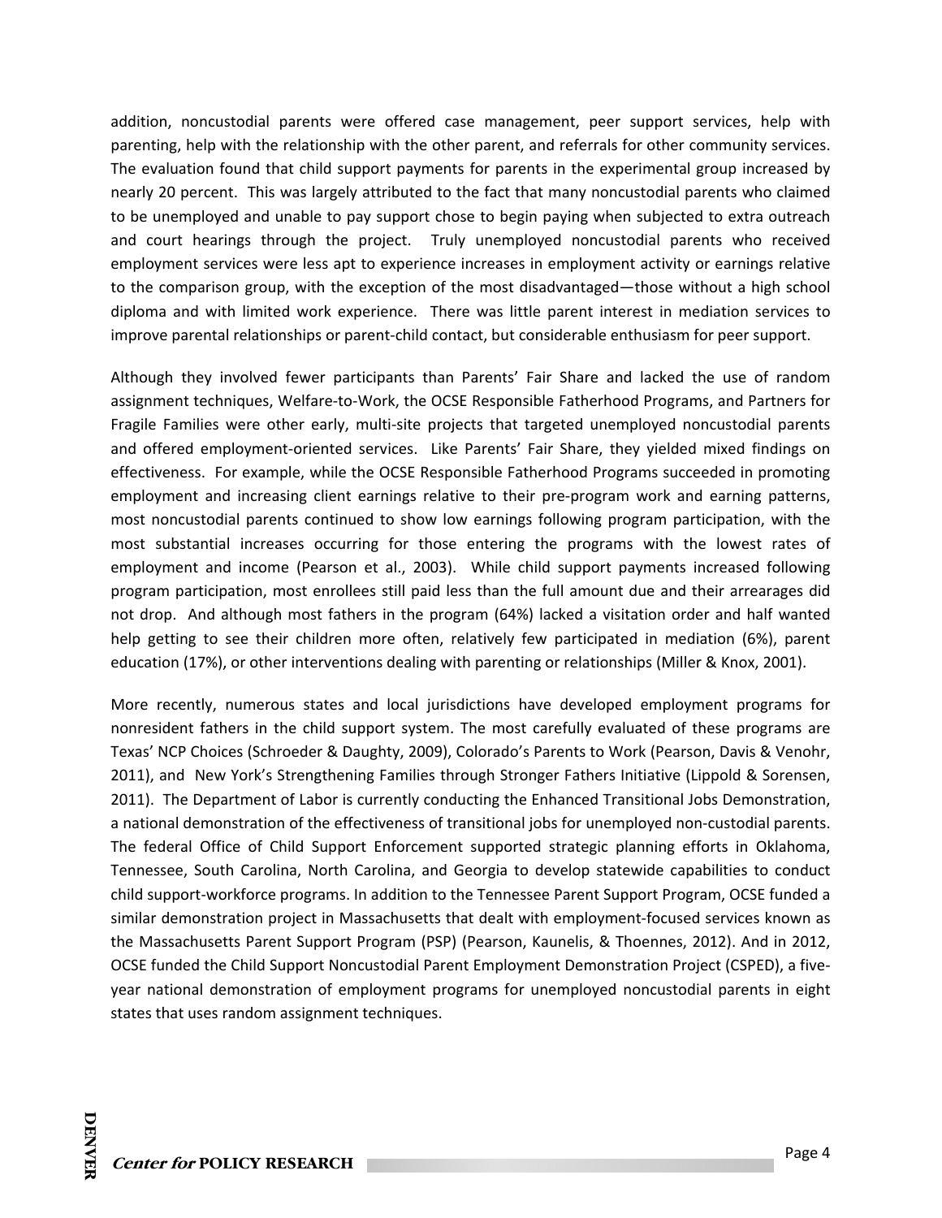addition, noncustodial parents were offered case management, peer support services, help with parenting, help with the relationship with the other parent, and referrals for other community services. The evaluation found that child support payments for parents in the experimental group increased by nearly 20 percent. This was largely attributed to the fact that many noncustodial parents who claimed to be unemployed and unable to pay support chose to begin paying when subjected to extra outreach and court hearings through the project. Truly unemployed noncustodial parents who received employment services were less apt to experience increases in employment activity or earnings relative to the comparison group, with the exception of the most disadvantaged—those without a high school diploma and with limited work experience. There was little parent interest in mediation services to improve parental relationships or parent-child contact, but considerable enthusiasm for peer support.

Although they involved fewer participants than Parents' Fair Share and lacked the use of random assignment techniques, Welfare-to-Work, the OCSE Responsible Fatherhood Programs, and Partners for Fragile Families were other early, multi-site projects that targeted unemployed noncustodial parents and offered employment-oriented services. Like Parents' Fair Share, they yielded mixed findings on effectiveness. For example, while the OCSE Responsible Fatherhood Programs succeeded in promoting employment and increasing client earnings relative to their pre-program work and earning patterns, most noncustodial parents continued to show low earnings following program participation, with the most substantial increases occurring for those entering the programs with the lowest rates of employment and income (Pearson et al., 2003). While child support payments increased following program participation, most enrollees still paid less than the full amount due and their arrearages did not drop. And although most fathers in the program (64%) lacked a visitation order and half wanted help getting to see their children more often, relatively few participated in mediation (6%), parent education (17%), or other interventions dealing with parenting or relationships (Miller & Knox, 2001).

More recently, numerous states and local jurisdictions have developed employment programs for nonresident fathers in the child support system. The most carefully evaluated of these programs are Texas' NCP Choices (Schroeder & Daughty, 2009), Colorado's Parents to Work (Pearson, Davis & Venohr, 2011), and New York's Strengthening Families through Stronger Fathers Initiative (Lippold & Sorensen, 2011). The Department of Labor is currently conducting the Enhanced Transitional Jobs Demonstration, a national demonstration of the effectiveness of transitional jobs for unemployed non-custodial parents. The federal Office of Child Support Enforcement supported strategic planning efforts in Oklahoma, Tennessee, South Carolina, North Carolina, and Georgia to develop statewide capabilities to conduct child support-workforce programs. In addition to the Tennessee Parent Support Program, OCSE funded a similar demonstration project in Massachusetts that dealt with employment-focused services known as the Massachusetts Parent Support Program (PSP) (Pearson, Kaunelis, & Thoennes, 2012). And in 2012, OCSE funded the Child Support Noncustodial Parent Employment Demonstration Project (CSPED), a five-year national demonstration of employment programs for unemployed noncustodial parents in eight states that uses random assignment techniques.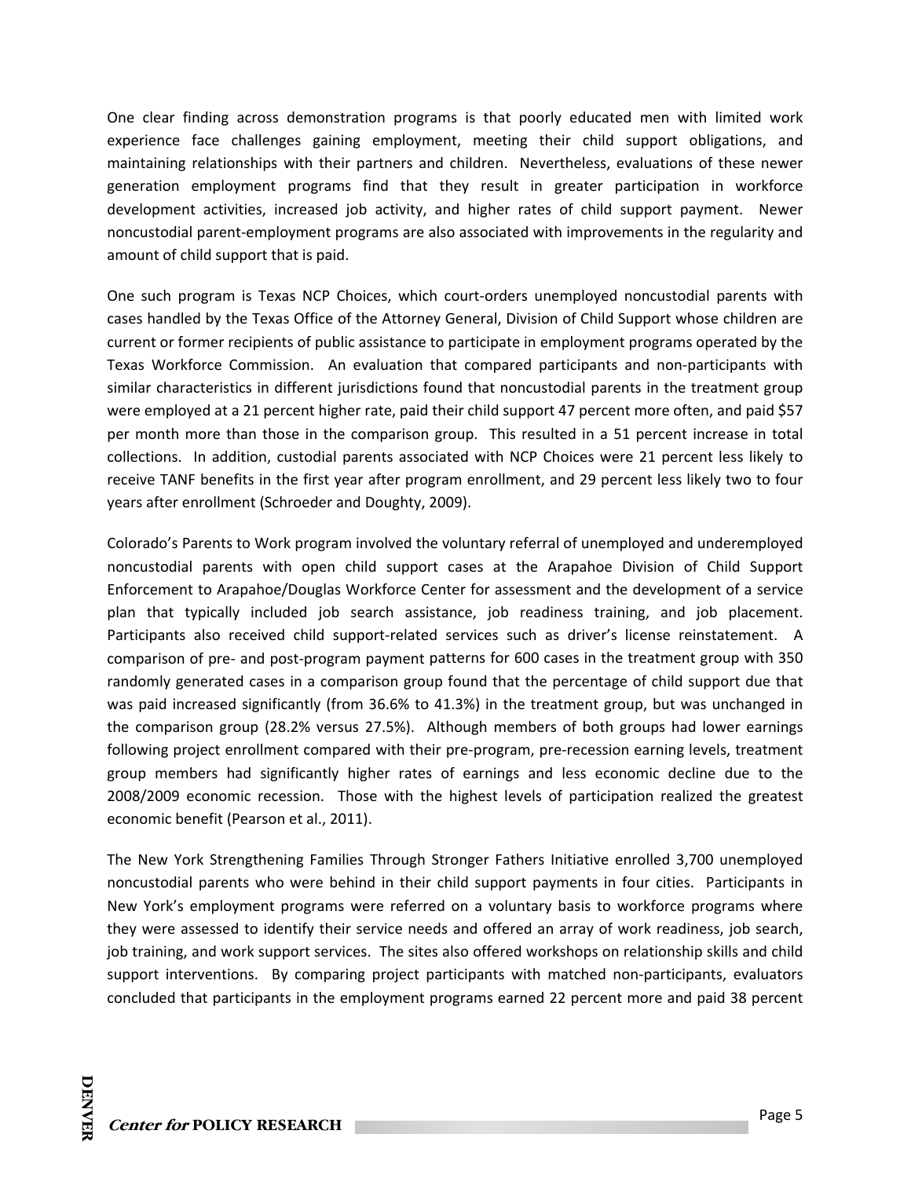One clear finding across demonstration programs is that poorly educated men with limited work experience face challenges gaining employment, meeting their child support obligations, and maintaining relationships with their partners and children. Nevertheless, evaluations of these newer generation employment programs find that they result in greater participation in workforce development activities, increased job activity, and higher rates of child support payment. Newer noncustodial parent-employment programs are also associated with improvements in the regularity and amount of child support that is paid.

One such program is Texas NCP Choices, which court-orders unemployed noncustodial parents with cases handled by the Texas Office of the Attorney General, Division of Child Support whose children are current or former recipients of public assistance to participate in employment programs operated by the Texas Workforce Commission. An evaluation that compared participants and non-participants with similar characteristics in different jurisdictions found that noncustodial parents in the treatment group were employed at a 21 percent higher rate, paid their child support 47 percent more often, and paid $57 per month more than those in the comparison group. This resulted in a 51 percent increase in total collections. In addition, custodial parents associated with NCP Choices were 21 percent less likely to receive TANF benefits in the first year after program enrollment, and 29 percent less likely two to four years after enrollment (Schroeder and Doughty, 2009).

Colorado's Parents to Work program involved the voluntary referral of unemployed and underemployed noncustodial parents with open child support cases at the Arapahoe Division of Child Support Enforcement to Arapahoe/Douglas Workforce Center for assessment and the development of a service plan that typically included job search assistance, job readiness training, and job placement. Participants also received child support-related services such as driver's license reinstatement. A comparison of pre- and post-program payment patterns for 600 cases in the treatment group with 350 randomly generated cases in a comparison group found that the percentage of child support due that was paid increased significantly (from 36.6% to 41.3%) in the treatment group, but was unchanged in the comparison group (28.2% versus 27.5%). Although members of both groups had lower earnings following project enrollment compared with their pre-program, pre-recession earning levels, treatment group members had significantly higher rates of earnings and less economic decline due to the 2008/2009 economic recession. Those with the highest levels of participation realized the greatest economic benefit (Pearson et al., 2011).

The New York Strengthening Families Through Stronger Fathers Initiative enrolled 3,700 unemployed noncustodial parents who were behind in their child support payments in four cities. Participants in New York's employment programs were referred on a voluntary basis to workforce programs where they were assessed to identify their service needs and offered an array of work readiness, job search, job training, and work support services. The sites also offered workshops on relationship skills and child support interventions. By comparing project participants with matched non-participants, evaluators concluded that participants in the employment programs earned 22 percent more and paid 38 percent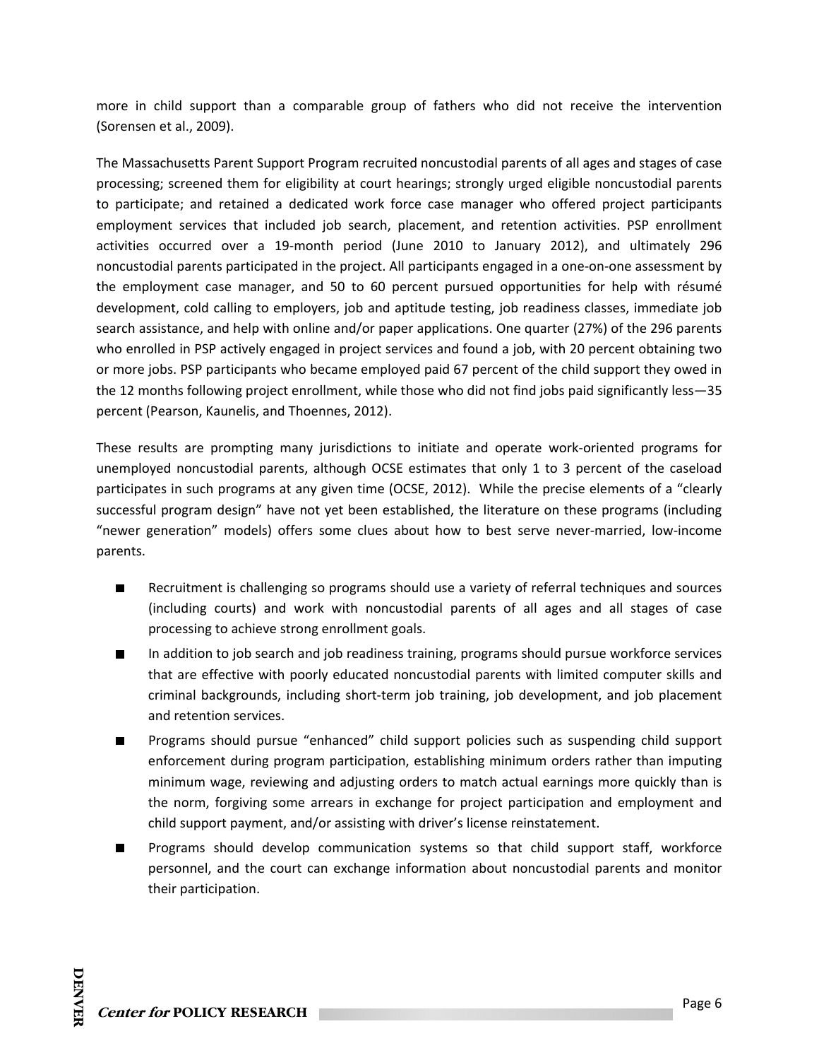more in child support than a comparable group of fathers who did not receive the intervention (Sorensen et al., 2009).

The Massachusetts Parent Support Program recruited noncustodial parents of all ages and stages of case processing; screened them for eligibility at court hearings; strongly urged eligible noncustodial parents to participate; and retained a dedicated work force case manager who offered project participants employment services that included job search, placement, and retention activities. PSP enrollment activities occurred over a 19-month period (June 2010 to January 2012), and ultimately 296 noncustodial parents participated in the project. All participants engaged in a one-on-one assessment by the employment case manager, and 50 to 60 percent pursued opportunities for help with résumé development, cold calling to employers, job and aptitude testing, job readiness classes, immediate job search assistance, and help with online and/or paper applications. One quarter (27%) of the 296 parents who enrolled in PSP actively engaged in project services and found a job, with 20 percent obtaining two or more jobs. PSP participants who became employed paid 67 percent of the child support they owed in the 12 months following project enrollment, while those who did not find jobs paid significantly less—35 percent (Pearson, Kaunelis, and Thoennes, 2012).

These results are prompting many jurisdictions to initiate and operate work-oriented programs for unemployed noncustodial parents, although OCSE estimates that only 1 to 3 percent of the caseload participates in such programs at any given time (OCSE, 2012). While the precise elements of a "clearly successful program design" have not yet been established, the literature on these programs (including "newer generation" models) offers some clues about how to best serve never-married, low-income parents.

- Recruitment is challenging so programs should use a variety of referral techniques and sources (including courts) and work with noncustodial parents of all ages and all stages of case processing to achieve strong enrollment goals.
- In addition to job search and job readiness training, programs should pursue workforce services that are effective with poorly educated noncustodial parents with limited computer skills and criminal backgrounds, including short-term job training, job development, and job placement and retention services.
- Programs should pursue "enhanced" child support policies such as suspending child support enforcement during program participation, establishing minimum orders rather than imputing minimum wage, reviewing and adjusting orders to match actual earnings more quickly than is the norm, forgiving some arrears in exchange for project participation and employment and child support payment, and/or assisting with driver's license reinstatement.
- Programs should develop communication systems so that child support staff, workforce personnel, and the court can exchange information about noncustodial parents and monitor their participation.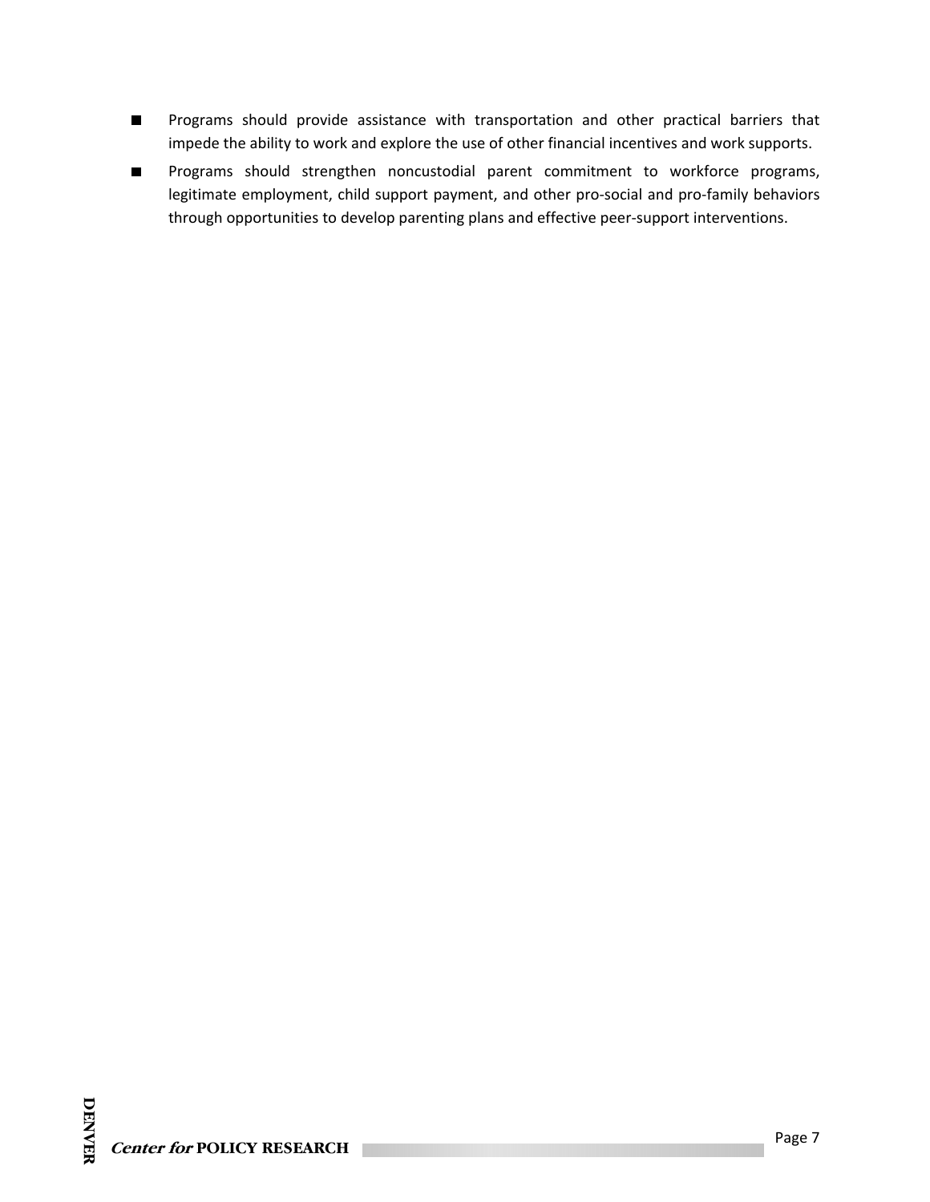- Programs should provide assistance with transportation and other practical barriers that impede the ability to work and explore the use of other financial incentives and work supports.
- Programs should strengthen noncustodial parent commitment to workforce programs, legitimate employment, child support payment, and other pro-social and pro-family behaviors through opportunities to develop parenting plans and effective peer-support interventions.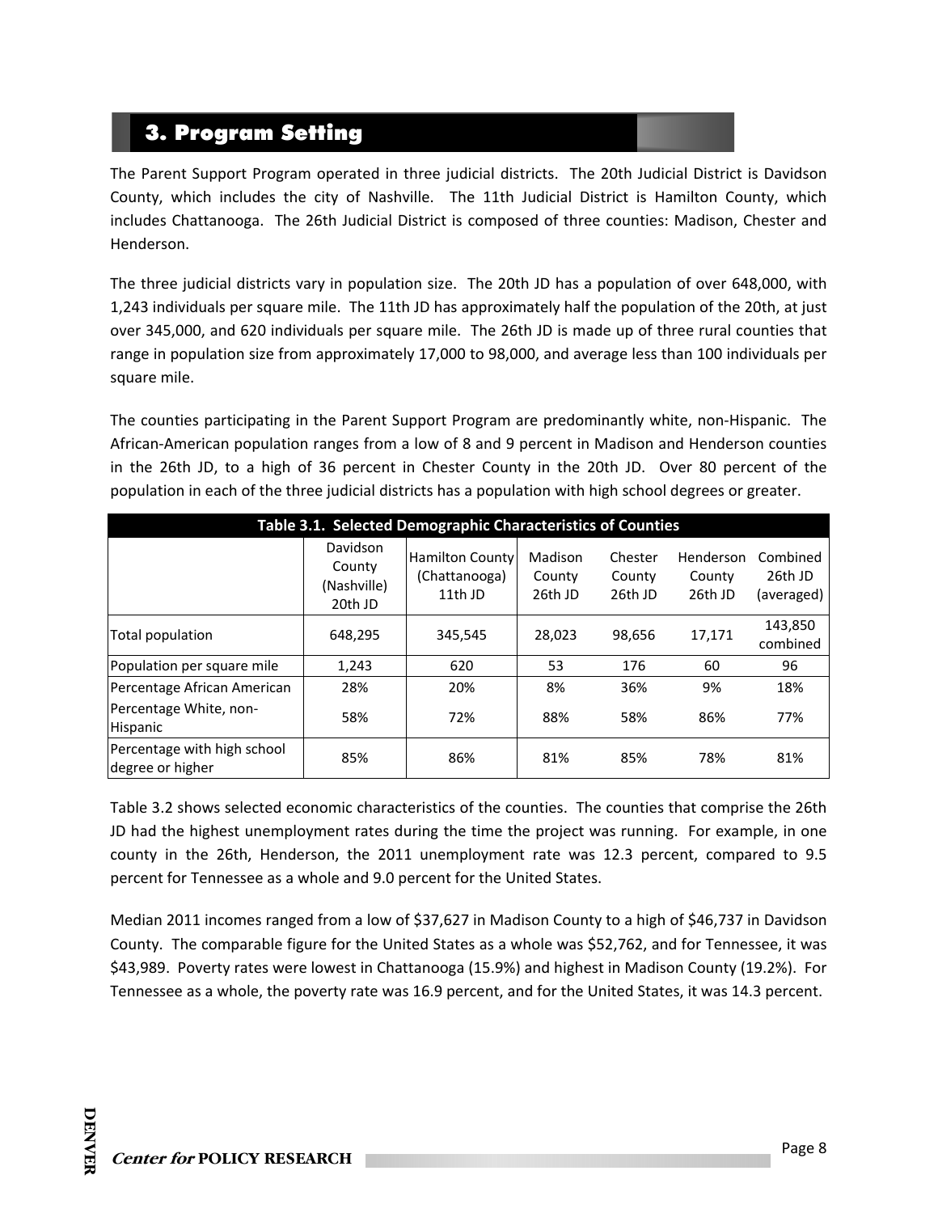## 3. Program Setting

The Parent Support Program operated in three judicial districts. The 20th Judicial District is Davidson County, which includes the city of Nashville. The 11th Judicial District is Hamilton County, which includes Chattanooga. The 26th Judicial District is composed of three counties: Madison, Chester and Henderson.

The three judicial districts vary in population size. The 20th JD has a population of over 648,000, with 1,243 individuals per square mile. The 11th JD has approximately half the population of the 20th, at just over 345,000, and 620 individuals per square mile. The 26th JD is made up of three rural counties that range in population size from approximately 17,000 to 98,000, and average less than 100 individuals per square mile.

The counties participating in the Parent Support Program are predominantly white, non-Hispanic. The African-American population ranges from a low of 8 and 9 percent in Madison and Henderson counties in the 26th JD, to a high of 36 percent in Chester County in the 20th JD. Over 80 percent of the population in each of the three judicial districts has a population with high school degrees or greater.

**Table 3.1. Selected Demographic Characteristics of Counties**

| | Davidson County (Nashville) 20th JD | Hamilton County (Chattanooga) 11th JD | Madison County 26th JD | Chester County 26th JD | Henderson County 26th JD | Combined 26th JD (averaged) |
|---|---|---|---|---|---|---|
| Total population | 648,295 | 345,545 | 28,023 | 98,656 | 17,171 | 143,850 combined |
| Population per square mile | 1,243 | 620 | 53 | 176 | 60 | 96 |
| Percentage African American | 28% | 20% | 8% | 36% | 9% | 18% |
| Percentage White, non-Hispanic | 58% | 72% | 88% | 58% | 86% | 77% |
| Percentage with high school degree or higher | 85% | 86% | 81% | 85% | 78% | 81% |

Table 3.2 shows selected economic characteristics of the counties. The counties that comprise the 26th JD had the highest unemployment rates during the time the project was running. For example, in one county in the 26th, Henderson, the 2011 unemployment rate was 12.3 percent, compared to 9.5 percent for Tennessee as a whole and 9.0 percent for the United States.

Median 2011 incomes ranged from a low of $37,627 in Madison County to a high of $46,737 in Davidson County. The comparable figure for the United States as a whole was $52,762, and for Tennessee, it was $43,989. Poverty rates were lowest in Chattanooga (15.9%) and highest in Madison County (19.2%). For Tennessee as a whole, the poverty rate was 16.9 percent, and for the United States, it was 14.3 percent.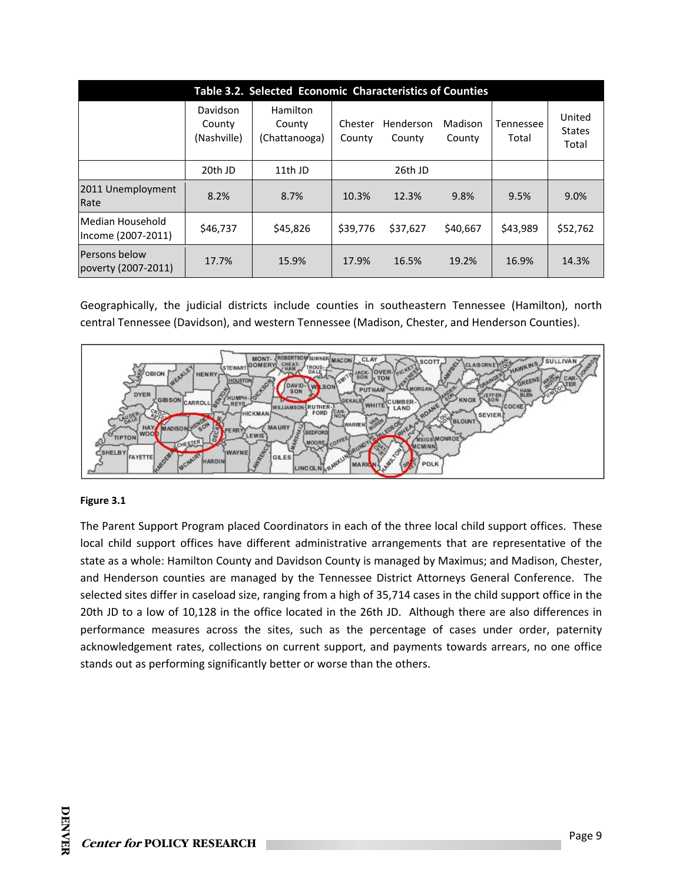| Table 3.2. Selected Economic Characteristics of Counties | | | | | | | |
|---|---|---|---|---|---|---|---|
| | Davidson County (Nashville) | Hamilton County (Chattanooga) | Chester County | Henderson County | Madison County | Tennessee Total | United States Total |
| | 20th JD | 11th JD | | 26th JD | | | |
| 2011 Unemployment Rate | 8.2% | 8.7% | 10.3% | 12.3% | 9.8% | 9.5% | 9.0% |
| Median Household Income (2007-2011) | $46,737 | $45,826 | $39,776 | $37,627 | $40,667 | $43,989 | $52,762 |
| Persons below poverty (2007-2011) | 17.7% | 15.9% | 17.9% | 16.5% | 19.2% | 16.9% | 14.3% |

Geographically, the judicial districts include counties in southeastern Tennessee (Hamilton), north central Tennessee (Davidson), and western Tennessee (Madison, Chester, and Henderson Counties).

**Figure 3.1**

The Parent Support Program placed Coordinators in each of the three local child support offices. These local child support offices have different administrative arrangements that are representative of the state as a whole: Hamilton County and Davidson County is managed by Maximus; and Madison, Chester, and Henderson counties are managed by the Tennessee District Attorneys General Conference. The selected sites differ in caseload size, ranging from a high of 35,714 cases in the child support office in the 20th JD to a low of 10,128 in the office located in the 26th JD. Although there are also differences in performance measures across the sites, such as the percentage of cases under order, paternity acknowledgement rates, collections on current support, and payments towards arrears, no one office stands out as performing significantly better or worse than the others.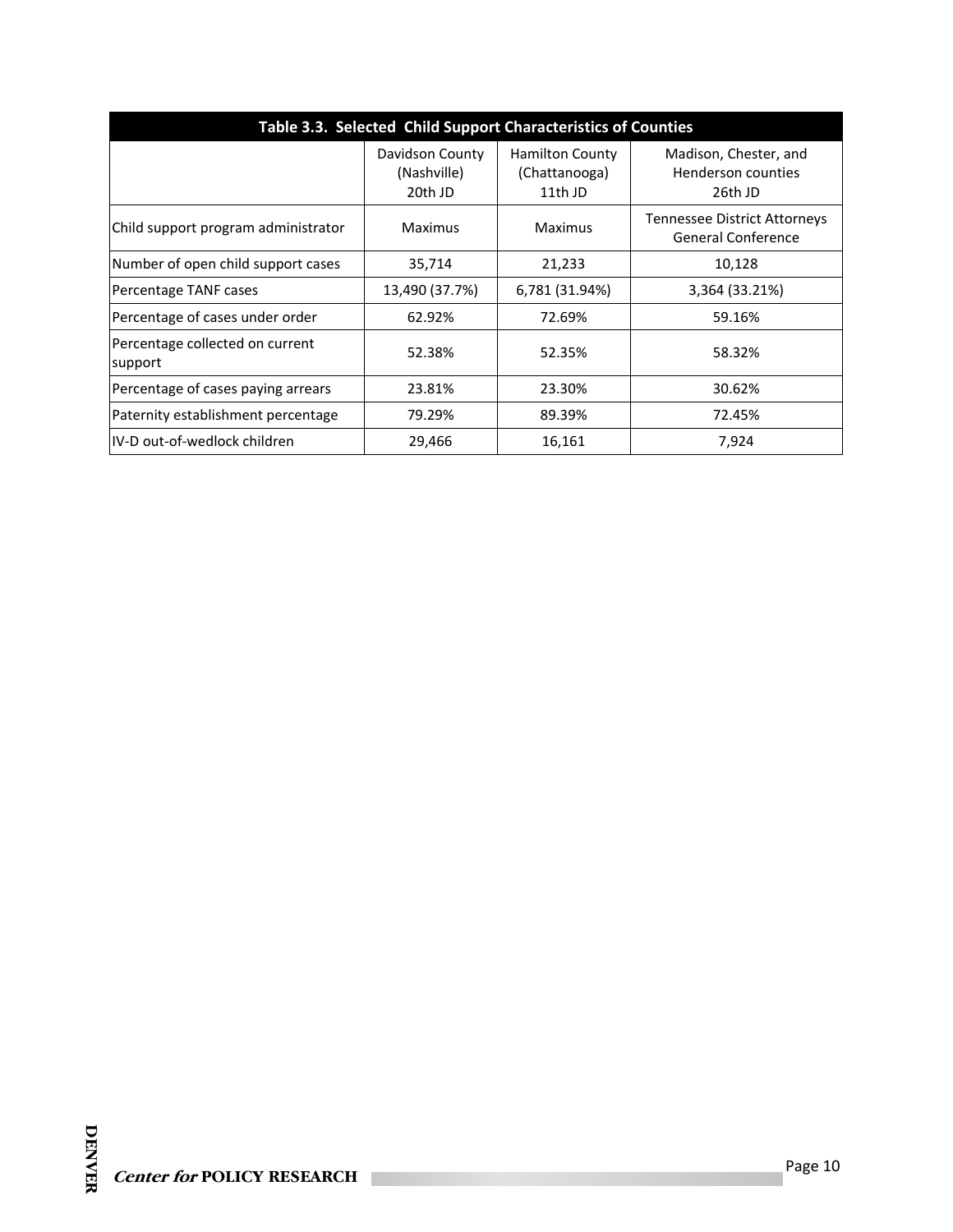| Table 3.3. Selected Child Support Characteristics of Counties | | | |
|---|---|---|---|
| | Davidson County (Nashville) 20th JD | Hamilton County (Chattanooga) 11th JD | Madison, Chester, and Henderson counties 26th JD |
| Child support program administrator | Maximus | Maximus | Tennessee District Attorneys General Conference |
| Number of open child support cases | 35,714 | 21,233 | 10,128 |
| Percentage TANF cases | 13,490 (37.7%) | 6,781 (31.94%) | 3,364 (33.21%) |
| Percentage of cases under order | 62.92% | 72.69% | 59.16% |
| Percentage collected on current support | 52.38% | 52.35% | 58.32% |
| Percentage of cases paying arrears | 23.81% | 23.30% | 30.62% |
| Paternity establishment percentage | 79.29% | 89.39% | 72.45% |
| IV-D out-of-wedlock children | 29,466 | 16,161 | 7,924 |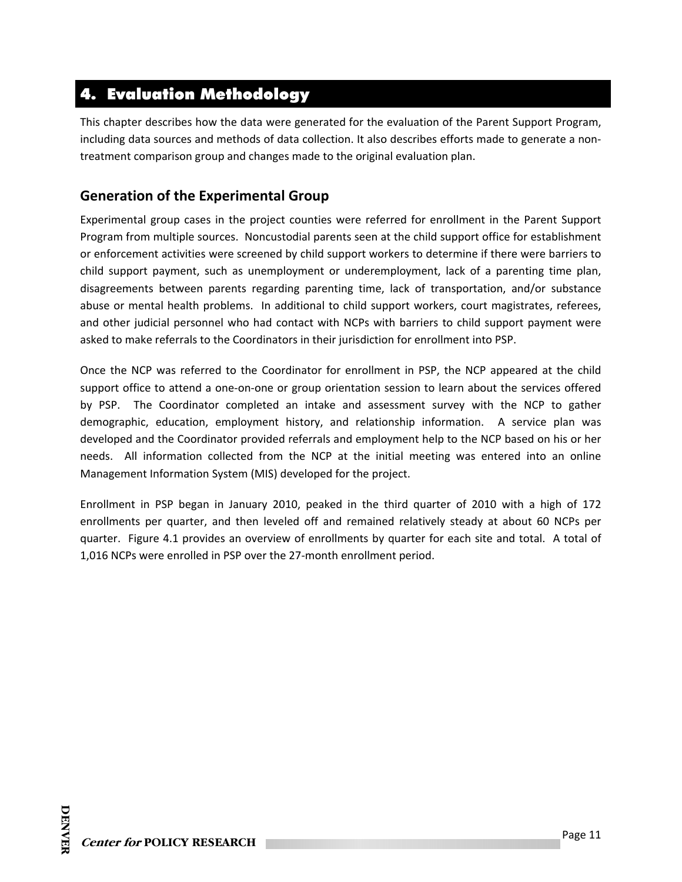# 4. Evaluation Methodology

This chapter describes how the data were generated for the evaluation of the Parent Support Program, including data sources and methods of data collection. It also describes efforts made to generate a non-treatment comparison group and changes made to the original evaluation plan.

## Generation of the Experimental Group

Experimental group cases in the project counties were referred for enrollment in the Parent Support Program from multiple sources. Noncustodial parents seen at the child support office for establishment or enforcement activities were screened by child support workers to determine if there were barriers to child support payment, such as unemployment or underemployment, lack of a parenting time plan, disagreements between parents regarding parenting time, lack of transportation, and/or substance abuse or mental health problems. In additional to child support workers, court magistrates, referees, and other judicial personnel who had contact with NCPs with barriers to child support payment were asked to make referrals to the Coordinators in their jurisdiction for enrollment into PSP.

Once the NCP was referred to the Coordinator for enrollment in PSP, the NCP appeared at the child support office to attend a one-on-one or group orientation session to learn about the services offered by PSP. The Coordinator completed an intake and assessment survey with the NCP to gather demographic, education, employment history, and relationship information. A service plan was developed and the Coordinator provided referrals and employment help to the NCP based on his or her needs. All information collected from the NCP at the initial meeting was entered into an online Management Information System (MIS) developed for the project.

Enrollment in PSP began in January 2010, peaked in the third quarter of 2010 with a high of 172 enrollments per quarter, and then leveled off and remained relatively steady at about 60 NCPs per quarter. Figure 4.1 provides an overview of enrollments by quarter for each site and total. A total of 1,016 NCPs were enrolled in PSP over the 27-month enrollment period.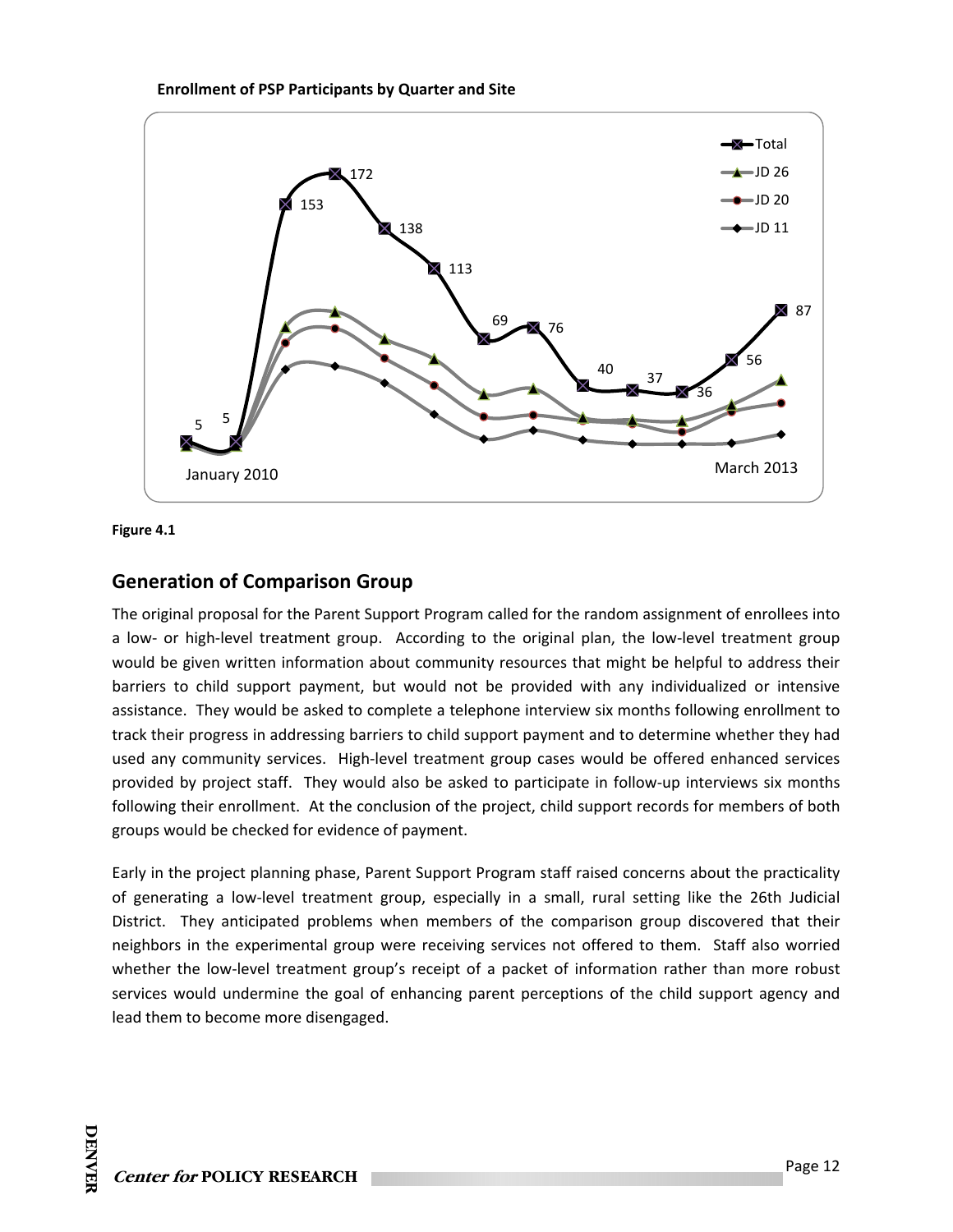**Enrollment of PSP Participants by Quarter and Site**

**Figure 4.1**

## Generation of Comparison Group

The original proposal for the Parent Support Program called for the random assignment of enrollees into a low- or high-level treatment group. According to the original plan, the low-level treatment group would be given written information about community resources that might be helpful to address their barriers to child support payment, but would not be provided with any individualized or intensive assistance. They would be asked to complete a telephone interview six months following enrollment to track their progress in addressing barriers to child support payment and to determine whether they had used any community services. High-level treatment group cases would be offered enhanced services provided by project staff. They would also be asked to participate in follow-up interviews six months following their enrollment. At the conclusion of the project, child support records for members of both groups would be checked for evidence of payment.

Early in the project planning phase, Parent Support Program staff raised concerns about the practicality of generating a low-level treatment group, especially in a small, rural setting like the 26th Judicial District. They anticipated problems when members of the comparison group discovered that their neighbors in the experimental group were receiving services not offered to them. Staff also worried whether the low-level treatment group's receipt of a packet of information rather than more robust services would undermine the goal of enhancing parent perceptions of the child support agency and lead them to become more disengaged.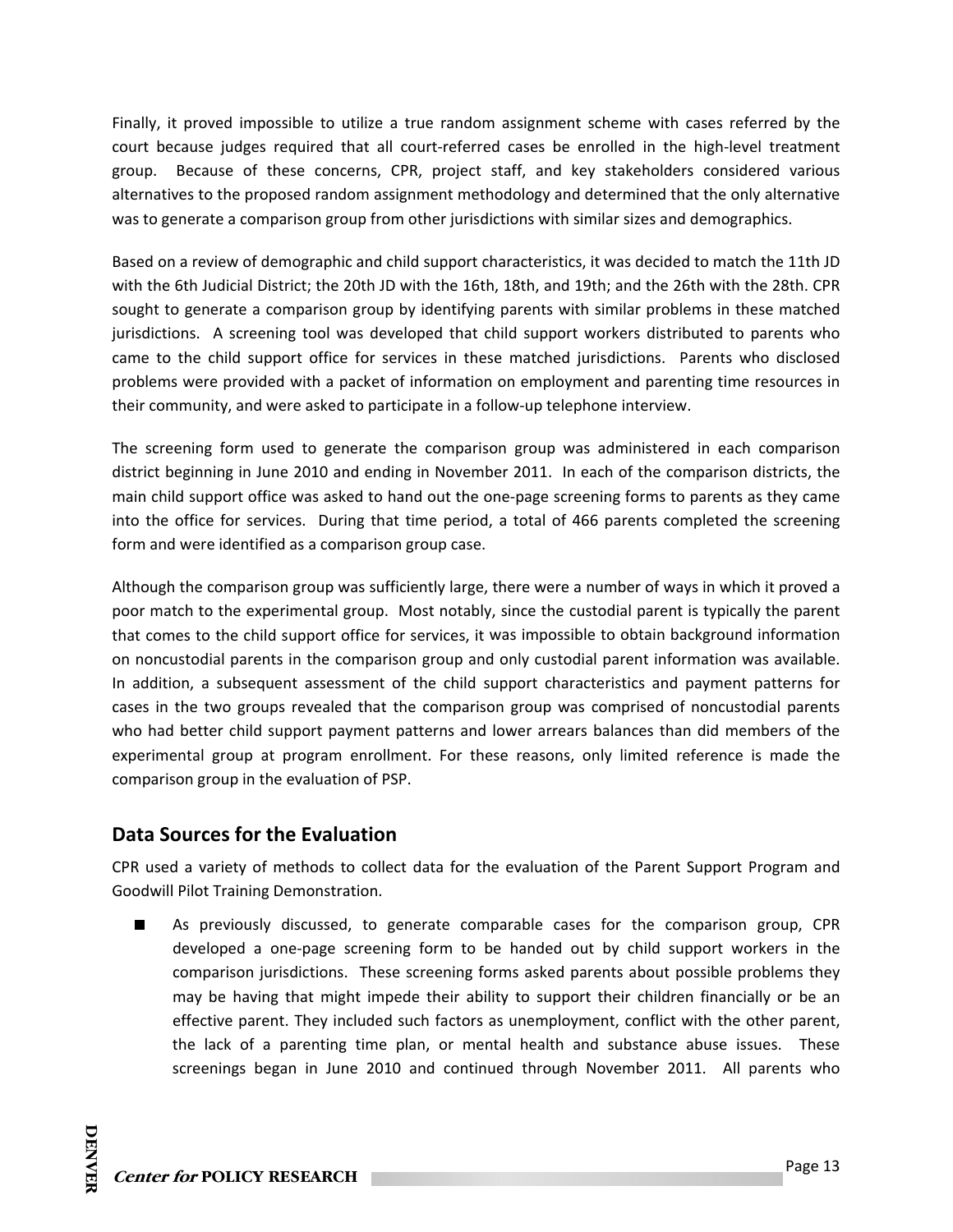Finally, it proved impossible to utilize a true random assignment scheme with cases referred by the court because judges required that all court-referred cases be enrolled in the high-level treatment group. Because of these concerns, CPR, project staff, and key stakeholders considered various alternatives to the proposed random assignment methodology and determined that the only alternative was to generate a comparison group from other jurisdictions with similar sizes and demographics.

Based on a review of demographic and child support characteristics, it was decided to match the 11th JD with the 6th Judicial District; the 20th JD with the 16th, 18th, and 19th; and the 26th with the 28th. CPR sought to generate a comparison group by identifying parents with similar problems in these matched jurisdictions. A screening tool was developed that child support workers distributed to parents who came to the child support office for services in these matched jurisdictions. Parents who disclosed problems were provided with a packet of information on employment and parenting time resources in their community, and were asked to participate in a follow-up telephone interview.

The screening form used to generate the comparison group was administered in each comparison district beginning in June 2010 and ending in November 2011. In each of the comparison districts, the main child support office was asked to hand out the one-page screening forms to parents as they came into the office for services. During that time period, a total of 466 parents completed the screening form and were identified as a comparison group case.

Although the comparison group was sufficiently large, there were a number of ways in which it proved a poor match to the experimental group. Most notably, since the custodial parent is typically the parent that comes to the child support office for services, it was impossible to obtain background information on noncustodial parents in the comparison group and only custodial parent information was available. In addition, a subsequent assessment of the child support characteristics and payment patterns for cases in the two groups revealed that the comparison group was comprised of noncustodial parents who had better child support payment patterns and lower arrears balances than did members of the experimental group at program enrollment. For these reasons, only limited reference is made the comparison group in the evaluation of PSP.

## Data Sources for the Evaluation

CPR used a variety of methods to collect data for the evaluation of the Parent Support Program and Goodwill Pilot Training Demonstration.

- As previously discussed, to generate comparable cases for the comparison group, CPR developed a one-page screening form to be handed out by child support workers in the comparison jurisdictions. These screening forms asked parents about possible problems they may be having that might impede their ability to support their children financially or be an effective parent. They included such factors as unemployment, conflict with the other parent, the lack of a parenting time plan, or mental health and substance abuse issues. These screenings began in June 2010 and continued through November 2011. All parents who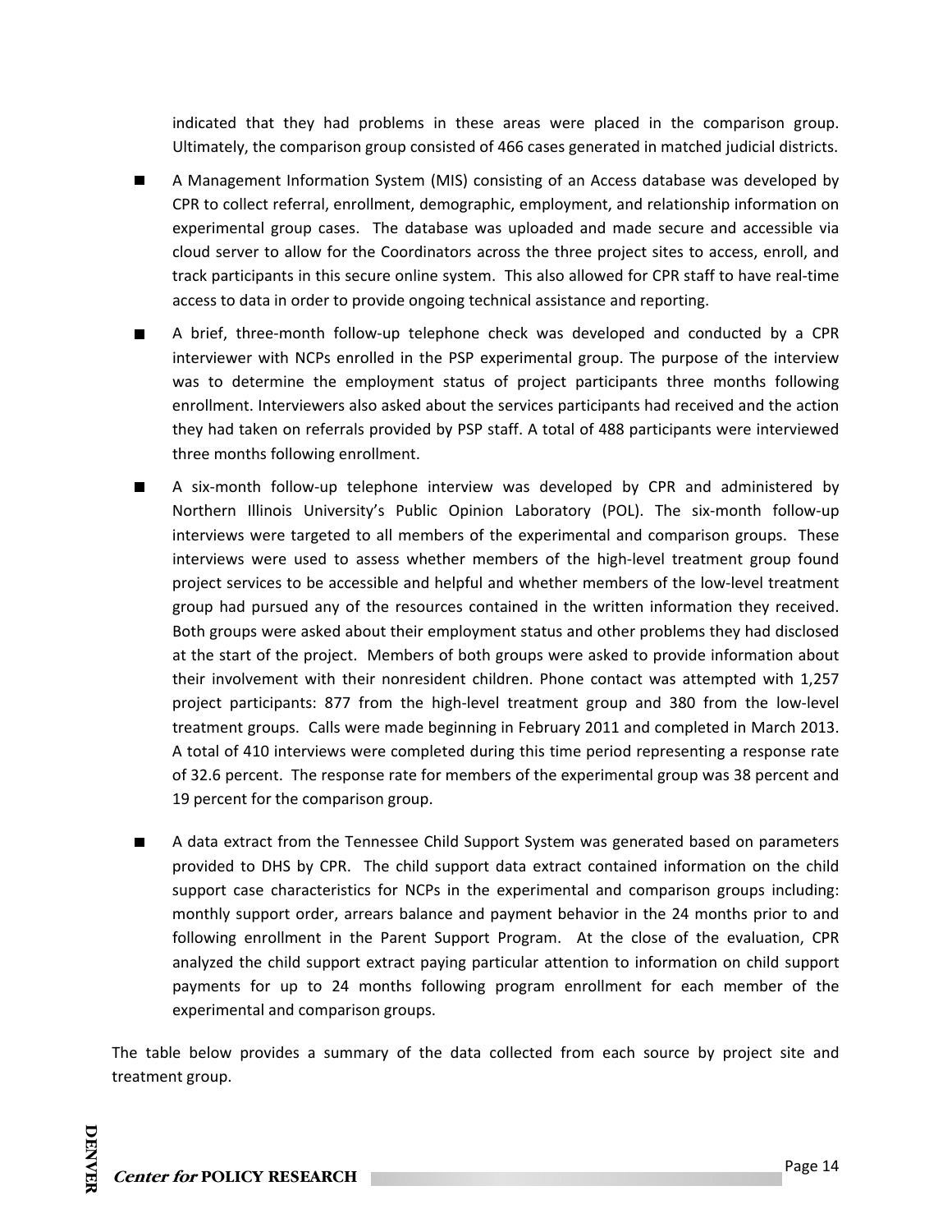indicated that they had problems in these areas were placed in the comparison group. Ultimately, the comparison group consisted of 466 cases generated in matched judicial districts.

- A Management Information System (MIS) consisting of an Access database was developed by CPR to collect referral, enrollment, demographic, employment, and relationship information on experimental group cases. The database was uploaded and made secure and accessible via cloud server to allow for the Coordinators across the three project sites to access, enroll, and track participants in this secure online system. This also allowed for CPR staff to have real-time access to data in order to provide ongoing technical assistance and reporting.

- A brief, three-month follow-up telephone check was developed and conducted by a CPR interviewer with NCPs enrolled in the PSP experimental group. The purpose of the interview was to determine the employment status of project participants three months following enrollment. Interviewers also asked about the services participants had received and the action they had taken on referrals provided by PSP staff. A total of 488 participants were interviewed three months following enrollment.

- A six-month follow-up telephone interview was developed by CPR and administered by Northern Illinois University's Public Opinion Laboratory (POL). The six-month follow-up interviews were targeted to all members of the experimental and comparison groups. These interviews were used to assess whether members of the high-level treatment group found project services to be accessible and helpful and whether members of the low-level treatment group had pursued any of the resources contained in the written information they received. Both groups were asked about their employment status and other problems they had disclosed at the start of the project. Members of both groups were asked to provide information about their involvement with their nonresident children. Phone contact was attempted with 1,257 project participants: 877 from the high-level treatment group and 380 from the low-level treatment groups. Calls were made beginning in February 2011 and completed in March 2013. A total of 410 interviews were completed during this time period representing a response rate of 32.6 percent. The response rate for members of the experimental group was 38 percent and 19 percent for the comparison group.

- A data extract from the Tennessee Child Support System was generated based on parameters provided to DHS by CPR. The child support data extract contained information on the child support case characteristics for NCPs in the experimental and comparison groups including: monthly support order, arrears balance and payment behavior in the 24 months prior to and following enrollment in the Parent Support Program. At the close of the evaluation, CPR analyzed the child support extract paying particular attention to information on child support payments for up to 24 months following program enrollment for each member of the experimental and comparison groups.

The table below provides a summary of the data collected from each source by project site and treatment group.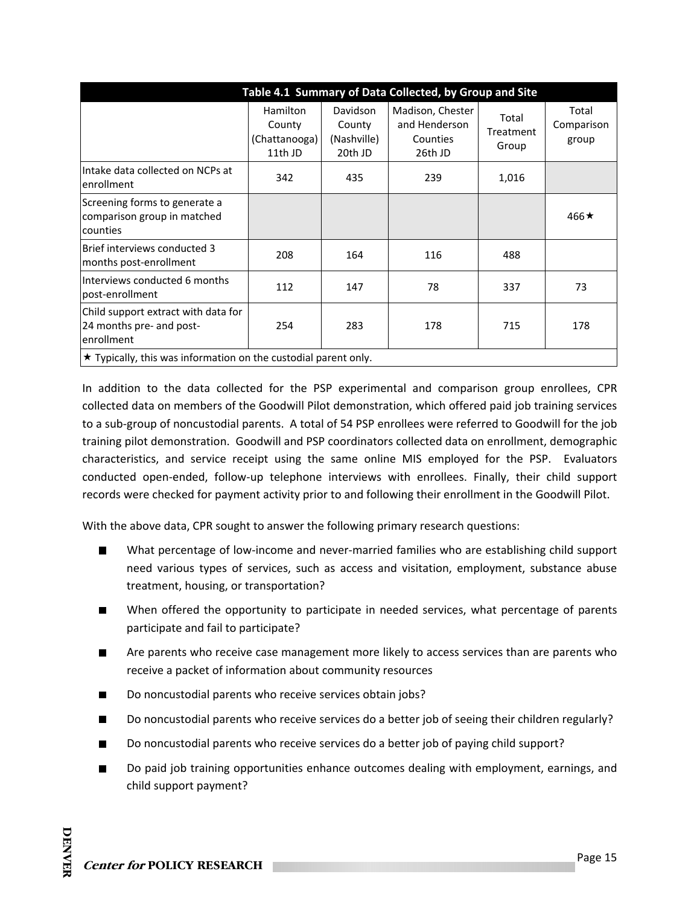**Table 4.1 Summary of Data Collected, by Group and Site**

| | Hamilton County (Chattanooga) 11th JD | Davidson County (Nashville) 20th JD | Madison, Chester and Henderson Counties 26th JD | Total Treatment Group | Total Comparison group |
|---|---|---|---|---|---|
| Intake data collected on NCPs at enrollment | 342 | 435 | 239 | 1,016 | |
| Screening forms to generate a comparison group in matched counties | | | | | 466★ |
| Brief interviews conducted 3 months post-enrollment | 208 | 164 | 116 | 488 | |
| Interviews conducted 6 months post-enrollment | 112 | 147 | 78 | 337 | 73 |
| Child support extract with data for 24 months pre- and post-enrollment | 254 | 283 | 178 | 715 | 178 |

★ Typically, this was information on the custodial parent only.

In addition to the data collected for the PSP experimental and comparison group enrollees, CPR collected data on members of the Goodwill Pilot demonstration, which offered paid job training services to a sub-group of noncustodial parents. A total of 54 PSP enrollees were referred to Goodwill for the job training pilot demonstration. Goodwill and PSP coordinators collected data on enrollment, demographic characteristics, and service receipt using the same online MIS employed for the PSP. Evaluators conducted open-ended, follow-up telephone interviews with enrollees. Finally, their child support records were checked for payment activity prior to and following their enrollment in the Goodwill Pilot.

With the above data, CPR sought to answer the following primary research questions:

- What percentage of low-income and never-married families who are establishing child support need various types of services, such as access and visitation, employment, substance abuse treatment, housing, or transportation?
- When offered the opportunity to participate in needed services, what percentage of parents participate and fail to participate?
- Are parents who receive case management more likely to access services than are parents who receive a packet of information about community resources
- Do noncustodial parents who receive services obtain jobs?
- Do noncustodial parents who receive services do a better job of seeing their children regularly?
- Do noncustodial parents who receive services do a better job of paying child support?
- Do paid job training opportunities enhance outcomes dealing with employment, earnings, and child support payment?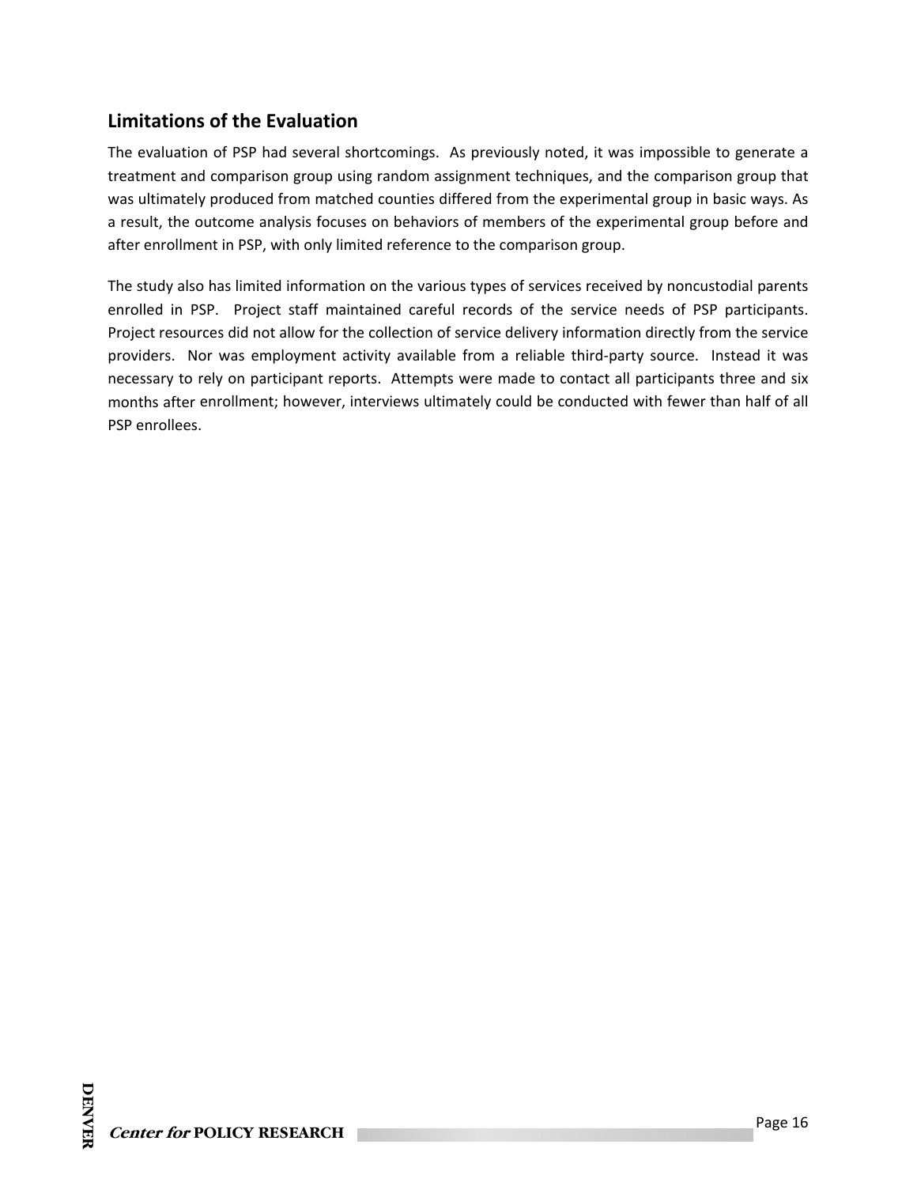## Limitations of the Evaluation

The evaluation of PSP had several shortcomings. As previously noted, it was impossible to generate a treatment and comparison group using random assignment techniques, and the comparison group that was ultimately produced from matched counties differed from the experimental group in basic ways. As a result, the outcome analysis focuses on behaviors of members of the experimental group before and after enrollment in PSP, with only limited reference to the comparison group.

The study also has limited information on the various types of services received by noncustodial parents enrolled in PSP. Project staff maintained careful records of the service needs of PSP participants. Project resources did not allow for the collection of service delivery information directly from the service providers. Nor was employment activity available from a reliable third-party source. Instead it was necessary to rely on participant reports. Attempts were made to contact all participants three and six months after enrollment; however, interviews ultimately could be conducted with fewer than half of all PSP enrollees.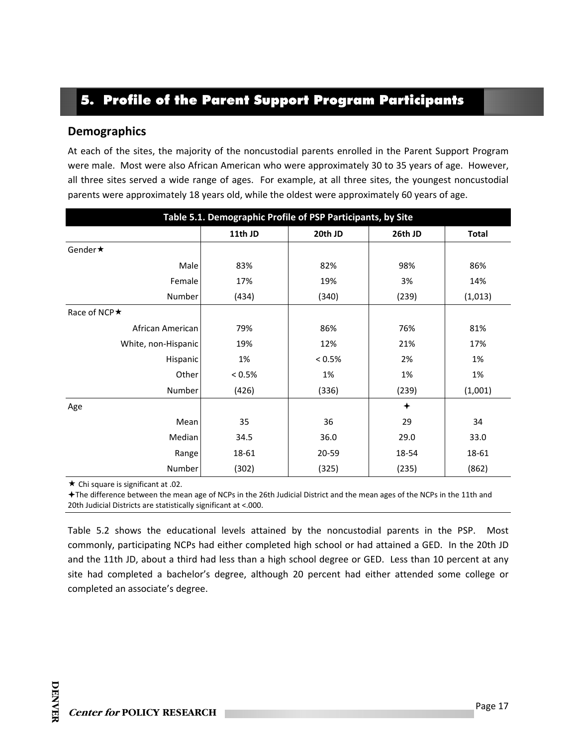## 5. Profile of the Parent Support Program Participants

### Demographics

At each of the sites, the majority of the noncustodial parents enrolled in the Parent Support Program were male. Most were also African American who were approximately 30 to 35 years of age. However, all three sites served a wide range of ages. For example, at all three sites, the youngest noncustodial parents were approximately 18 years old, while the oldest were approximately 60 years of age.

**Table 5.1. Demographic Profile of PSP Participants, by Site**

| | 11th JD | 20th JD | 26th JD | Total |
|---|---|---|---|---|
| Gender★ | | | | |
| Male | 83% | 82% | 98% | 86% |
| Female | 17% | 19% | 3% | 14% |
| Number | (434) | (340) | (239) | (1,013) |
| Race of NCP★ | | | | |
| African American | 79% | 86% | 76% | 81% |
| White, non-Hispanic | 19% | 12% | 21% | 17% |
| Hispanic | 1% | < 0.5% | 2% | 1% |
| Other | < 0.5% | 1% | 1% | 1% |
| Number | (426) | (336) | (239) | (1,001) |
| Age | | | ✦ | |
| Mean | 35 | 36 | 29 | 34 |
| Median | 34.5 | 36.0 | 29.0 | 33.0 |
| Range | 18-61 | 20-59 | 18-54 | 18-61 |
| Number | (302) | (325) | (235) | (862) |

★ Chi square is significant at .02.

✦The difference between the mean age of NCPs in the 26th Judicial District and the mean ages of the NCPs in the 11th and 20th Judicial Districts are statistically significant at <.000.

Table 5.2 shows the educational levels attained by the noncustodial parents in the PSP. Most commonly, participating NCPs had either completed high school or had attained a GED. In the 20th JD and the 11th JD, about a third had less than a high school degree or GED. Less than 10 percent at any site had completed a bachelor's degree, although 20 percent had either attended some college or completed an associate's degree.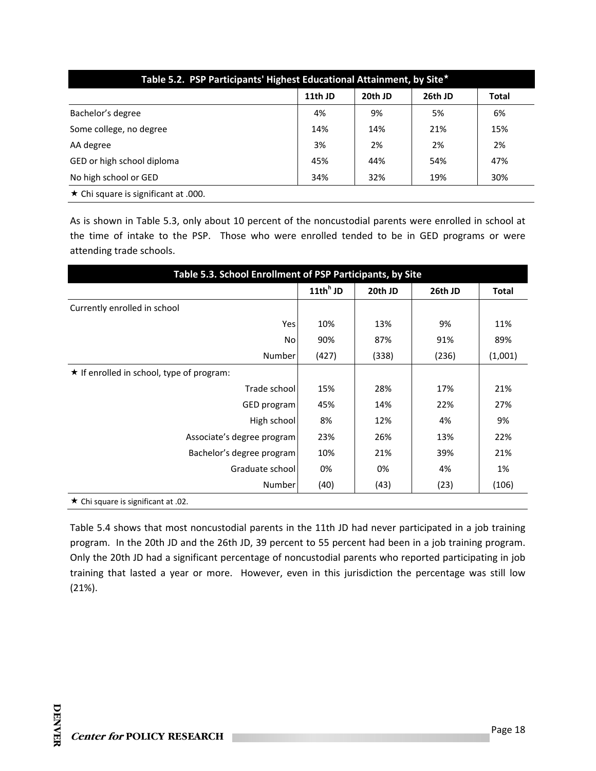| Table 5.2. PSP Participants' Highest Educational Attainment, by Site★ | | | | |
|---|---|---|---|---|
| | 11th JD | 20th JD | 26th JD | Total |
| Bachelor's degree | 4% | 9% | 5% | 6% |
| Some college, no degree | 14% | 14% | 21% | 15% |
| AA degree | 3% | 2% | 2% | 2% |
| GED or high school diploma | 45% | 44% | 54% | 47% |
| No high school or GED | 34% | 32% | 19% | 30% |

★ Chi square is significant at .000.

As is shown in Table 5.3, only about 10 percent of the noncustodial parents were enrolled in school at the time of intake to the PSP. Those who were enrolled tended to be in GED programs or were attending trade schools.

| Table 5.3. School Enrollment of PSP Participants, by Site | | | | |
|---|---|---|---|---|
| | 11th[h] JD | 20th JD | 26th JD | Total |
| Currently enrolled in school | | | | |
| Yes | 10% | 13% | 9% | 11% |
| No | 90% | 87% | 91% | 89% |
| Number | (427) | (338) | (236) | (1,001) |
| ★ If enrolled in school, type of program: | | | | |
| Trade school | 15% | 28% | 17% | 21% |
| GED program | 45% | 14% | 22% | 27% |
| High school | 8% | 12% | 4% | 9% |
| Associate's degree program | 23% | 26% | 13% | 22% |
| Bachelor's degree program | 10% | 21% | 39% | 21% |
| Graduate school | 0% | 0% | 4% | 1% |
| Number | (40) | (43) | (23) | (106) |

★ Chi square is significant at .02.

Table 5.4 shows that most noncustodial parents in the 11th JD had never participated in a job training program. In the 20th JD and the 26th JD, 39 percent to 55 percent had been in a job training program. Only the 20th JD had a significant percentage of noncustodial parents who reported participating in job training that lasted a year or more. However, even in this jurisdiction the percentage was still low (21%).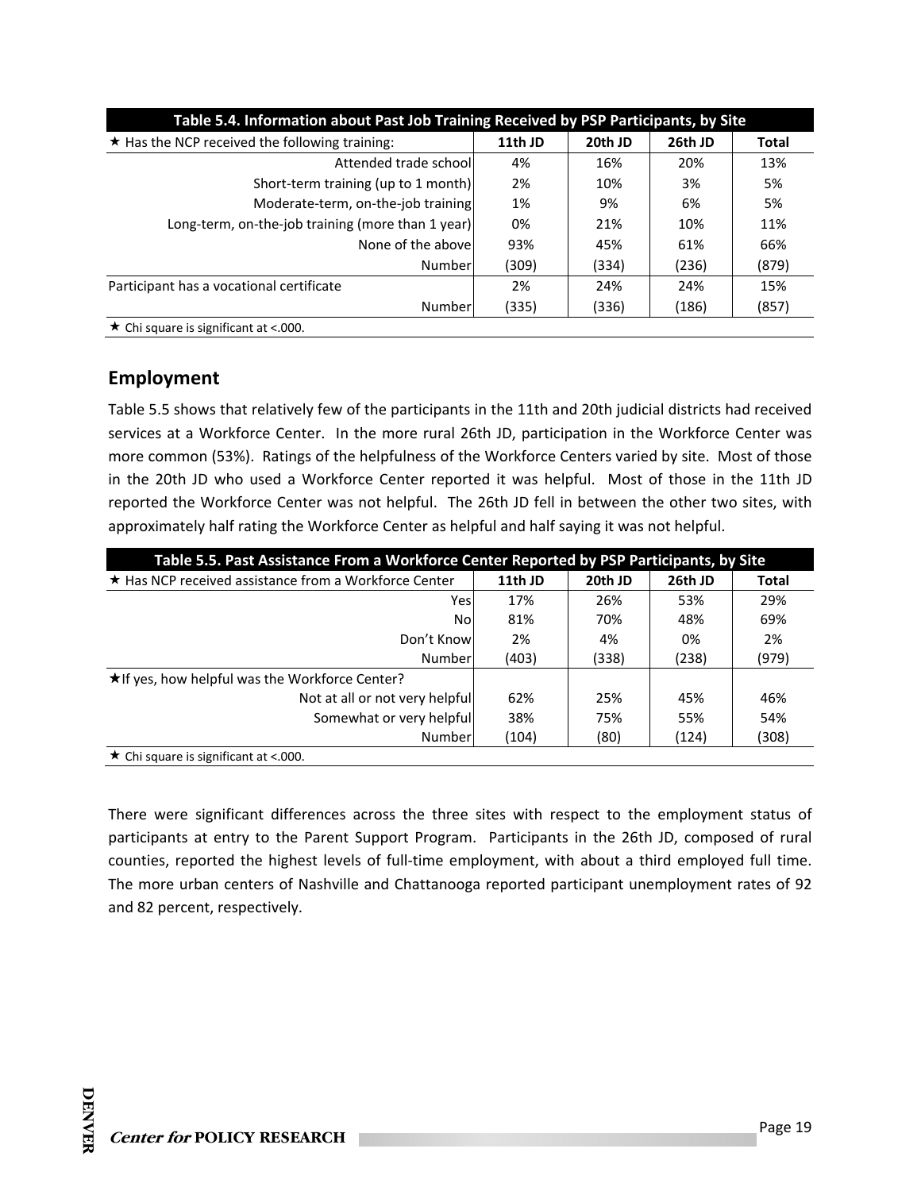| Table 5.4. Information about Past Job Training Received by PSP Participants, by Site | | | | |
|---|---|---|---|---|
| ★ Has the NCP received the following training: | 11th JD | 20th JD | 26th JD | Total |
| Attended trade school | 4% | 16% | 20% | 13% |
| Short-term training (up to 1 month) | 2% | 10% | 3% | 5% |
| Moderate-term, on-the-job training | 1% | 9% | 6% | 5% |
| Long-term, on-the-job training (more than 1 year) | 0% | 21% | 10% | 11% |
| None of the above | 93% | 45% | 61% | 66% |
| Number | (309) | (334) | (236) | (879) |
| Participant has a vocational certificate | 2% | 24% | 24% | 15% |
| Number | (335) | (336) | (186) | (857) |

★ Chi square is significant at <.000.

## Employment

Table 5.5 shows that relatively few of the participants in the 11th and 20th judicial districts had received services at a Workforce Center. In the more rural 26th JD, participation in the Workforce Center was more common (53%). Ratings of the helpfulness of the Workforce Centers varied by site. Most of those in the 20th JD who used a Workforce Center reported it was helpful. Most of those in the 11th JD reported the Workforce Center was not helpful. The 26th JD fell in between the other two sites, with approximately half rating the Workforce Center as helpful and half saying it was not helpful.

| Table 5.5. Past Assistance From a Workforce Center Reported by PSP Participants, by Site | | | | |
|---|---|---|---|---|
| ★ Has NCP received assistance from a Workforce Center | 11th JD | 20th JD | 26th JD | Total |
| Yes | 17% | 26% | 53% | 29% |
| No | 81% | 70% | 48% | 69% |
| Don't Know | 2% | 4% | 0% | 2% |
| Number | (403) | (338) | (238) | (979) |
| ★If yes, how helpful was the Workforce Center? | | | | |
| Not at all or not very helpful | 62% | 25% | 45% | 46% |
| Somewhat or very helpful | 38% | 75% | 55% | 54% |
| Number | (104) | (80) | (124) | (308) |

★ Chi square is significant at <.000.

There were significant differences across the three sites with respect to the employment status of participants at entry to the Parent Support Program. Participants in the 26th JD, composed of rural counties, reported the highest levels of full-time employment, with about a third employed full time. The more urban centers of Nashville and Chattanooga reported participant unemployment rates of 92 and 82 percent, respectively.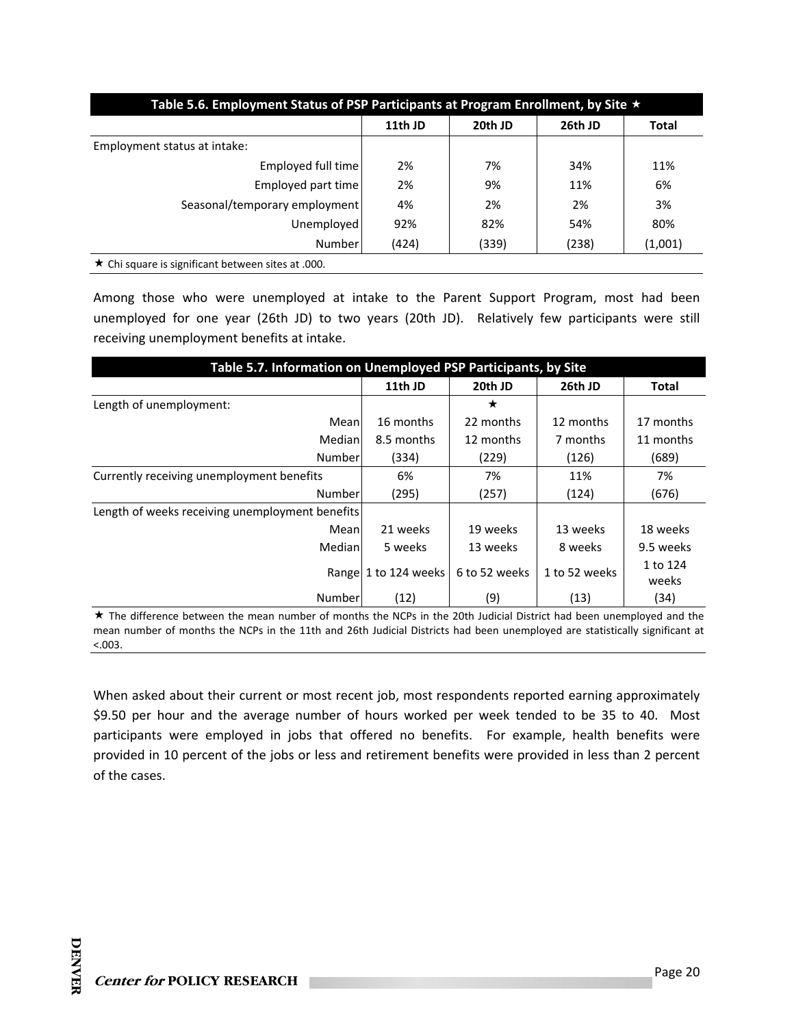| Table 5.6. Employment Status of PSP Participants at Program Enrollment, by Site ★ | | | | |
|---|---|---|---|---|
| | 11th JD | 20th JD | 26th JD | Total |
| Employment status at intake: | | | | |
| Employed full time | 2% | 7% | 34% | 11% |
| Employed part time | 2% | 9% | 11% | 6% |
| Seasonal/temporary employment | 4% | 2% | 2% | 3% |
| Unemployed | 92% | 82% | 54% | 80% |
| Number | (424) | (339) | (238) | (1,001) |

★ Chi square is significant between sites at .000.

Among those who were unemployed at intake to the Parent Support Program, most had been unemployed for one year (26th JD) to two years (20th JD). Relatively few participants were still receiving unemployment benefits at intake.

| Table 5.7. Information on Unemployed PSP Participants, by Site | | | | |
|---|---|---|---|---|
| | 11th JD | 20th JD | 26th JD | Total |
| Length of unemployment: | | ★ | | |
| Mean | 16 months | 22 months | 12 months | 17 months |
| Median | 8.5 months | 12 months | 7 months | 11 months |
| Number | (334) | (229) | (126) | (689) |
| Currently receiving unemployment benefits | 6% | 7% | 11% | 7% |
| Number | (295) | (257) | (124) | (676) |
| Length of weeks receiving unemployment benefits | | | | |
| Mean | 21 weeks | 19 weeks | 13 weeks | 18 weeks |
| Median | 5 weeks | 13 weeks | 8 weeks | 9.5 weeks |
| Range | 1 to 124 weeks | 6 to 52 weeks | 1 to 52 weeks | 1 to 124 weeks |
| Number | (12) | (9) | (13) | (34) |

★ The difference between the mean number of months the NCPs in the 20th Judicial District had been unemployed and the mean number of months the NCPs in the 11th and 26th Judicial Districts had been unemployed are statistically significant at <.003.

When asked about their current or most recent job, most respondents reported earning approximately $9.50 per hour and the average number of hours worked per week tended to be 35 to 40. Most participants were employed in jobs that offered no benefits. For example, health benefits were provided in 10 percent of the jobs or less and retirement benefits were provided in less than 2 percent of the cases.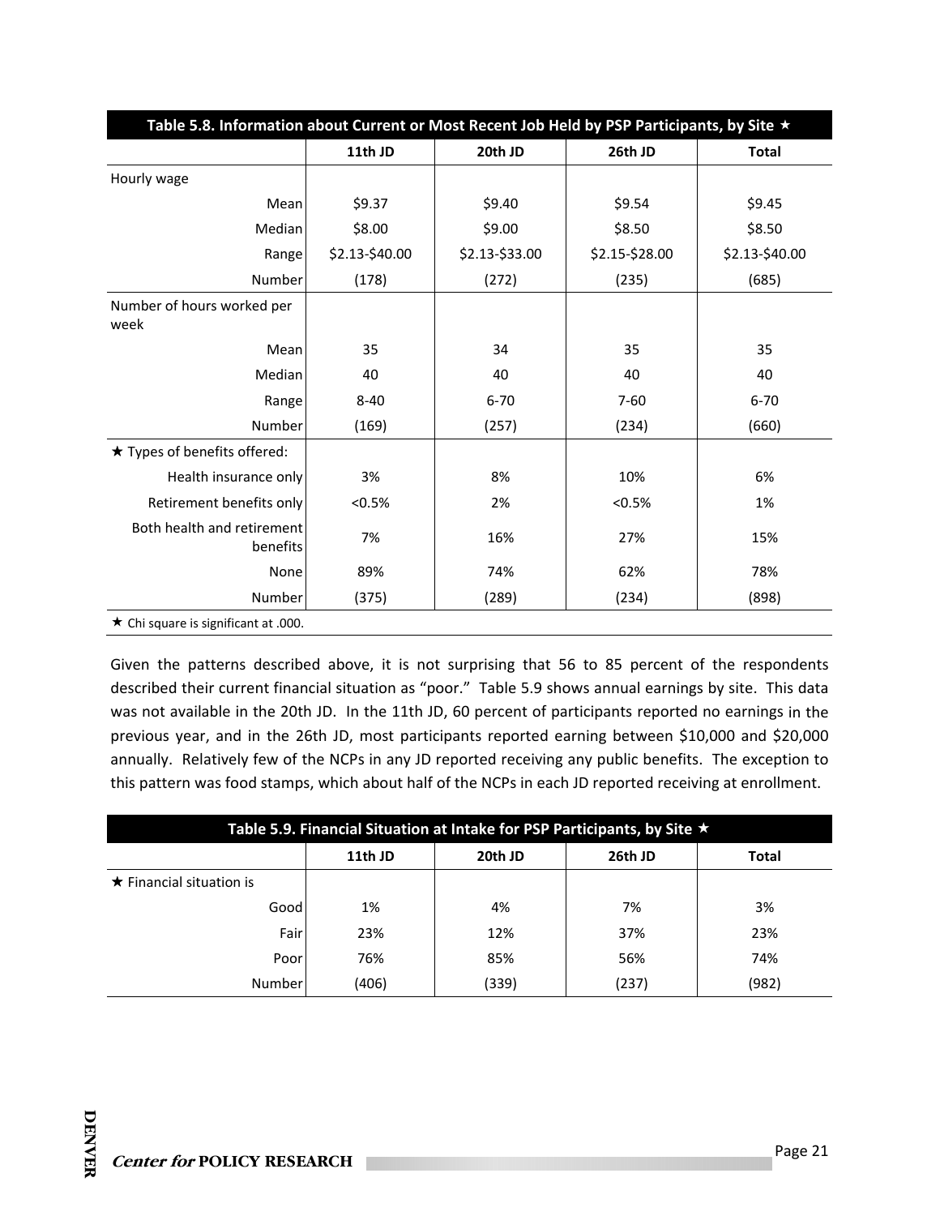| Table 5.8. Information about Current or Most Recent Job Held by PSP Participants, by Site ★ | 11th JD | 20th JD | 26th JD | Total |
|---|---|---|---|---|
| Hourly wage | | | | |
| Mean | $9.37 | $9.40 | $9.54 | $9.45 |
| Median | $8.00 | $9.00 | $8.50 | $8.50 |
| Range | $2.13-$40.00 | $2.13-$33.00 | $2.15-$28.00 | $2.13-$40.00 |
| Number | (178) | (272) | (235) | (685) |
| Number of hours worked per week | | | | |
| Mean | 35 | 34 | 35 | 35 |
| Median | 40 | 40 | 40 | 40 |
| Range | 8-40 | 6-70 | 7-60 | 6-70 |
| Number | (169) | (257) | (234) | (660) |
| ★ Types of benefits offered: | | | | |
| Health insurance only | 3% | 8% | 10% | 6% |
| Retirement benefits only | <0.5% | 2% | <0.5% | 1% |
| Both health and retirement benefits | 7% | 16% | 27% | 15% |
| None | 89% | 74% | 62% | 78% |
| Number | (375) | (289) | (234) | (898) |

★ Chi square is significant at .000.

Given the patterns described above, it is not surprising that 56 to 85 percent of the respondents described their current financial situation as "poor." Table 5.9 shows annual earnings by site. This data was not available in the 20th JD. In the 11th JD, 60 percent of participants reported no earnings in the previous year, and in the 26th JD, most participants reported earning between $10,000 and $20,000 annually. Relatively few of the NCPs in any JD reported receiving any public benefits. The exception to this pattern was food stamps, which about half of the NCPs in each JD reported receiving at enrollment.

| Table 5.9. Financial Situation at Intake for PSP Participants, by Site ★ | 11th JD | 20th JD | 26th JD | Total |
|---|---|---|---|---|
| ★ Financial situation is | | | | |
| Good | 1% | 4% | 7% | 3% |
| Fair | 23% | 12% | 37% | 23% |
| Poor | 76% | 85% | 56% | 74% |
| Number | (406) | (339) | (237) | (982) |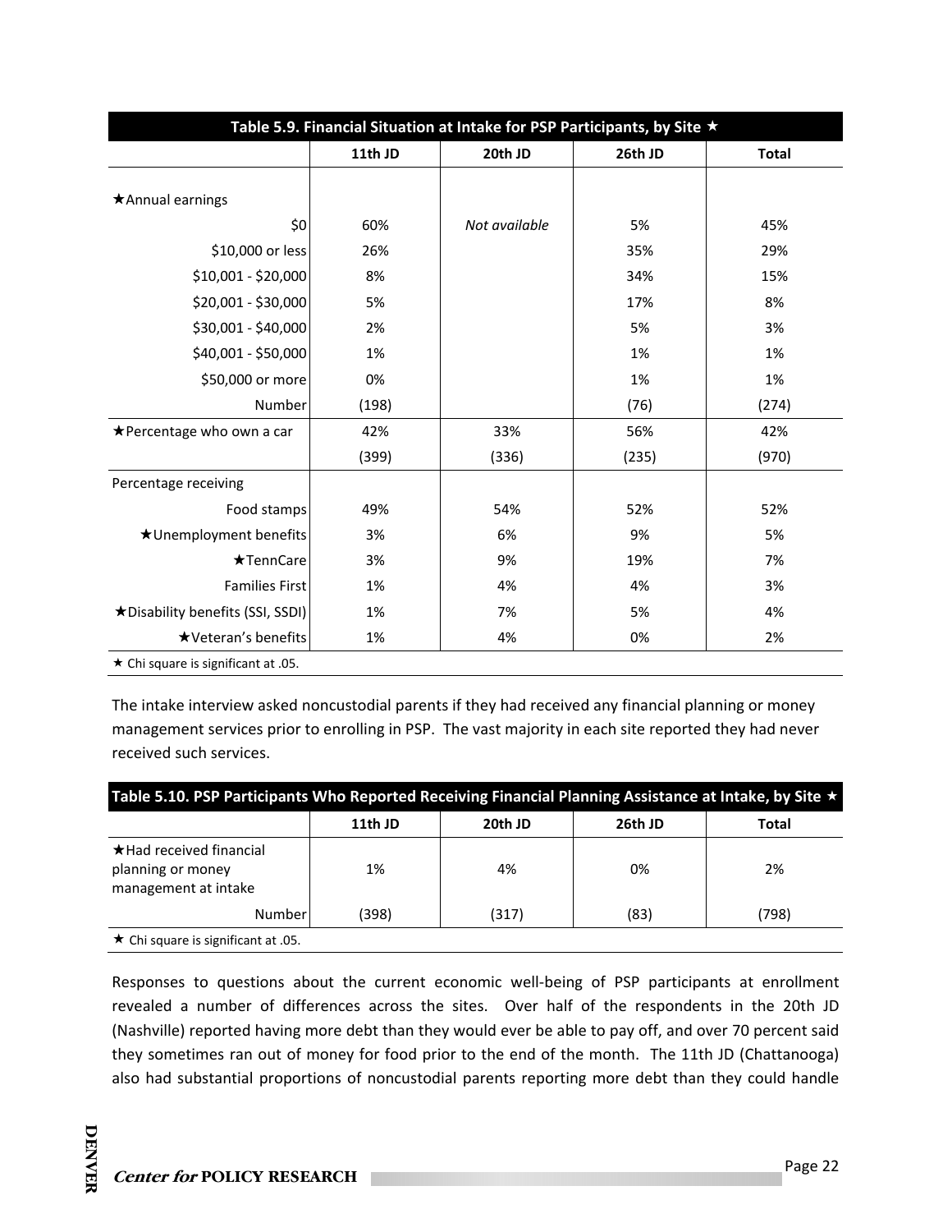| Table 5.9. Financial Situation at Intake for PSP Participants, by Site ★ | | | | |
|---|---|---|---|---|
| | 11th JD | 20th JD | 26th JD | Total |
| ★Annual earnings | | | | |
| $0 | 60% | *Not available* | 5% | 45% |
| $10,000 or less | 26% | | 35% | 29% |
| $10,001 - $20,000 | 8% | | 34% | 15% |
| $20,001 - $30,000 | 5% | | 17% | 8% |
| $30,001 - $40,000 | 2% | | 5% | 3% |
| $40,001 - $50,000 | 1% | | 1% | 1% |
| $50,000 or more | 0% | | 1% | 1% |
| Number | (198) | | (76) | (274) |
| ★Percentage who own a car | 42% | 33% | 56% | 42% |
| | (399) | (336) | (235) | (970) |
| Percentage receiving | | | | |
| Food stamps | 49% | 54% | 52% | 52% |
| ★Unemployment benefits | 3% | 6% | 9% | 5% |
| ★TennCare | 3% | 9% | 19% | 7% |
| Families First | 1% | 4% | 4% | 3% |
| ★Disability benefits (SSI, SSDI) | 1% | 7% | 5% | 4% |
| ★Veteran's benefits | 1% | 4% | 0% | 2% |

★ Chi square is significant at .05.

The intake interview asked noncustodial parents if they had received any financial planning or money management services prior to enrolling in PSP. The vast majority in each site reported they had never received such services.

| Table 5.10. PSP Participants Who Reported Receiving Financial Planning Assistance at Intake, by Site ★ | | | | |
|---|---|---|---|---|
| | 11th JD | 20th JD | 26th JD | Total |
| ★Had received financial planning or money management at intake | 1% | 4% | 0% | 2% |
| Number | (398) | (317) | (83) | (798) |

★ Chi square is significant at .05.

Responses to questions about the current economic well-being of PSP participants at enrollment revealed a number of differences across the sites. Over half of the respondents in the 20th JD (Nashville) reported having more debt than they would ever be able to pay off, and over 70 percent said they sometimes ran out of money for food prior to the end of the month. The 11th JD (Chattanooga) also had substantial proportions of noncustodial parents reporting more debt than they could handle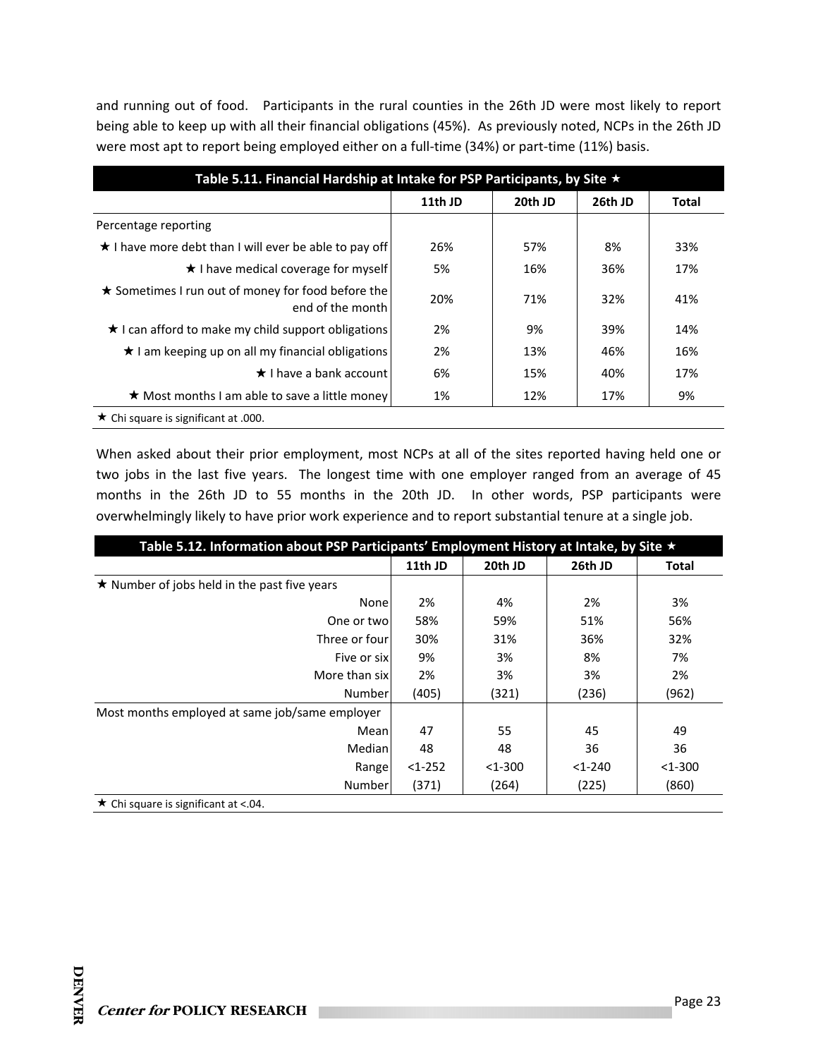and running out of food. Participants in the rural counties in the 26th JD were most likely to report being able to keep up with all their financial obligations (45%). As previously noted, NCPs in the 26th JD were most apt to report being employed either on a full-time (34%) or part-time (11%) basis.

| Table 5.11. Financial Hardship at Intake for PSP Participants, by Site ★ | | | | |
|---|---|---|---|---|
| | 11th JD | 20th JD | 26th JD | Total |
| Percentage reporting | | | | |
| ★ I have more debt than I will ever be able to pay off | 26% | 57% | 8% | 33% |
| ★ I have medical coverage for myself | 5% | 16% | 36% | 17% |
| ★ Sometimes I run out of money for food before the end of the month | 20% | 71% | 32% | 41% |
| ★ I can afford to make my child support obligations | 2% | 9% | 39% | 14% |
| ★ I am keeping up on all my financial obligations | 2% | 13% | 46% | 16% |
| ★ I have a bank account | 6% | 15% | 40% | 17% |
| ★ Most months I am able to save a little money | 1% | 12% | 17% | 9% |

★ Chi square is significant at .000.

When asked about their prior employment, most NCPs at all of the sites reported having held one or two jobs in the last five years. The longest time with one employer ranged from an average of 45 months in the 26th JD to 55 months in the 20th JD. In other words, PSP participants were overwhelmingly likely to have prior work experience and to report substantial tenure at a single job.

| Table 5.12. Information about PSP Participants' Employment History at Intake, by Site ★ | | | | |
|---|---|---|---|---|
| | 11th JD | 20th JD | 26th JD | Total |
| ★ Number of jobs held in the past five years | | | | |
| None | 2% | 4% | 2% | 3% |
| One or two | 58% | 59% | 51% | 56% |
| Three or four | 30% | 31% | 36% | 32% |
| Five or six | 9% | 3% | 8% | 7% |
| More than six | 2% | 3% | 3% | 2% |
| Number | (405) | (321) | (236) | (962) |
| Most months employed at same job/same employer | | | | |
| Mean | 47 | 55 | 45 | 49 |
| Median | 48 | 48 | 36 | 36 |
| Range | <1-252 | <1-300 | <1-240 | <1-300 |
| Number | (371) | (264) | (225) | (860) |

★ Chi square is significant at <.04.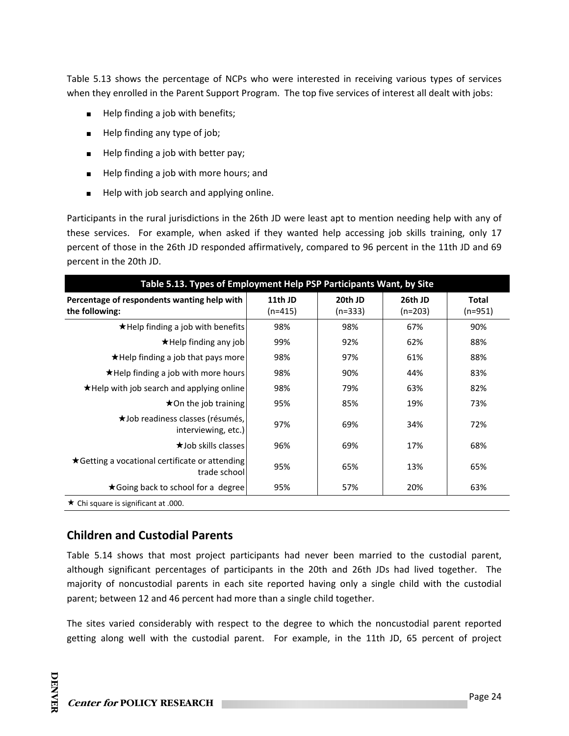Table 5.13 shows the percentage of NCPs who were interested in receiving various types of services when they enrolled in the Parent Support Program. The top five services of interest all dealt with jobs:

- Help finding a job with benefits;
- Help finding any type of job;
- Help finding a job with better pay;
- Help finding a job with more hours; and
- Help with job search and applying online.

Participants in the rural jurisdictions in the 26th JD were least apt to mention needing help with any of these services. For example, when asked if they wanted help accessing job skills training, only 17 percent of those in the 26th JD responded affirmatively, compared to 96 percent in the 11th JD and 69 percent in the 20th JD.

| Table 5.13. Types of Employment Help PSP Participants Want, by Site | | | | |
|---|---|---|---|---|
| Percentage of respondents wanting help with the following: | 11th JD (n=415) | 20th JD (n=333) | 26th JD (n=203) | Total (n=951) |
| ★Help finding a job with benefits | 98% | 98% | 67% | 90% |
| ★Help finding any job | 99% | 92% | 62% | 88% |
| ★Help finding a job that pays more | 98% | 97% | 61% | 88% |
| ★Help finding a job with more hours | 98% | 90% | 44% | 83% |
| ★Help with job search and applying online | 98% | 79% | 63% | 82% |
| ★On the job training | 95% | 85% | 19% | 73% |
| ★Job readiness classes (résumés, interviewing, etc.) | 97% | 69% | 34% | 72% |
| ★Job skills classes | 96% | 69% | 17% | 68% |
| ★Getting a vocational certificate or attending trade school | 95% | 65% | 13% | 65% |
| ★Going back to school for a degree | 95% | 57% | 20% | 63% |

★ Chi square is significant at .000.

## Children and Custodial Parents

Table 5.14 shows that most project participants had never been married to the custodial parent, although significant percentages of participants in the 20th and 26th JDs had lived together. The majority of noncustodial parents in each site reported having only a single child with the custodial parent; between 12 and 46 percent had more than a single child together.

The sites varied considerably with respect to the degree to which the noncustodial parent reported getting along well with the custodial parent. For example, in the 11th JD, 65 percent of project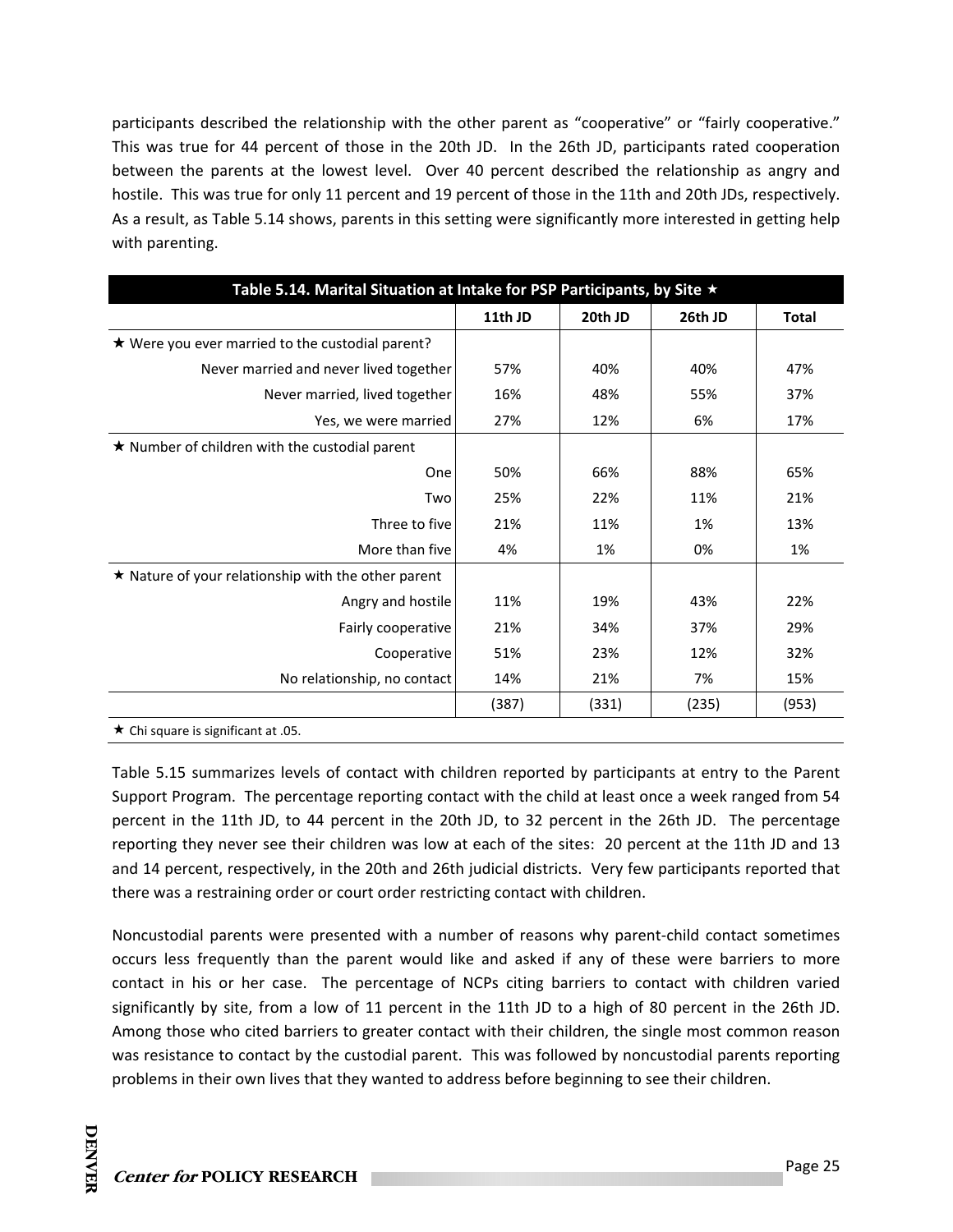participants described the relationship with the other parent as "cooperative" or "fairly cooperative." This was true for 44 percent of those in the 20th JD. In the 26th JD, participants rated cooperation between the parents at the lowest level. Over 40 percent described the relationship as angry and hostile. This was true for only 11 percent and 19 percent of those in the 11th and 20th JDs, respectively. As a result, as Table 5.14 shows, parents in this setting were significantly more interested in getting help with parenting.

| Table 5.14. Marital Situation at Intake for PSP Participants, by Site ★ | | | | |
|---|---|---|---|---|
| | 11th JD | 20th JD | 26th JD | Total |
| ★ Were you ever married to the custodial parent? | | | | |
| Never married and never lived together | 57% | 40% | 40% | 47% |
| Never married, lived together | 16% | 48% | 55% | 37% |
| Yes, we were married | 27% | 12% | 6% | 17% |
| ★ Number of children with the custodial parent | | | | |
| One | 50% | 66% | 88% | 65% |
| Two | 25% | 22% | 11% | 21% |
| Three to five | 21% | 11% | 1% | 13% |
| More than five | 4% | 1% | 0% | 1% |
| ★ Nature of your relationship with the other parent | | | | |
| Angry and hostile | 11% | 19% | 43% | 22% |
| Fairly cooperative | 21% | 34% | 37% | 29% |
| Cooperative | 51% | 23% | 12% | 32% |
| No relationship, no contact | 14% | 21% | 7% | 15% |
| | (387) | (331) | (235) | (953) |

★ Chi square is significant at .05.

Table 5.15 summarizes levels of contact with children reported by participants at entry to the Parent Support Program. The percentage reporting contact with the child at least once a week ranged from 54 percent in the 11th JD, to 44 percent in the 20th JD, to 32 percent in the 26th JD. The percentage reporting they never see their children was low at each of the sites: 20 percent at the 11th JD and 13 and 14 percent, respectively, in the 20th and 26th judicial districts. Very few participants reported that there was a restraining order or court order restricting contact with children.

Noncustodial parents were presented with a number of reasons why parent-child contact sometimes occurs less frequently than the parent would like and asked if any of these were barriers to more contact in his or her case. The percentage of NCPs citing barriers to contact with children varied significantly by site, from a low of 11 percent in the 11th JD to a high of 80 percent in the 26th JD. Among those who cited barriers to greater contact with their children, the single most common reason was resistance to contact by the custodial parent. This was followed by noncustodial parents reporting problems in their own lives that they wanted to address before beginning to see their children.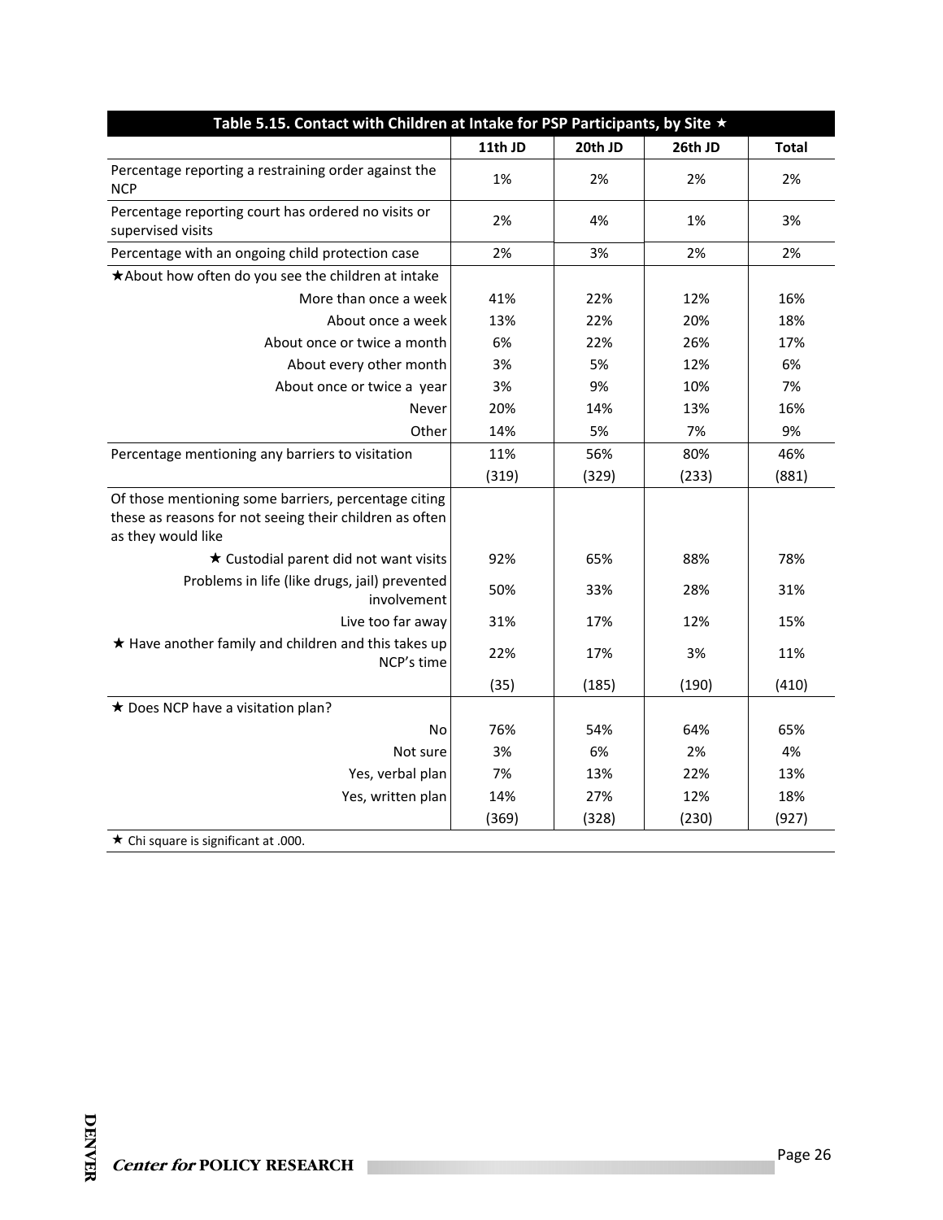| Table 5.15. Contact with Children at Intake for PSP Participants, by Site ★ | | | | |
|---|---|---|---|---|
| | 11th JD | 20th JD | 26th JD | Total |
| Percentage reporting a restraining order against the NCP | 1% | 2% | 2% | 2% |
| Percentage reporting court has ordered no visits or supervised visits | 2% | 4% | 1% | 3% |
| Percentage with an ongoing child protection case | 2% | 3% | 2% | 2% |
| ★About how often do you see the children at intake | | | | |
| More than once a week | 41% | 22% | 12% | 16% |
| About once a week | 13% | 22% | 20% | 18% |
| About once or twice a month | 6% | 22% | 26% | 17% |
| About every other month | 3% | 5% | 12% | 6% |
| About once or twice a year | 3% | 9% | 10% | 7% |
| Never | 20% | 14% | 13% | 16% |
| Other | 14% | 5% | 7% | 9% |
| Percentage mentioning any barriers to visitation | 11% | 56% | 80% | 46% |
| | (319) | (329) | (233) | (881) |
| Of those mentioning some barriers, percentage citing these as reasons for not seeing their children as often as they would like | | | | |
| ★ Custodial parent did not want visits | 92% | 65% | 88% | 78% |
| Problems in life (like drugs, jail) prevented involvement | 50% | 33% | 28% | 31% |
| Live too far away | 31% | 17% | 12% | 15% |
| ★ Have another family and children and this takes up NCP's time | 22% | 17% | 3% | 11% |
| | (35) | (185) | (190) | (410) |
| ★ Does NCP have a visitation plan? | | | | |
| No | 76% | 54% | 64% | 65% |
| Not sure | 3% | 6% | 2% | 4% |
| Yes, verbal plan | 7% | 13% | 22% | 13% |
| Yes, written plan | 14% | 27% | 12% | 18% |
| | (369) | (328) | (230) | (927) |

★ Chi square is significant at .000.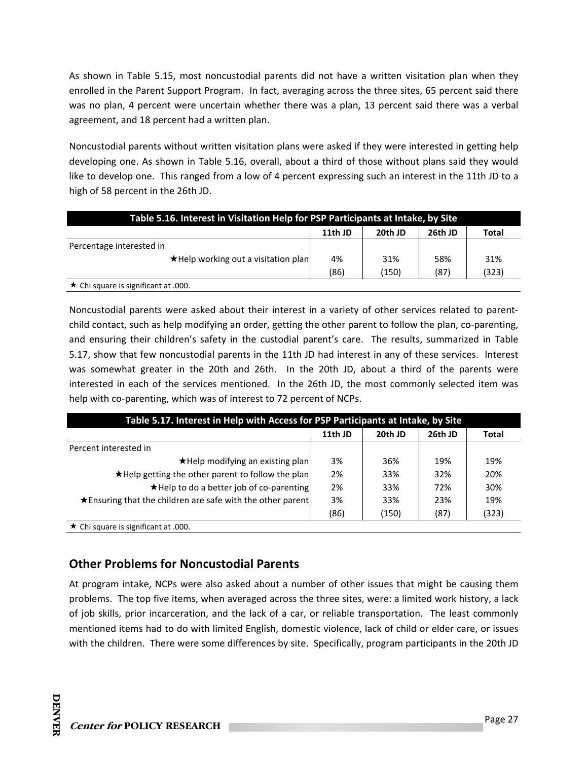As shown in Table 5.15, most noncustodial parents did not have a written visitation plan when they enrolled in the Parent Support Program. In fact, averaging across the three sites, 65 percent said there was no plan, 4 percent were uncertain whether there was a plan, 13 percent said there was a verbal agreement, and 18 percent had a written plan.

Noncustodial parents without written visitation plans were asked if they were interested in getting help developing one. As shown in Table 5.16, overall, about a third of those without plans said they would like to develop one. This ranged from a low of 4 percent expressing such an interest in the 11th JD to a high of 58 percent in the 26th JD.

**Table 5.16. Interest in Visitation Help for PSP Participants at Intake, by Site**

| | 11th JD | 20th JD | 26th JD | Total |
|---|---|---|---|---|
| Percentage interested in | | | | |
| ★Help working out a visitation plan | 4% | 31% | 58% | 31% |
| | (86) | (150) | (87) | (323) |

★ Chi square is significant at .000.

Noncustodial parents were asked about their interest in a variety of other services related to parent-child contact, such as help modifying an order, getting the other parent to follow the plan, co-parenting, and ensuring their children's safety in the custodial parent's care. The results, summarized in Table 5.17, show that few noncustodial parents in the 11th JD had interest in any of these services. Interest was somewhat greater in the 20th and 26th. In the 20th JD, about a third of the parents were interested in each of the services mentioned. In the 26th JD, the most commonly selected item was help with co-parenting, which was of interest to 72 percent of NCPs.

**Table 5.17. Interest in Help with Access for PSP Participants at Intake, by Site**

| | 11th JD | 20th JD | 26th JD | Total |
|---|---|---|---|---|
| Percent interested in | | | | |
| ★Help modifying an existing plan | 3% | 36% | 19% | 19% |
| ★Help getting the other parent to follow the plan | 2% | 33% | 32% | 20% |
| ★Help to do a better job of co-parenting | 2% | 33% | 72% | 30% |
| ★Ensuring that the children are safe with the other parent | 3% | 33% | 23% | 19% |
| | (86) | (150) | (87) | (323) |

★ Chi square is significant at .000.

## Other Problems for Noncustodial Parents

At program intake, NCPs were also asked about a number of other issues that might be causing them problems. The top five items, when averaged across the three sites, were: a limited work history, a lack of job skills, prior incarceration, and the lack of a car, or reliable transportation. The least commonly mentioned items had to do with limited English, domestic violence, lack of child or elder care, or issues with the children. There were some differences by site. Specifically, program participants in the 20th JD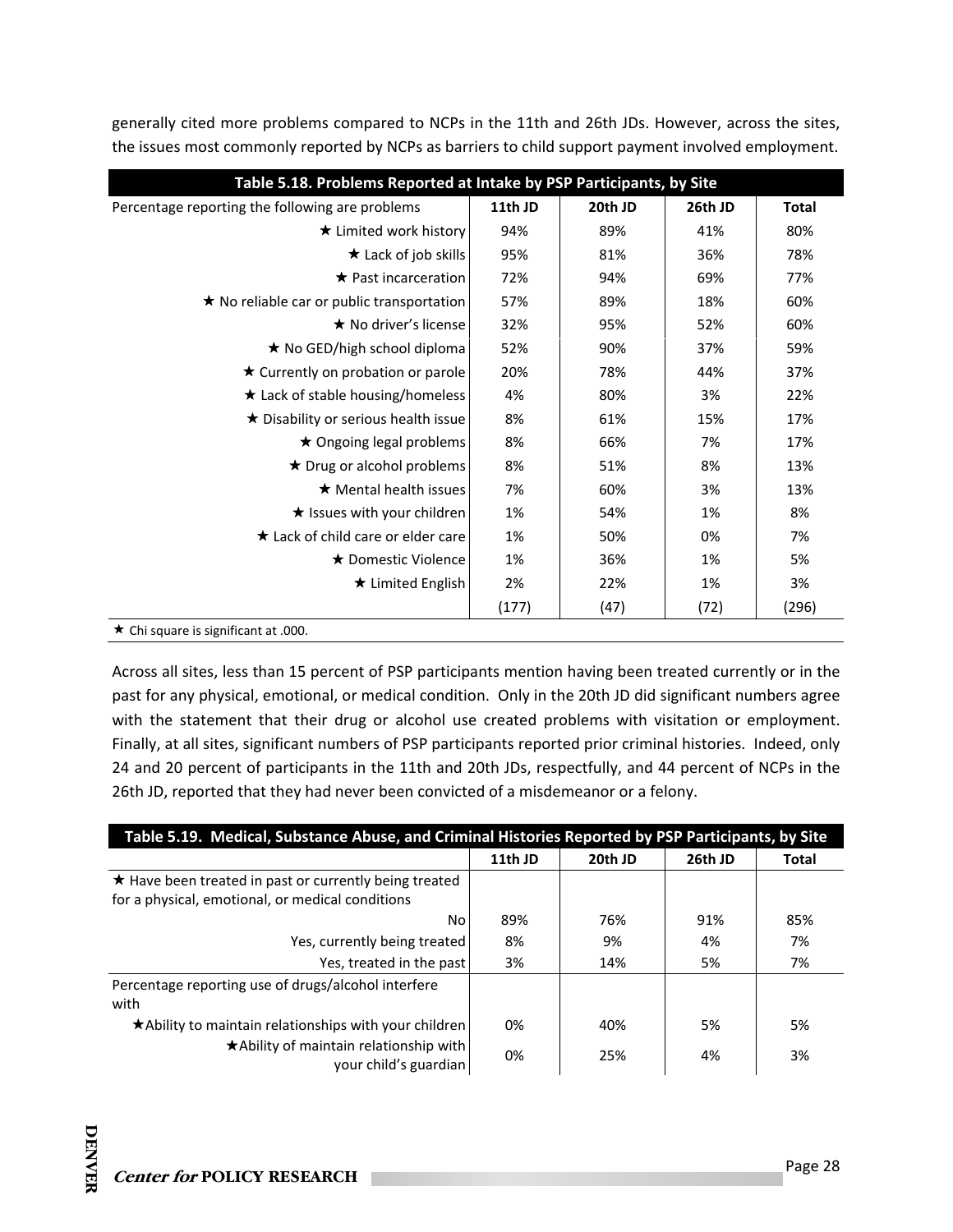generally cited more problems compared to NCPs in the 11th and 26th JDs. However, across the sites, the issues most commonly reported by NCPs as barriers to child support payment involved employment.

**Table 5.18. Problems Reported at Intake by PSP Participants, by Site**

| Percentage reporting the following are problems | 11th JD | 20th JD | 26th JD | Total |
|---|---|---|---|---|
| ★ Limited work history | 94% | 89% | 41% | 80% |
| ★ Lack of job skills | 95% | 81% | 36% | 78% |
| ★ Past incarceration | 72% | 94% | 69% | 77% |
| ★ No reliable car or public transportation | 57% | 89% | 18% | 60% |
| ★ No driver's license | 32% | 95% | 52% | 60% |
| ★ No GED/high school diploma | 52% | 90% | 37% | 59% |
| ★ Currently on probation or parole | 20% | 78% | 44% | 37% |
| ★ Lack of stable housing/homeless | 4% | 80% | 3% | 22% |
| ★ Disability or serious health issue | 8% | 61% | 15% | 17% |
| ★ Ongoing legal problems | 8% | 66% | 7% | 17% |
| ★ Drug or alcohol problems | 8% | 51% | 8% | 13% |
| ★ Mental health issues | 7% | 60% | 3% | 13% |
| ★ Issues with your children | 1% | 54% | 1% | 8% |
| ★ Lack of child care or elder care | 1% | 50% | 0% | 7% |
| ★ Domestic Violence | 1% | 36% | 1% | 5% |
| ★ Limited English | 2% | 22% | 1% | 3% |
| | (177) | (47) | (72) | (296) |

★ Chi square is significant at .000.

Across all sites, less than 15 percent of PSP participants mention having been treated currently or in the past for any physical, emotional, or medical condition. Only in the 20th JD did significant numbers agree with the statement that their drug or alcohol use created problems with visitation or employment. Finally, at all sites, significant numbers of PSP participants reported prior criminal histories. Indeed, only 24 and 20 percent of participants in the 11th and 20th JDs, respectfully, and 44 percent of NCPs in the 26th JD, reported that they had never been convicted of a misdemeanor or a felony.

**Table 5.19. Medical, Substance Abuse, and Criminal Histories Reported by PSP Participants, by Site**

| | 11th JD | 20th JD | 26th JD | Total |
|---|---|---|---|---|
| ★ Have been treated in past or currently being treated for a physical, emotional, or medical conditions | | | | |
| No | 89% | 76% | 91% | 85% |
| Yes, currently being treated | 8% | 9% | 4% | 7% |
| Yes, treated in the past | 3% | 14% | 5% | 7% |
| Percentage reporting use of drugs/alcohol interfere with | | | | |
| ★Ability to maintain relationships with your children | 0% | 40% | 5% | 5% |
| ★Ability of maintain relationship with your child's guardian | 0% | 25% | 4% | 3% |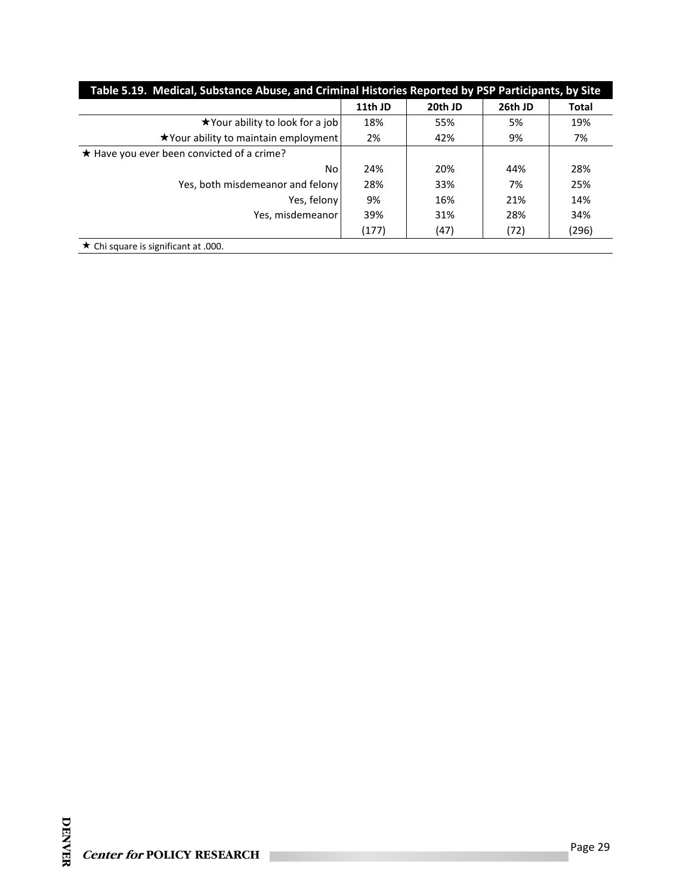**Table 5.19. Medical, Substance Abuse, and Criminal Histories Reported by PSP Participants, by Site**

| | 11th JD | 20th JD | 26th JD | Total |
|---|---|---|---|---|
| ★Your ability to look for a job | 18% | 55% | 5% | 19% |
| ★Your ability to maintain employment | 2% | 42% | 9% | 7% |
| ★ Have you ever been convicted of a crime? | | | | |
| No | 24% | 20% | 44% | 28% |
| Yes, both misdemeanor and felony | 28% | 33% | 7% | 25% |
| Yes, felony | 9% | 16% | 21% | 14% |
| Yes, misdemeanor | 39% | 31% | 28% | 34% |
| | (177) | (47) | (72) | (296) |

★ Chi square is significant at .000.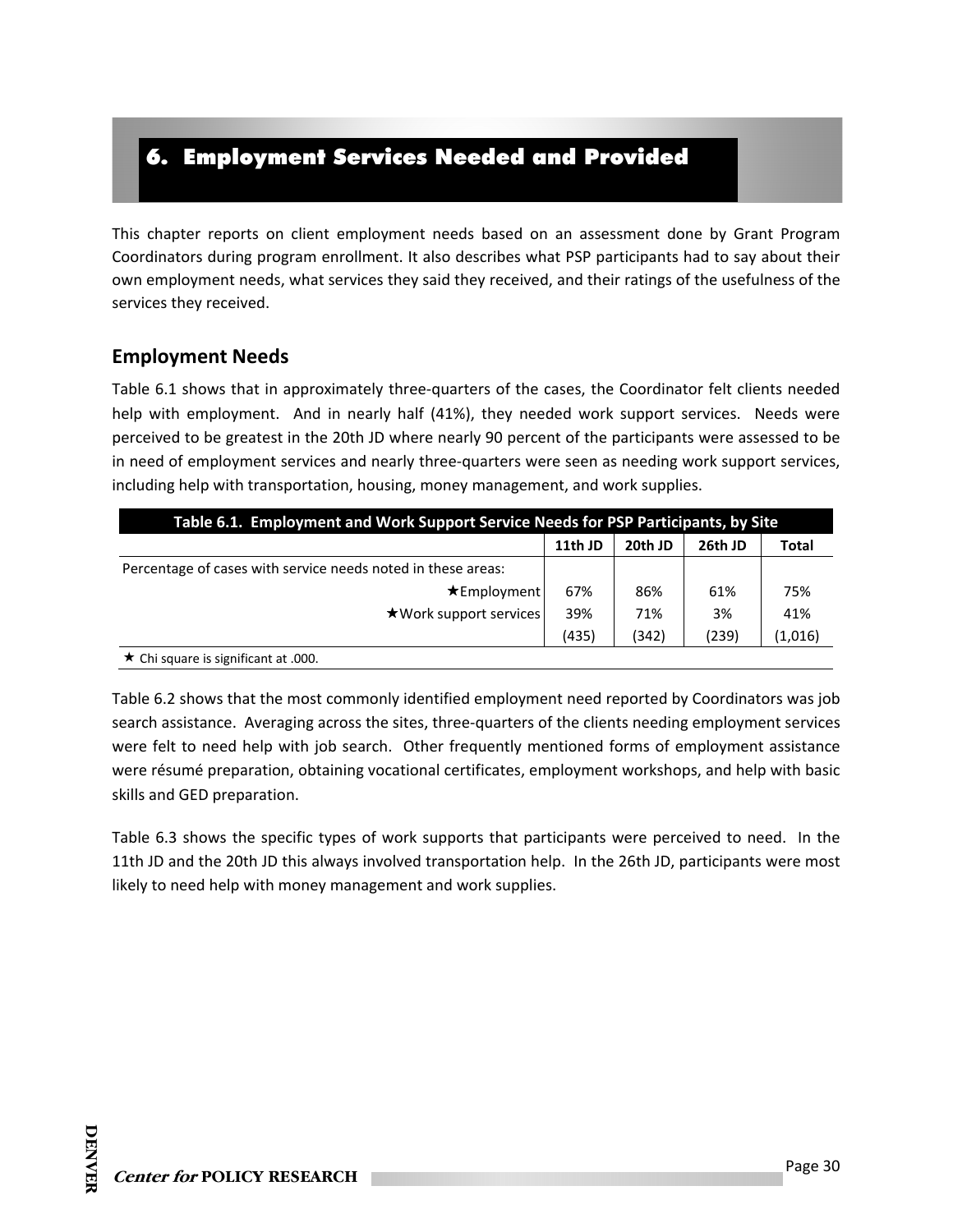# 6. Employment Services Needed and Provided

This chapter reports on client employment needs based on an assessment done by Grant Program Coordinators during program enrollment. It also describes what PSP participants had to say about their own employment needs, what services they said they received, and their ratings of the usefulness of the services they received.

## Employment Needs

Table 6.1 shows that in approximately three-quarters of the cases, the Coordinator felt clients needed help with employment. And in nearly half (41%), they needed work support services. Needs were perceived to be greatest in the 20th JD where nearly 90 percent of the participants were assessed to be in need of employment services and nearly three-quarters were seen as needing work support services, including help with transportation, housing, money management, and work supplies.

**Table 6.1. Employment and Work Support Service Needs for PSP Participants, by Site**

| | 11th JD | 20th JD | 26th JD | Total |
|---|---|---|---|---|
| Percentage of cases with service needs noted in these areas: | | | | |
| ★Employment | 67% | 86% | 61% | 75% |
| ★Work support services | 39% | 71% | 3% | 41% |
| | (435) | (342) | (239) | (1,016) |

★ Chi square is significant at .000.

Table 6.2 shows that the most commonly identified employment need reported by Coordinators was job search assistance. Averaging across the sites, three-quarters of the clients needing employment services were felt to need help with job search. Other frequently mentioned forms of employment assistance were résumé preparation, obtaining vocational certificates, employment workshops, and help with basic skills and GED preparation.

Table 6.3 shows the specific types of work supports that participants were perceived to need. In the 11th JD and the 20th JD this always involved transportation help. In the 26th JD, participants were most likely to need help with money management and work supplies.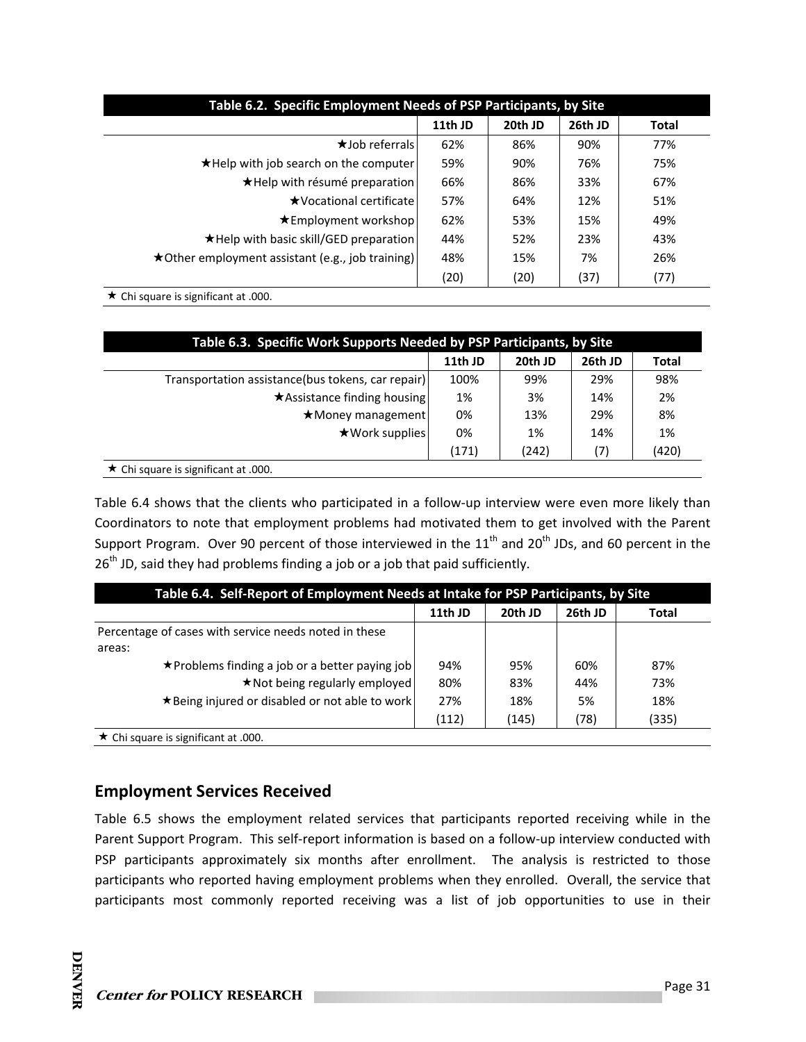| Table 6.2. Specific Employment Needs of PSP Participants, by Site | | | | |
|---|---|---|---|---|
| | 11th JD | 20th JD | 26th JD | Total |
| ★Job referrals | 62% | 86% | 90% | 77% |
| ★Help with job search on the computer | 59% | 90% | 76% | 75% |
| ★Help with résumé preparation | 66% | 86% | 33% | 67% |
| ★Vocational certificate | 57% | 64% | 12% | 51% |
| ★Employment workshop | 62% | 53% | 15% | 49% |
| ★Help with basic skill/GED preparation | 44% | 52% | 23% | 43% |
| ★Other employment assistant (e.g., job training) | 48% | 15% | 7% | 26% |
| | (20) | (20) | (37) | (77) |

★ Chi square is significant at .000.

| Table 6.3. Specific Work Supports Needed by PSP Participants, by Site | | | | |
|---|---|---|---|---|
| | 11th JD | 20th JD | 26th JD | Total |
| Transportation assistance(bus tokens, car repair) | 100% | 99% | 29% | 98% |
| ★Assistance finding housing | 1% | 3% | 14% | 2% |
| ★Money management | 0% | 13% | 29% | 8% |
| ★Work supplies | 0% | 1% | 14% | 1% |
| | (171) | (242) | (7) | (420) |

★ Chi square is significant at .000.

Table 6.4 shows that the clients who participated in a follow-up interview were even more likely than Coordinators to note that employment problems had motivated them to get involved with the Parent Support Program. Over 90 percent of those interviewed in the 11th and 20th JDs, and 60 percent in the 26th JD, said they had problems finding a job or a job that paid sufficiently.

| Table 6.4. Self-Report of Employment Needs at Intake for PSP Participants, by Site | | | | |
|---|---|---|---|---|
| | 11th JD | 20th JD | 26th JD | Total |
| Percentage of cases with service needs noted in these areas: | | | | |
| ★Problems finding a job or a better paying job | 94% | 95% | 60% | 87% |
| ★Not being regularly employed | 80% | 83% | 44% | 73% |
| ★Being injured or disabled or not able to work | 27% | 18% | 5% | 18% |
| | (112) | (145) | (78) | (335) |

★ Chi square is significant at .000.

## Employment Services Received

Table 6.5 shows the employment related services that participants reported receiving while in the Parent Support Program. This self-report information is based on a follow-up interview conducted with PSP participants approximately six months after enrollment. The analysis is restricted to those participants who reported having employment problems when they enrolled. Overall, the service that participants most commonly reported receiving was a list of job opportunities to use in their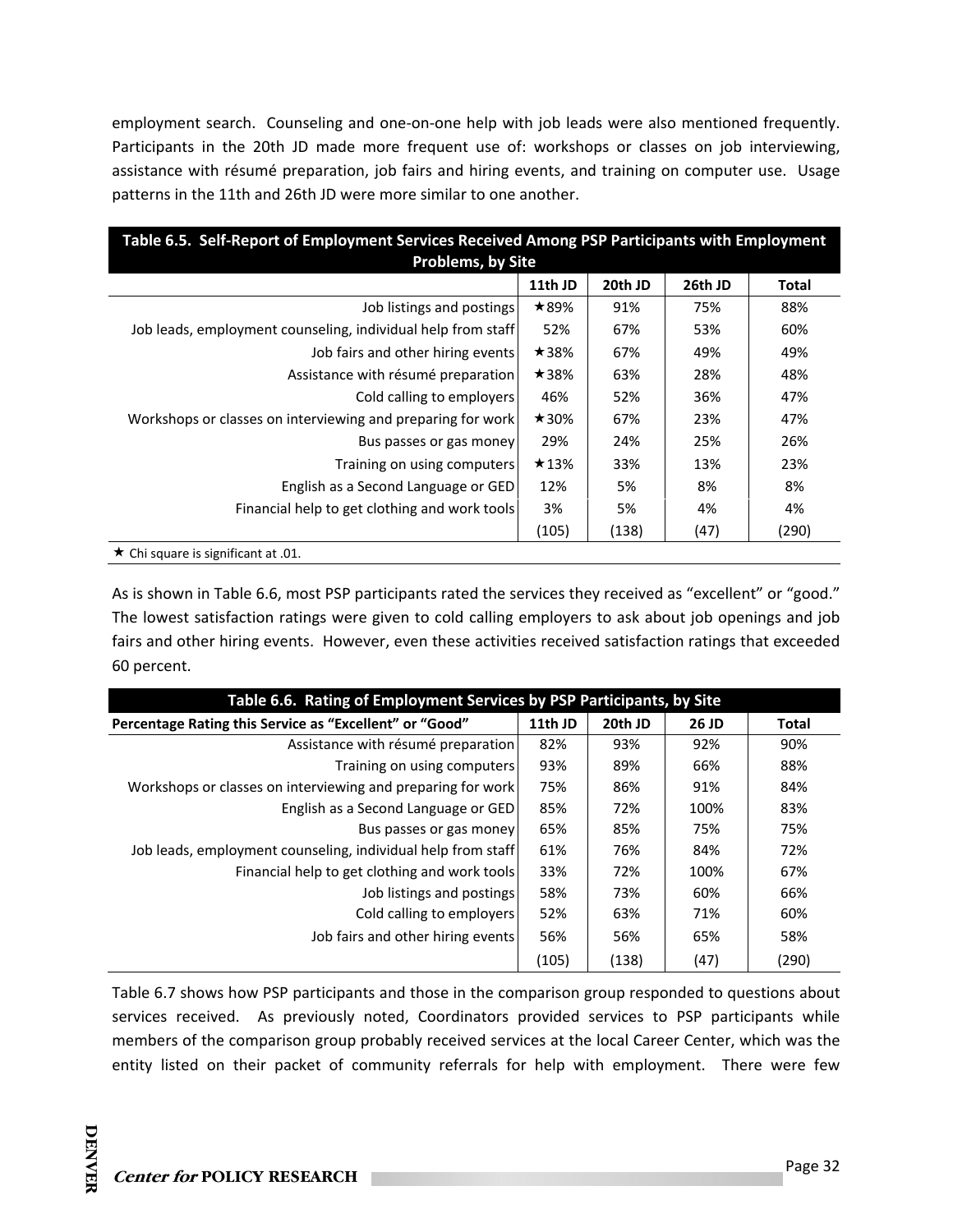employment search. Counseling and one-on-one help with job leads were also mentioned frequently. Participants in the 20th JD made more frequent use of: workshops or classes on job interviewing, assistance with résumé preparation, job fairs and hiring events, and training on computer use. Usage patterns in the 11th and 26th JD were more similar to one another.

**Table 6.5. Self-Report of Employment Services Received Among PSP Participants with Employment Problems, by Site**

| | 11th JD | 20th JD | 26th JD | Total |
|---|---|---|---|---|
| Job listings and postings | ★89% | 91% | 75% | 88% |
| Job leads, employment counseling, individual help from staff | 52% | 67% | 53% | 60% |
| Job fairs and other hiring events | ★38% | 67% | 49% | 49% |
| Assistance with résumé preparation | ★38% | 63% | 28% | 48% |
| Cold calling to employers | 46% | 52% | 36% | 47% |
| Workshops or classes on interviewing and preparing for work | ★30% | 67% | 23% | 47% |
| Bus passes or gas money | 29% | 24% | 25% | 26% |
| Training on using computers | ★13% | 33% | 13% | 23% |
| English as a Second Language or GED | 12% | 5% | 8% | 8% |
| Financial help to get clothing and work tools | 3% | 5% | 4% | 4% |
| | (105) | (138) | (47) | (290) |

★ Chi square is significant at .01.

As is shown in Table 6.6, most PSP participants rated the services they received as "excellent" or "good." The lowest satisfaction ratings were given to cold calling employers to ask about job openings and job fairs and other hiring events. However, even these activities received satisfaction ratings that exceeded 60 percent.

**Table 6.6. Rating of Employment Services by PSP Participants, by Site**

| Percentage Rating this Service as "Excellent" or "Good" | 11th JD | 20th JD | 26 JD | Total |
|---|---|---|---|---|
| Assistance with résumé preparation | 82% | 93% | 92% | 90% |
| Training on using computers | 93% | 89% | 66% | 88% |
| Workshops or classes on interviewing and preparing for work | 75% | 86% | 91% | 84% |
| English as a Second Language or GED | 85% | 72% | 100% | 83% |
| Bus passes or gas money | 65% | 85% | 75% | 75% |
| Job leads, employment counseling, individual help from staff | 61% | 76% | 84% | 72% |
| Financial help to get clothing and work tools | 33% | 72% | 100% | 67% |
| Job listings and postings | 58% | 73% | 60% | 66% |
| Cold calling to employers | 52% | 63% | 71% | 60% |
| Job fairs and other hiring events | 56% | 56% | 65% | 58% |
| | (105) | (138) | (47) | (290) |

Table 6.7 shows how PSP participants and those in the comparison group responded to questions about services received. As previously noted, Coordinators provided services to PSP participants while members of the comparison group probably received services at the local Career Center, which was the entity listed on their packet of community referrals for help with employment. There were few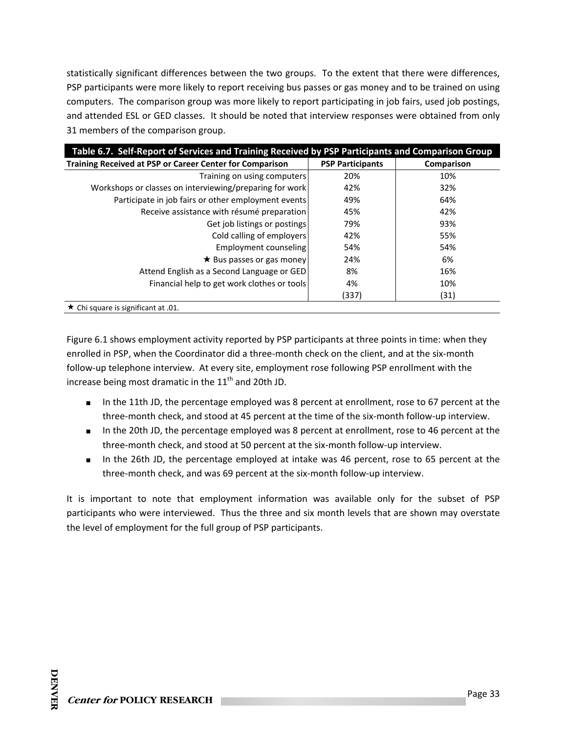statistically significant differences between the two groups. To the extent that there were differences, PSP participants were more likely to report receiving bus passes or gas money and to be trained on using computers. The comparison group was more likely to report participating in job fairs, used job postings, and attended ESL or GED classes. It should be noted that interview responses were obtained from only 31 members of the comparison group.

**Table 6.7. Self-Report of Services and Training Received by PSP Participants and Comparison Group**

| Training Received at PSP or Career Center for Comparison | PSP Participants | Comparison |
|---|---|---|
| Training on using computers | 20% | 10% |
| Workshops or classes on interviewing/preparing for work | 42% | 32% |
| Participate in job fairs or other employment events | 49% | 64% |
| Receive assistance with résumé preparation | 45% | 42% |
| Get job listings or postings | 79% | 93% |
| Cold calling of employers | 42% | 55% |
| Employment counseling | 54% | 54% |
| ★ Bus passes or gas money | 24% | 6% |
| Attend English as a Second Language or GED | 8% | 16% |
| Financial help to get work clothes or tools | 4% | 10% |
| | (337) | (31) |

★ Chi square is significant at .01.

Figure 6.1 shows employment activity reported by PSP participants at three points in time: when they enrolled in PSP, when the Coordinator did a three-month check on the client, and at the six-month follow-up telephone interview. At every site, employment rose following PSP enrollment with the increase being most dramatic in the 11th and 20th JD.

- In the 11th JD, the percentage employed was 8 percent at enrollment, rose to 67 percent at the three-month check, and stood at 45 percent at the time of the six-month follow-up interview.
- In the 20th JD, the percentage employed was 8 percent at enrollment, rose to 46 percent at the three-month check, and stood at 50 percent at the six-month follow-up interview.
- In the 26th JD, the percentage employed at intake was 46 percent, rose to 65 percent at the three-month check, and was 69 percent at the six-month follow-up interview.

It is important to note that employment information was available only for the subset of PSP participants who were interviewed. Thus the three and six month levels that are shown may overstate the level of employment for the full group of PSP participants.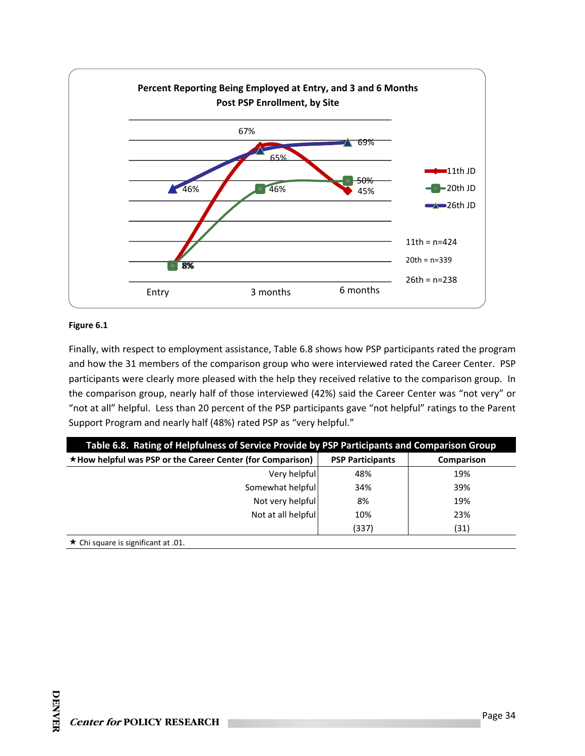**Percent Reporting Being Employed at Entry, and 3 and 6 Months Post PSP Enrollment, by Site**

| | Entry | 3 months | 6 months |
|---|---|---|---|
| 11th JD | 8% | 67% | 45% |
| 20th JD | 8% | 46% | 50% |
| 26th JD | 46% | 65% | 69% |

11th = n=424

20th = n=339

26th = n=238

**Figure 6.1**

Finally, with respect to employment assistance, Table 6.8 shows how PSP participants rated the program and how the 31 members of the comparison group who were interviewed rated the Career Center. PSP participants were clearly more pleased with the help they received relative to the comparison group. In the comparison group, nearly half of those interviewed (42%) said the Career Center was "not very" or "not at all" helpful. Less than 20 percent of the PSP participants gave "not helpful" ratings to the Parent Support Program and nearly half (48%) rated PSP as "very helpful."

**Table 6.8. Rating of Helpfulness of Service Provide by PSP Participants and Comparison Group**

| ★How helpful was PSP or the Career Center (for Comparison) | PSP Participants | Comparison |
|---|---|---|
| Very helpful | 48% | 19% |
| Somewhat helpful | 34% | 39% |
| Not very helpful | 8% | 19% |
| Not at all helpful | 10% | 23% |
| | (337) | (31) |

★ Chi square is significant at .01.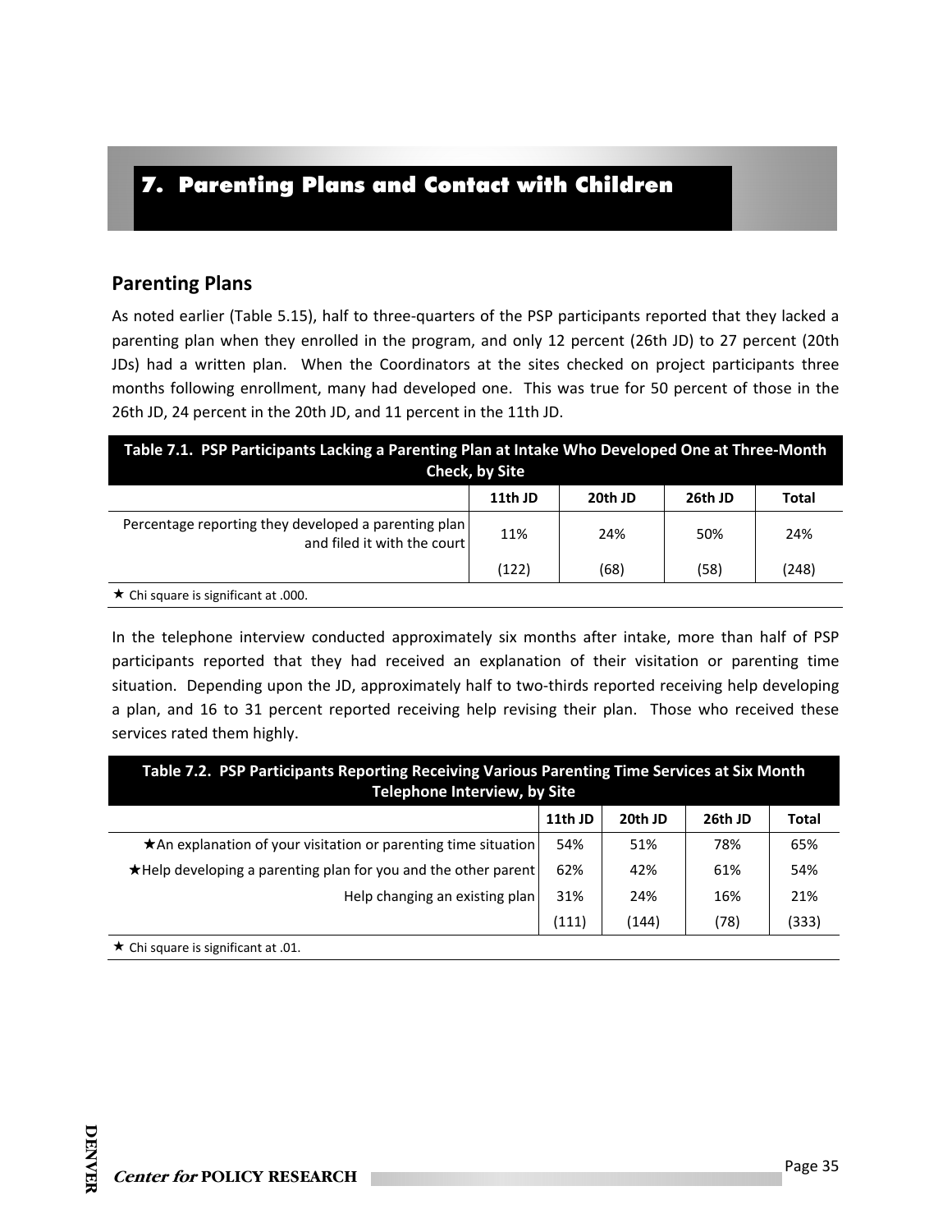# 7. Parenting Plans and Contact with Children

## Parenting Plans

As noted earlier (Table 5.15), half to three-quarters of the PSP participants reported that they lacked a parenting plan when they enrolled in the program, and only 12 percent (26th JD) to 27 percent (20th JDs) had a written plan. When the Coordinators at the sites checked on project participants three months following enrollment, many had developed one. This was true for 50 percent of those in the 26th JD, 24 percent in the 20th JD, and 11 percent in the 11th JD.

**Table 7.1. PSP Participants Lacking a Parenting Plan at Intake Who Developed One at Three-Month Check, by Site**

| | 11th JD | 20th JD | 26th JD | Total |
|---|---|---|---|---|
| Percentage reporting they developed a parenting plan and filed it with the court | 11% | 24% | 50% | 24% |
| | (122) | (68) | (58) | (248) |

★ Chi square is significant at .000.

In the telephone interview conducted approximately six months after intake, more than half of PSP participants reported that they had received an explanation of their visitation or parenting time situation. Depending upon the JD, approximately half to two-thirds reported receiving help developing a plan, and 16 to 31 percent reported receiving help revising their plan. Those who received these services rated them highly.

**Table 7.2. PSP Participants Reporting Receiving Various Parenting Time Services at Six Month Telephone Interview, by Site**

| | 11th JD | 20th JD | 26th JD | Total |
|---|---|---|---|---|
| ★An explanation of your visitation or parenting time situation | 54% | 51% | 78% | 65% |
| ★Help developing a parenting plan for you and the other parent | 62% | 42% | 61% | 54% |
| Help changing an existing plan | 31% | 24% | 16% | 21% |
| | (111) | (144) | (78) | (333) |

★ Chi square is significant at .01.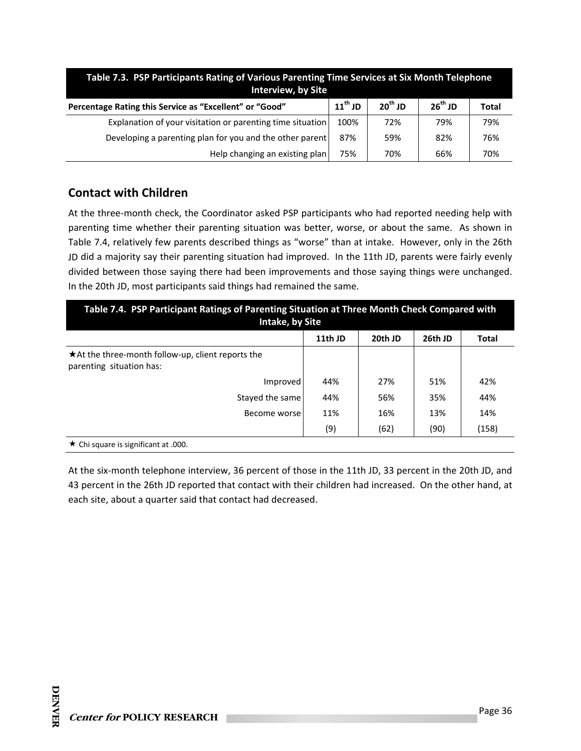**Table 7.3. PSP Participants Rating of Various Parenting Time Services at Six Month Telephone Interview, by Site**

| Percentage Rating this Service as "Excellent" or "Good" | $11^{th}$ JD | $20^{th}$ JD | $26^{th}$ JD | Total |
|---|---|---|---|---|
| Explanation of your visitation or parenting time situation | 100% | 72% | 79% | 79% |
| Developing a parenting plan for you and the other parent | 87% | 59% | 82% | 76% |
| Help changing an existing plan | 75% | 70% | 66% | 70% |

## Contact with Children

At the three-month check, the Coordinator asked PSP participants who had reported needing help with parenting time whether their parenting situation was better, worse, or about the same. As shown in Table 7.4, relatively few parents described things as "worse" than at intake. However, only in the 26th JD did a majority say their parenting situation had improved. In the 11th JD, parents were fairly evenly divided between those saying there had been improvements and those saying things were unchanged. In the 20th JD, most participants said things had remained the same.

**Table 7.4. PSP Participant Ratings of Parenting Situation at Three Month Check Compared with Intake, by Site**

| | 11th JD | 20th JD | 26th JD | Total |
|---|---|---|---|---|
| ★At the three-month follow-up, client reports the parenting situation has: | | | | |
| Improved | 44% | 27% | 51% | 42% |
| Stayed the same | 44% | 56% | 35% | 44% |
| Become worse | 11% | 16% | 13% | 14% |
| | (9) | (62) | (90) | (158) |

★ Chi square is significant at .000.

At the six-month telephone interview, 36 percent of those in the 11th JD, 33 percent in the 20th JD, and 43 percent in the 26th JD reported that contact with their children had increased. On the other hand, at each site, about a quarter said that contact had decreased.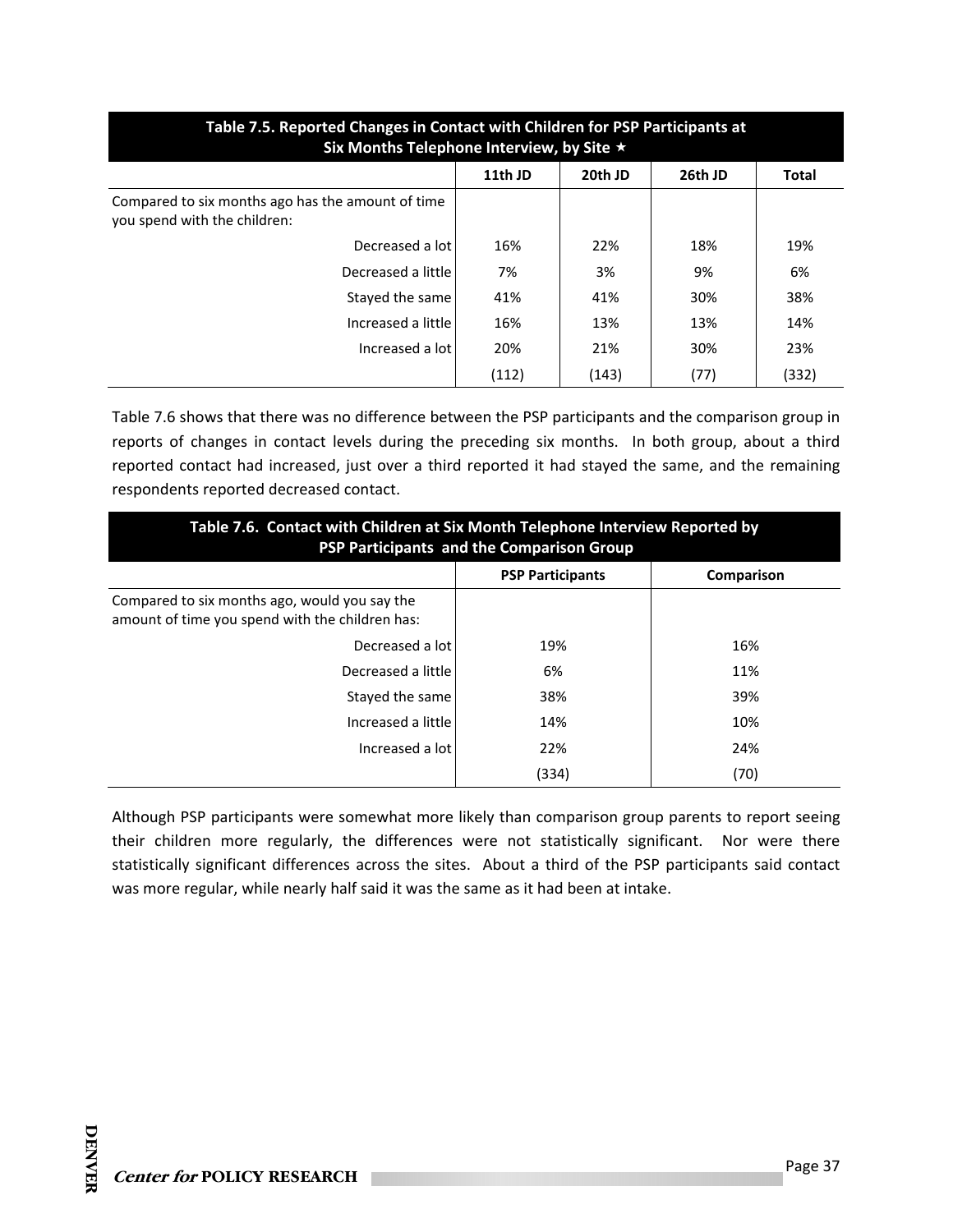| Table 7.5. Reported Changes in Contact with Children for PSP Participants at Six Months Telephone Interview, by Site ★ | | | | |
|---|---|---|---|---|
| | 11th JD | 20th JD | 26th JD | Total |
| Compared to six months ago has the amount of time you spend with the children: | | | | |
| Decreased a lot | 16% | 22% | 18% | 19% |
| Decreased a little | 7% | 3% | 9% | 6% |
| Stayed the same | 41% | 41% | 30% | 38% |
| Increased a little | 16% | 13% | 13% | 14% |
| Increased a lot | 20% | 21% | 30% | 23% |
| | (112) | (143) | (77) | (332) |

Table 7.6 shows that there was no difference between the PSP participants and the comparison group in reports of changes in contact levels during the preceding six months. In both group, about a third reported contact had increased, just over a third reported it had stayed the same, and the remaining respondents reported decreased contact.

| Table 7.6. Contact with Children at Six Month Telephone Interview Reported by PSP Participants and the Comparison Group | | |
|---|---|---|
| | PSP Participants | Comparison |
| Compared to six months ago, would you say the amount of time you spend with the children has: | | |
| Decreased a lot | 19% | 16% |
| Decreased a little | 6% | 11% |
| Stayed the same | 38% | 39% |
| Increased a little | 14% | 10% |
| Increased a lot | 22% | 24% |
| | (334) | (70) |

Although PSP participants were somewhat more likely than comparison group parents to report seeing their children more regularly, the differences were not statistically significant. Nor were there statistically significant differences across the sites. About a third of the PSP participants said contact was more regular, while nearly half said it was the same as it had been at intake.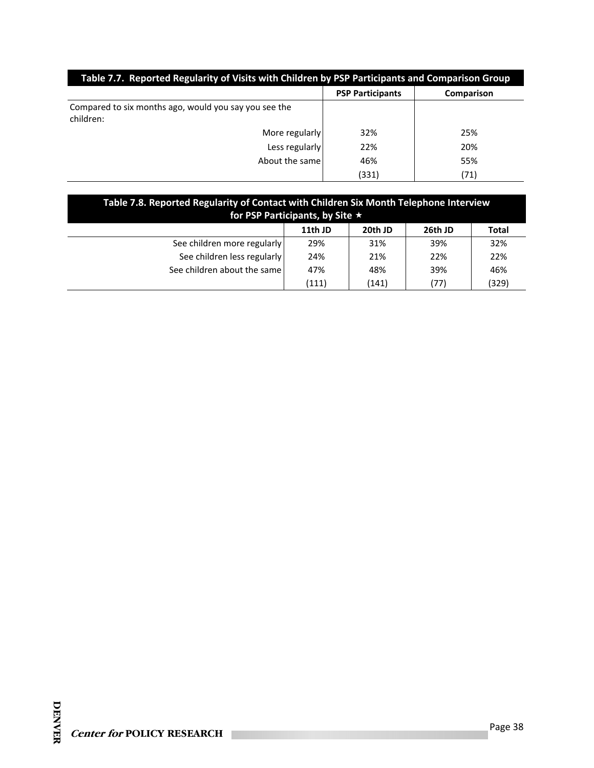| Table 7.7. Reported Regularity of Visits with Children by PSP Participants and Comparison Group | | |
|---|---|---|
| | **PSP Participants** | **Comparison** |
| Compared to six months ago, would you say you see the children: | | |
| More regularly | 32% | 25% |
| Less regularly | 22% | 20% |
| About the same | 46% | 55% |
| | (331) | (71) |

| Table 7.8. Reported Regularity of Contact with Children Six Month Telephone Interview for PSP Participants, by Site ⋆ | | | | |
|---|---|---|---|---|
| | **11th JD** | **20th JD** | **26th JD** | **Total** |
| See children more regularly | 29% | 31% | 39% | 32% |
| See children less regularly | 24% | 21% | 22% | 22% |
| See children about the same | 47% | 48% | 39% | 46% |
| | (111) | (141) | (77) | (329) |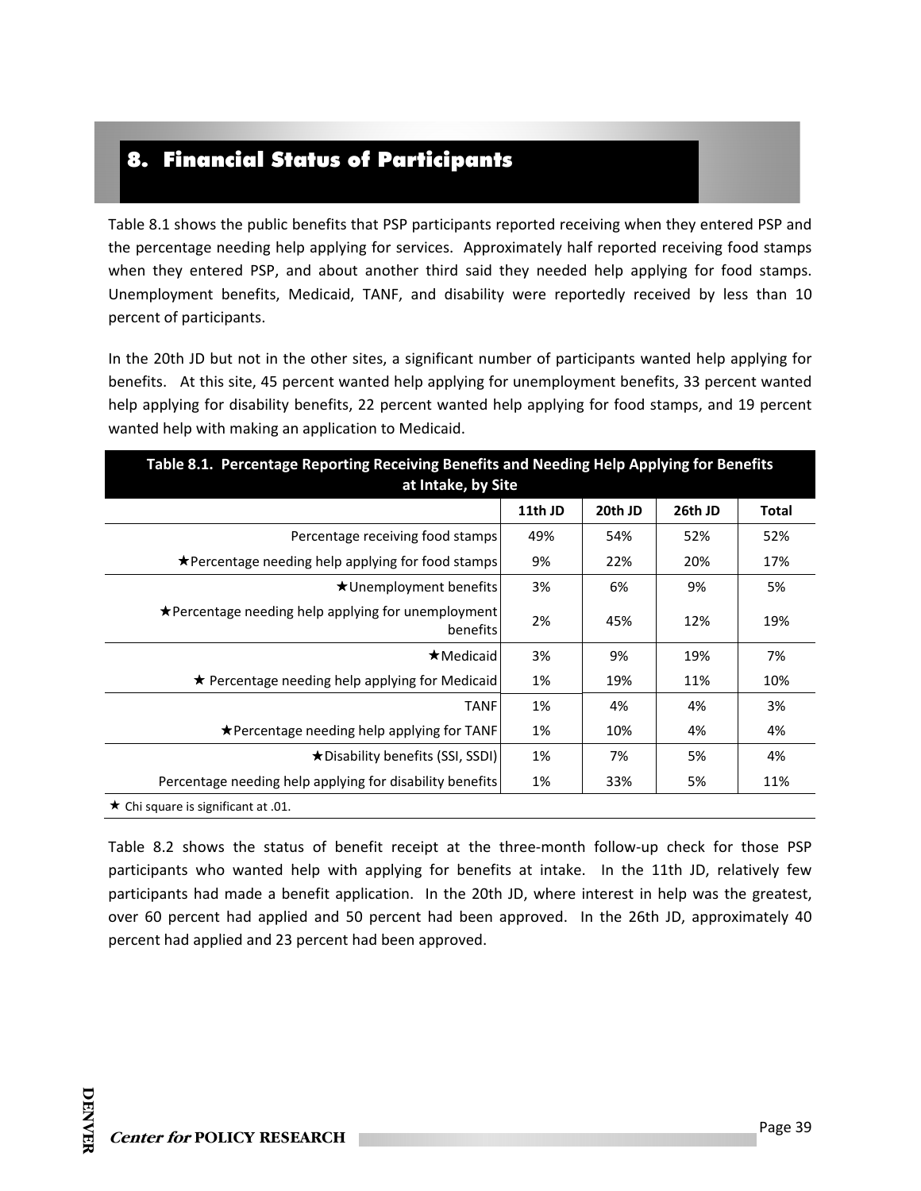# 8. Financial Status of Participants

Table 8.1 shows the public benefits that PSP participants reported receiving when they entered PSP and the percentage needing help applying for services. Approximately half reported receiving food stamps when they entered PSP, and about another third said they needed help applying for food stamps. Unemployment benefits, Medicaid, TANF, and disability were reportedly received by less than 10 percent of participants.

In the 20th JD but not in the other sites, a significant number of participants wanted help applying for benefits. At this site, 45 percent wanted help applying for unemployment benefits, 33 percent wanted help applying for disability benefits, 22 percent wanted help applying for food stamps, and 19 percent wanted help with making an application to Medicaid.

**Table 8.1. Percentage Reporting Receiving Benefits and Needing Help Applying for Benefits at Intake, by Site**

| | 11th JD | 20th JD | 26th JD | Total |
|---|---|---|---|---|
| Percentage receiving food stamps | 49% | 54% | 52% | 52% |
| ★Percentage needing help applying for food stamps | 9% | 22% | 20% | 17% |
| ★Unemployment benefits | 3% | 6% | 9% | 5% |
| ★Percentage needing help applying for unemployment benefits | 2% | 45% | 12% | 19% |
| ★Medicaid | 3% | 9% | 19% | 7% |
| ★ Percentage needing help applying for Medicaid | 1% | 19% | 11% | 10% |
| TANF | 1% | 4% | 4% | 3% |
| ★Percentage needing help applying for TANF | 1% | 10% | 4% | 4% |
| ★Disability benefits (SSI, SSDI) | 1% | 7% | 5% | 4% |
| Percentage needing help applying for disability benefits | 1% | 33% | 5% | 11% |

★ Chi square is significant at .01.

Table 8.2 shows the status of benefit receipt at the three-month follow-up check for those PSP participants who wanted help with applying for benefits at intake. In the 11th JD, relatively few participants had made a benefit application. In the 20th JD, where interest in help was the greatest, over 60 percent had applied and 50 percent had been approved. In the 26th JD, approximately 40 percent had applied and 23 percent had been approved.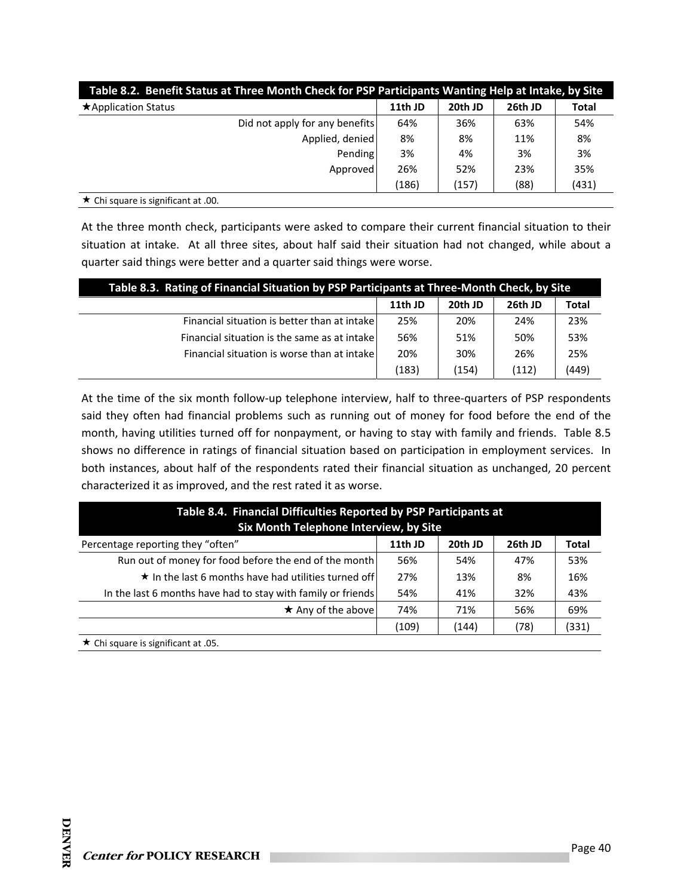**Table 8.2. Benefit Status at Three Month Check for PSP Participants Wanting Help at Intake, by Site**

| ★Application Status | 11th JD | 20th JD | 26th JD | Total |
|---|---|---|---|---|
| Did not apply for any benefits | 64% | 36% | 63% | 54% |
| Applied, denied | 8% | 8% | 11% | 8% |
| Pending | 3% | 4% | 3% | 3% |
| Approved | 26% | 52% | 23% | 35% |
| | (186) | (157) | (88) | (431) |

★ Chi square is significant at .00.

At the three month check, participants were asked to compare their current financial situation to their situation at intake. At all three sites, about half said their situation had not changed, while about a quarter said things were better and a quarter said things were worse.

**Table 8.3. Rating of Financial Situation by PSP Participants at Three-Month Check, by Site**

| | 11th JD | 20th JD | 26th JD | Total |
|---|---|---|---|---|
| Financial situation is better than at intake | 25% | 20% | 24% | 23% |
| Financial situation is the same as at intake | 56% | 51% | 50% | 53% |
| Financial situation is worse than at intake | 20% | 30% | 26% | 25% |
| | (183) | (154) | (112) | (449) |

At the time of the six month follow-up telephone interview, half to three-quarters of PSP respondents said they often had financial problems such as running out of money for food before the end of the month, having utilities turned off for nonpayment, or having to stay with family and friends. Table 8.5 shows no difference in ratings of financial situation based on participation in employment services. In both instances, about half of the respondents rated their financial situation as unchanged, 20 percent characterized it as improved, and the rest rated it as worse.

**Table 8.4. Financial Difficulties Reported by PSP Participants at Six Month Telephone Interview, by Site**

| Percentage reporting they "often" | 11th JD | 20th JD | 26th JD | Total |
|---|---|---|---|---|
| Run out of money for food before the end of the month | 56% | 54% | 47% | 53% |
| ★ In the last 6 months have had utilities turned off | 27% | 13% | 8% | 16% |
| In the last 6 months have had to stay with family or friends | 54% | 41% | 32% | 43% |
| ★ Any of the above | 74% | 71% | 56% | 69% |
| | (109) | (144) | (78) | (331) |

★ Chi square is significant at .05.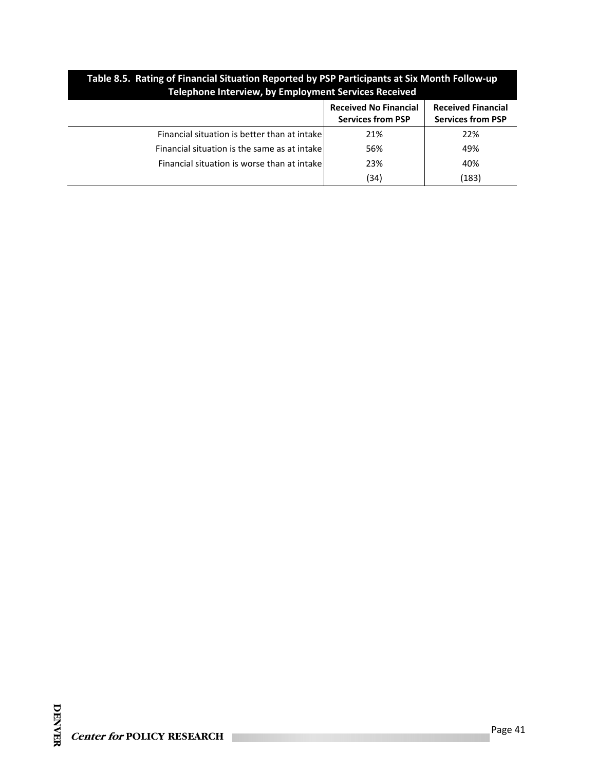**Table 8.5. Rating of Financial Situation Reported by PSP Participants at Six Month Follow-up Telephone Interview, by Employment Services Received**

| | Received No Financial Services from PSP | Received Financial Services from PSP |
|---|---|---|
| Financial situation is better than at intake | 21% | 22% |
| Financial situation is the same as at intake | 56% | 49% |
| Financial situation is worse than at intake | 23% | 40% |
| | (34) | (183) |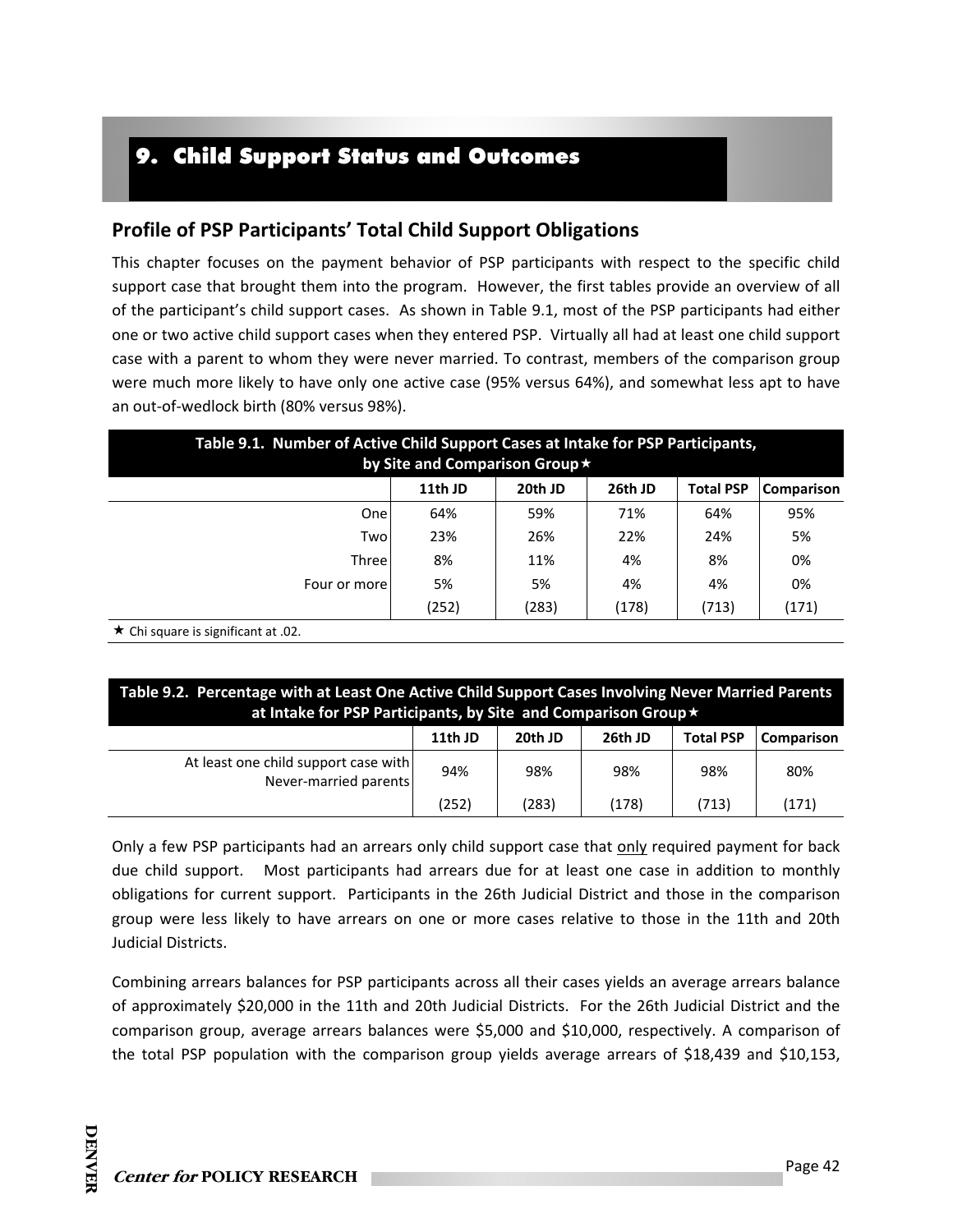# 9. Child Support Status and Outcomes

## Profile of PSP Participants' Total Child Support Obligations

This chapter focuses on the payment behavior of PSP participants with respect to the specific child support case that brought them into the program. However, the first tables provide an overview of all of the participant's child support cases. As shown in Table 9.1, most of the PSP participants had either one or two active child support cases when they entered PSP. Virtually all had at least one child support case with a parent to whom they were never married. To contrast, members of the comparison group were much more likely to have only one active case (95% versus 64%), and somewhat less apt to have an out-of-wedlock birth (80% versus 98%).

**Table 9.1. Number of Active Child Support Cases at Intake for PSP Participants, by Site and Comparison Group★**

| | 11th JD | 20th JD | 26th JD | Total PSP | Comparison |
|---|---|---|---|---|---|
| One | 64% | 59% | 71% | 64% | 95% |
| Two | 23% | 26% | 22% | 24% | 5% |
| Three | 8% | 11% | 4% | 8% | 0% |
| Four or more | 5% | 5% | 4% | 4% | 0% |
| | (252) | (283) | (178) | (713) | (171) |

★ Chi square is significant at .02.

**Table 9.2. Percentage with at Least One Active Child Support Cases Involving Never Married Parents at Intake for PSP Participants, by Site and Comparison Group★**

| | 11th JD | 20th JD | 26th JD | Total PSP | Comparison |
|---|---|---|---|---|---|
| At least one child support case with Never-married parents | 94% | 98% | 98% | 98% | 80% |
| | (252) | (283) | (178) | (713) | (171) |

Only a few PSP participants had an arrears only child support case that only required payment for back due child support. Most participants had arrears due for at least one case in addition to monthly obligations for current support. Participants in the 26th Judicial District and those in the comparison group were less likely to have arrears on one or more cases relative to those in the 11th and 20th Judicial Districts.

Combining arrears balances for PSP participants across all their cases yields an average arrears balance of approximately $20,000 in the 11th and 20th Judicial Districts. For the 26th Judicial District and the comparison group, average arrears balances were $5,000 and $10,000, respectively. A comparison of the total PSP population with the comparison group yields average arrears of $18,439 and $10,153,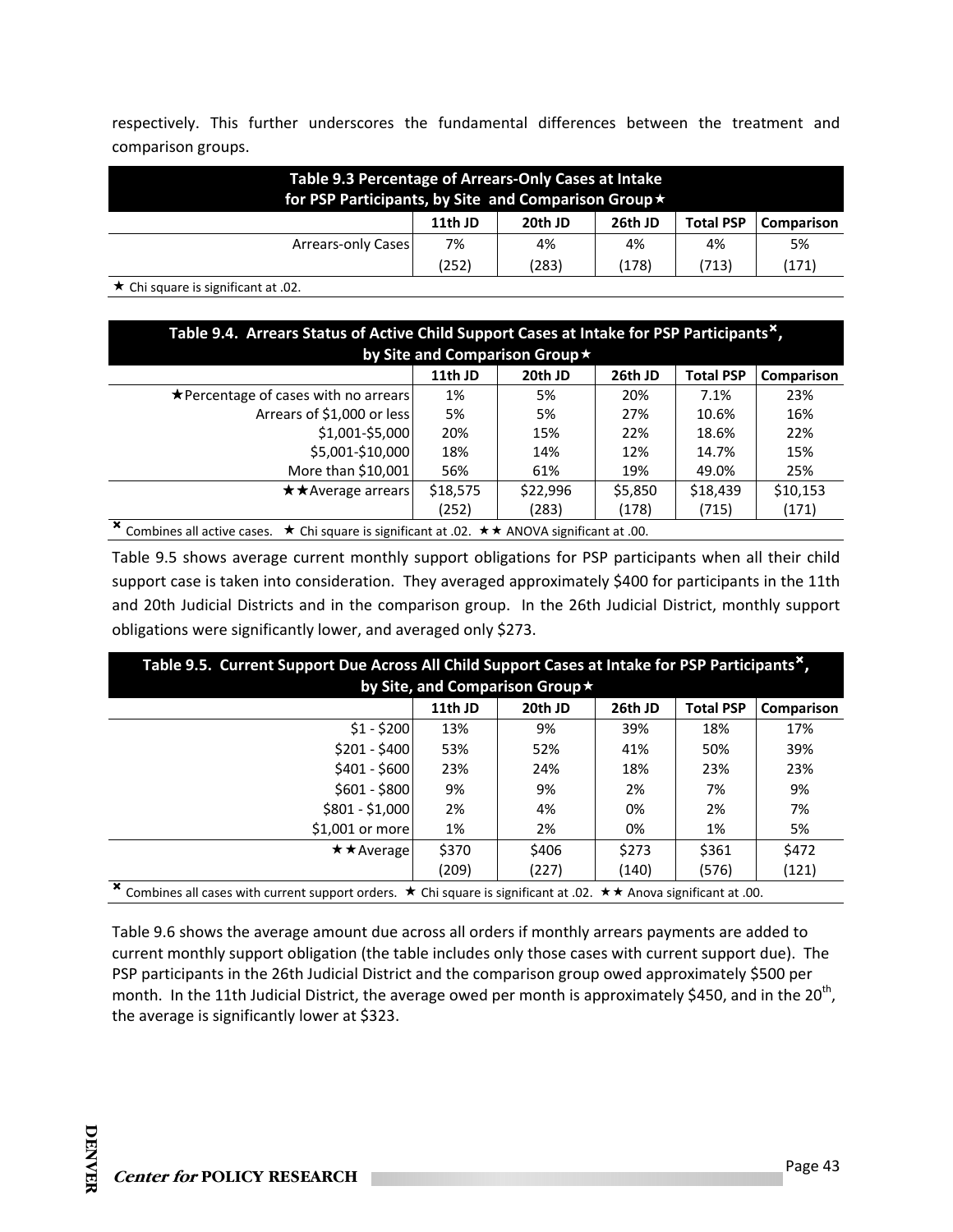respectively. This further underscores the fundamental differences between the treatment and comparison groups.

| Table 9.3 Percentage of Arrears-Only Cases at Intake for PSP Participants, by Site and Comparison Group ★ | | | | | |
|---|---|---|---|---|---|
| | 11th JD | 20th JD | 26th JD | Total PSP | Comparison |
| Arrears-only Cases | 7% | 4% | 4% | 4% | 5% |
| | (252) | (283) | (178) | (713) | (171) |

★ Chi square is significant at .02.

| Table 9.4. Arrears Status of Active Child Support Cases at Intake for PSP Participants ✖, by Site and Comparison Group ★ | | | | | |
|---|---|---|---|---|---|
| | 11th JD | 20th JD | 26th JD | Total PSP | Comparison |
| ★Percentage of cases with no arrears | 1% | 5% | 20% | 7.1% | 23% |
| Arrears of $1,000 or less | 5% | 5% | 27% | 10.6% | 16% |
| $1,001-$5,000 | 20% | 15% | 22% | 18.6% | 22% |
| $5,001-$10,000 | 18% | 14% | 12% | 14.7% | 15% |
| More than $10,001 | 56% | 61% | 19% | 49.0% | 25% |
| ★★Average arrears | $18,575 | $22,996 | $5,850 | $18,439 | $10,153 |
| | (252) | (283) | (178) | (715) | (171) |

✖ Combines all active cases. ★ Chi square is significant at .02. ★★ ANOVA significant at .00.

Table 9.5 shows average current monthly support obligations for PSP participants when all their child support case is taken into consideration. They averaged approximately $400 for participants in the 11th and 20th Judicial Districts and in the comparison group. In the 26th Judicial District, monthly support obligations were significantly lower, and averaged only $273.

| Table 9.5. Current Support Due Across All Child Support Cases at Intake for PSP Participants ✖, by Site, and Comparison Group ★ | | | | | |
|---|---|---|---|---|---|
| | 11th JD | 20th JD | 26th JD | Total PSP | Comparison |
| $1 - $200 | 13% | 9% | 39% | 18% | 17% |
| $201 - $400 | 53% | 52% | 41% | 50% | 39% |
| $401 - $600 | 23% | 24% | 18% | 23% | 23% |
| $601 - $800 | 9% | 9% | 2% | 7% | 9% |
| $801 - $1,000 | 2% | 4% | 0% | 2% | 7% |
| $1,001 or more | 1% | 2% | 0% | 1% | 5% |
| ★★Average | $370 | $406 | $273 | $361 | $472 |
| | (209) | (227) | (140) | (576) | (121) |

✖ Combines all cases with current support orders. ★ Chi square is significant at .02. ★★ Anova significant at .00.

Table 9.6 shows the average amount due across all orders if monthly arrears payments are added to current monthly support obligation (the table includes only those cases with current support due). The PSP participants in the 26th Judicial District and the comparison group owed approximately $500 per month. In the 11th Judicial District, the average owed per month is approximately $450, and in the 20th, the average is significantly lower at $323.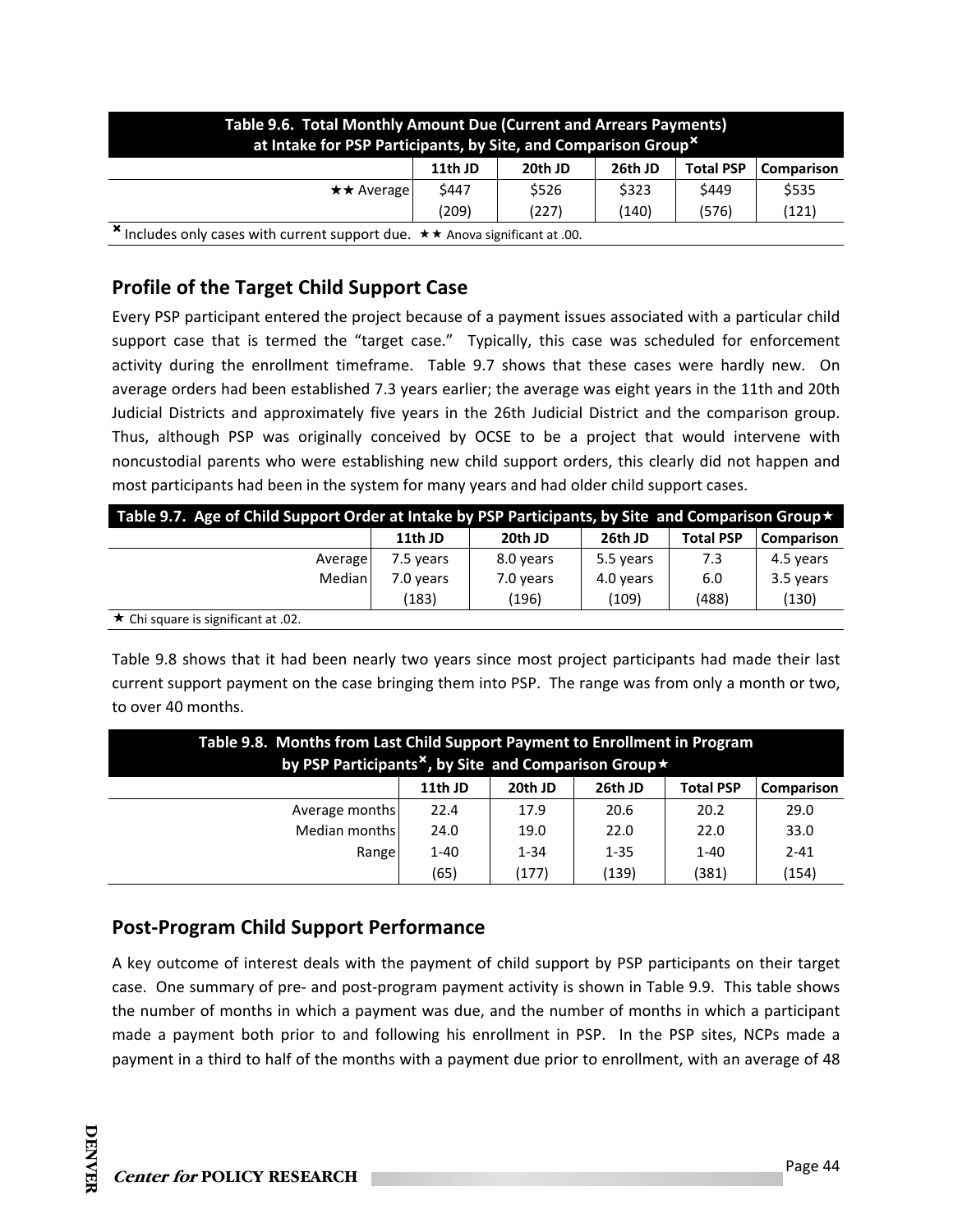| Table 9.6. Total Monthly Amount Due (Current and Arrears Payments) at Intake for PSP Participants, by Site, and Comparison Group[×] | | | | | |
|---|---|---|---|---|---|
| | 11th JD | 20th JD | 26th JD | Total PSP | Comparison |
| ★★ Average | $447 | $526 | $323 | $449 | $535 |
| | (209) | (227) | (140) | (576) | (121) |

[×] Includes only cases with current support due. ★★ Anova significant at .00.

## Profile of the Target Child Support Case

Every PSP participant entered the project because of a payment issues associated with a particular child support case that is termed the "target case." Typically, this case was scheduled for enforcement activity during the enrollment timeframe. Table 9.7 shows that these cases were hardly new. On average orders had been established 7.3 years earlier; the average was eight years in the 11th and 20th Judicial Districts and approximately five years in the 26th Judicial District and the comparison group. Thus, although PSP was originally conceived by OCSE to be a project that would intervene with noncustodial parents who were establishing new child support orders, this clearly did not happen and most participants had been in the system for many years and had older child support cases.

| Table 9.7. Age of Child Support Order at Intake by PSP Participants, by Site and Comparison Group★ | | | | | |
|---|---|---|---|---|---|
| | 11th JD | 20th JD | 26th JD | Total PSP | Comparison |
| Average | 7.5 years | 8.0 years | 5.5 years | 7.3 | 4.5 years |
| Median | 7.0 years | 7.0 years | 4.0 years | 6.0 | 3.5 years |
| | (183) | (196) | (109) | (488) | (130) |

★ Chi square is significant at .02.

Table 9.8 shows that it had been nearly two years since most project participants had made their last current support payment on the case bringing them into PSP. The range was from only a month or two, to over 40 months.

| Table 9.8. Months from Last Child Support Payment to Enrollment in Program by PSP Participants[×], by Site and Comparison Group★ | | | | | |
|---|---|---|---|---|---|
| | 11th JD | 20th JD | 26th JD | Total PSP | Comparison |
| Average months | 22.4 | 17.9 | 20.6 | 20.2 | 29.0 |
| Median months | 24.0 | 19.0 | 22.0 | 22.0 | 33.0 |
| Range | 1-40 | 1-34 | 1-35 | 1-40 | 2-41 |
| | (65) | (177) | (139) | (381) | (154) |

## Post-Program Child Support Performance

A key outcome of interest deals with the payment of child support by PSP participants on their target case. One summary of pre- and post-program payment activity is shown in Table 9.9. This table shows the number of months in which a payment was due, and the number of months in which a participant made a payment both prior to and following his enrollment in PSP. In the PSP sites, NCPs made a payment in a third to half of the months with a payment due prior to enrollment, with an average of 48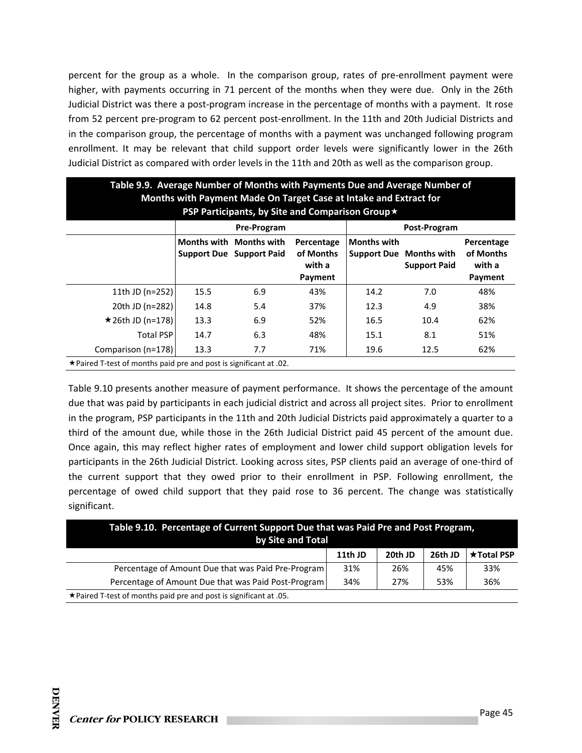percent for the group as a whole. In the comparison group, rates of pre-enrollment payment were higher, with payments occurring in 71 percent of the months when they were due. Only in the 26th Judicial District was there a post-program increase in the percentage of months with a payment. It rose from 52 percent pre-program to 62 percent post-enrollment. In the 11th and 20th Judicial Districts and in the comparison group, the percentage of months with a payment was unchanged following program enrollment. It may be relevant that child support order levels were significantly lower in the 26th Judicial District as compared with order levels in the 11th and 20th as well as the comparison group.

**Table 9.9. Average Number of Months with Payments Due and Average Number of Months with Payment Made On Target Case at Intake and Extract for PSP Participants, by Site and Comparison Group★**

| | Pre-Program | | | Post-Program | | |
|---|---|---|---|---|---|---|
| | Months with Support Due | Months with Support Paid | Percentage of Months with a Payment | Months with Support Due | Months with Support Paid | Percentage of Months with a Payment |
| 11th JD (n=252) | 15.5 | 6.9 | 43% | 14.2 | 7.0 | 48% |
| 20th JD (n=282) | 14.8 | 5.4 | 37% | 12.3 | 4.9 | 38% |
| ★26th JD (n=178) | 13.3 | 6.9 | 52% | 16.5 | 10.4 | 62% |
| Total PSP | 14.7 | 6.3 | 48% | 15.1 | 8.1 | 51% |
| Comparison (n=178) | 13.3 | 7.7 | 71% | 19.6 | 12.5 | 62% |

★Paired T-test of months paid pre and post is significant at .02.

Table 9.10 presents another measure of payment performance. It shows the percentage of the amount due that was paid by participants in each judicial district and across all project sites. Prior to enrollment in the program, PSP participants in the 11th and 20th Judicial Districts paid approximately a quarter to a third of the amount due, while those in the 26th Judicial District paid 45 percent of the amount due. Once again, this may reflect higher rates of employment and lower child support obligation levels for participants in the 26th Judicial District. Looking across sites, PSP clients paid an average of one-third of the current support that they owed prior to their enrollment in PSP. Following enrollment, the percentage of owed child support that they paid rose to 36 percent. The change was statistically significant.

**Table 9.10. Percentage of Current Support Due that was Paid Pre and Post Program, by Site and Total**

| | 11th JD | 20th JD | 26th JD | ★Total PSP |
|---|---|---|---|---|
| Percentage of Amount Due that was Paid Pre-Program | 31% | 26% | 45% | 33% |
| Percentage of Amount Due that was Paid Post-Program | 34% | 27% | 53% | 36% |

★Paired T-test of months paid pre and post is significant at .05.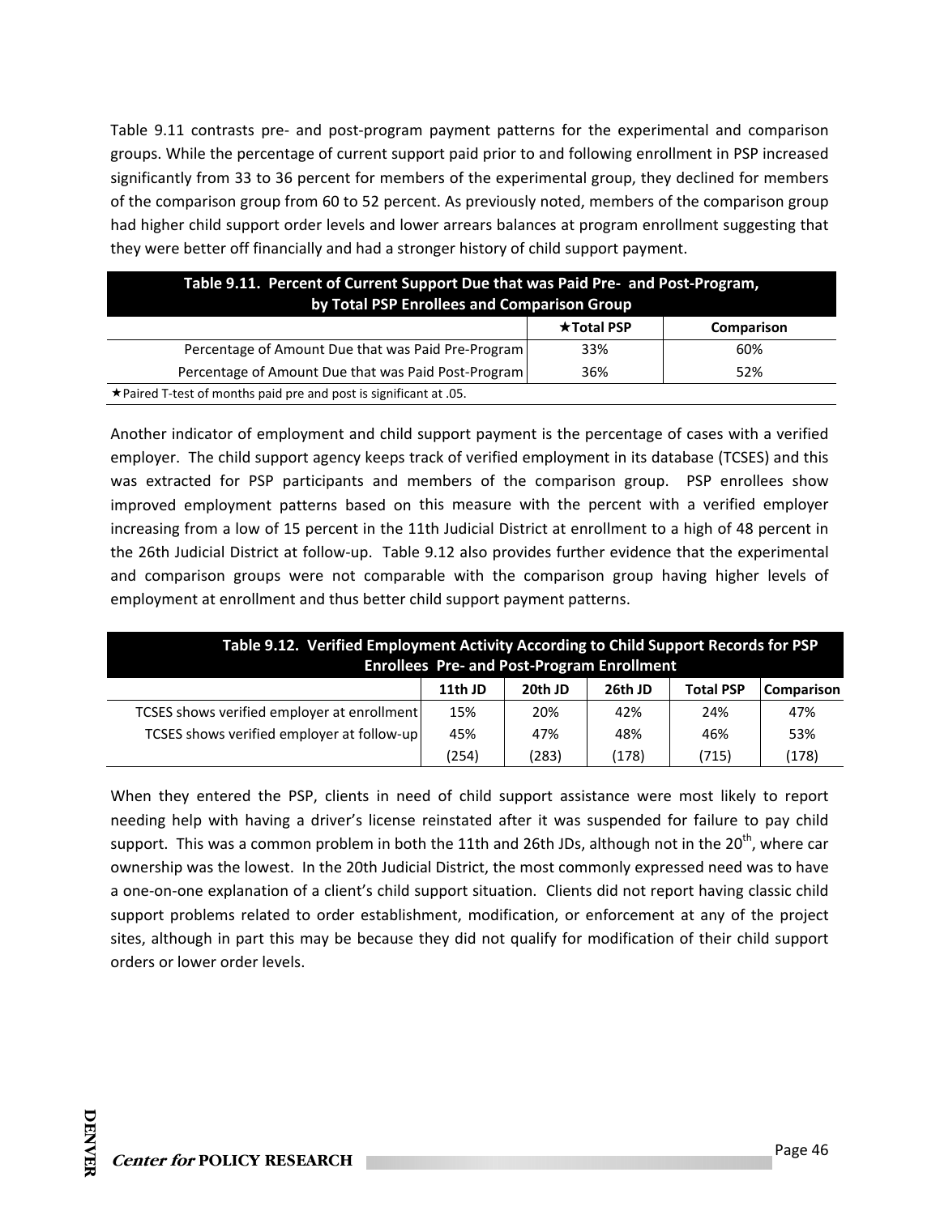Table 9.11 contrasts pre- and post-program payment patterns for the experimental and comparison groups. While the percentage of current support paid prior to and following enrollment in PSP increased significantly from 33 to 36 percent for members of the experimental group, they declined for members of the comparison group from 60 to 52 percent. As previously noted, members of the comparison group had higher child support order levels and lower arrears balances at program enrollment suggesting that they were better off financially and had a stronger history of child support payment.

**Table 9.11. Percent of Current Support Due that was Paid Pre- and Post-Program, by Total PSP Enrollees and Comparison Group**

| | ★Total PSP | Comparison |
|---|---|---|
| Percentage of Amount Due that was Paid Pre-Program | 33% | 60% |
| Percentage of Amount Due that was Paid Post-Program | 36% | 52% |

★Paired T-test of months paid pre and post is significant at .05.

Another indicator of employment and child support payment is the percentage of cases with a verified employer. The child support agency keeps track of verified employment in its database (TCSES) and this was extracted for PSP participants and members of the comparison group. PSP enrollees show improved employment patterns based on this measure with the percent with a verified employer increasing from a low of 15 percent in the 11th Judicial District at enrollment to a high of 48 percent in the 26th Judicial District at follow-up. Table 9.12 also provides further evidence that the experimental and comparison groups were not comparable with the comparison group having higher levels of employment at enrollment and thus better child support payment patterns.

**Table 9.12. Verified Employment Activity According to Child Support Records for PSP Enrollees Pre- and Post-Program Enrollment**

| | 11th JD | 20th JD | 26th JD | Total PSP | Comparison |
|---|---|---|---|---|---|
| TCSES shows verified employer at enrollment | 15% | 20% | 42% | 24% | 47% |
| TCSES shows verified employer at follow-up | 45% | 47% | 48% | 46% | 53% |
| | (254) | (283) | (178) | (715) | (178) |

When they entered the PSP, clients in need of child support assistance were most likely to report needing help with having a driver's license reinstated after it was suspended for failure to pay child support. This was a common problem in both the 11th and 26th JDs, although not in the 20th, where car ownership was the lowest. In the 20th Judicial District, the most commonly expressed need was to have a one-on-one explanation of a client's child support situation. Clients did not report having classic child support problems related to order establishment, modification, or enforcement at any of the project sites, although in part this may be because they did not qualify for modification of their child support orders or lower order levels.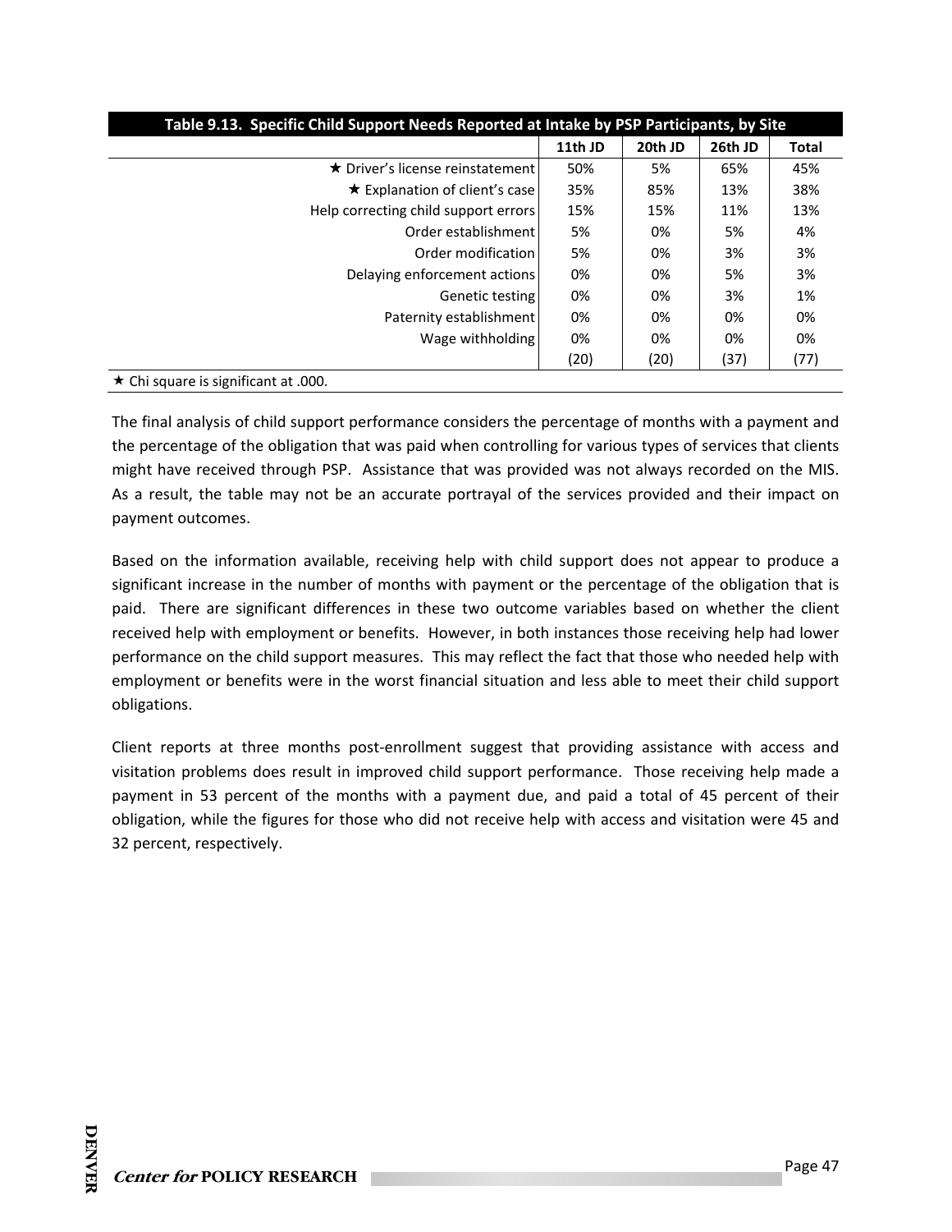**Table 9.13. Specific Child Support Needs Reported at Intake by PSP Participants, by Site**

| | 11th JD | 20th JD | 26th JD | Total |
|---|---|---|---|---|
| ★ Driver's license reinstatement | 50% | 5% | 65% | 45% |
| ★ Explanation of client's case | 35% | 85% | 13% | 38% |
| Help correcting child support errors | 15% | 15% | 11% | 13% |
| Order establishment | 5% | 0% | 5% | 4% |
| Order modification | 5% | 0% | 3% | 3% |
| Delaying enforcement actions | 0% | 0% | 5% | 3% |
| Genetic testing | 0% | 0% | 3% | 1% |
| Paternity establishment | 0% | 0% | 0% | 0% |
| Wage withholding | 0% | 0% | 0% | 0% |
| | (20) | (20) | (37) | (77) |

★ Chi square is significant at .000.

The final analysis of child support performance considers the percentage of months with a payment and the percentage of the obligation that was paid when controlling for various types of services that clients might have received through PSP. Assistance that was provided was not always recorded on the MIS. As a result, the table may not be an accurate portrayal of the services provided and their impact on payment outcomes.

Based on the information available, receiving help with child support does not appear to produce a significant increase in the number of months with payment or the percentage of the obligation that is paid. There are significant differences in these two outcome variables based on whether the client received help with employment or benefits. However, in both instances those receiving help had lower performance on the child support measures. This may reflect the fact that those who needed help with employment or benefits were in the worst financial situation and less able to meet their child support obligations.

Client reports at three months post-enrollment suggest that providing assistance with access and visitation problems does result in improved child support performance. Those receiving help made a payment in 53 percent of the months with a payment due, and paid a total of 45 percent of their obligation, while the figures for those who did not receive help with access and visitation were 45 and 32 percent, respectively.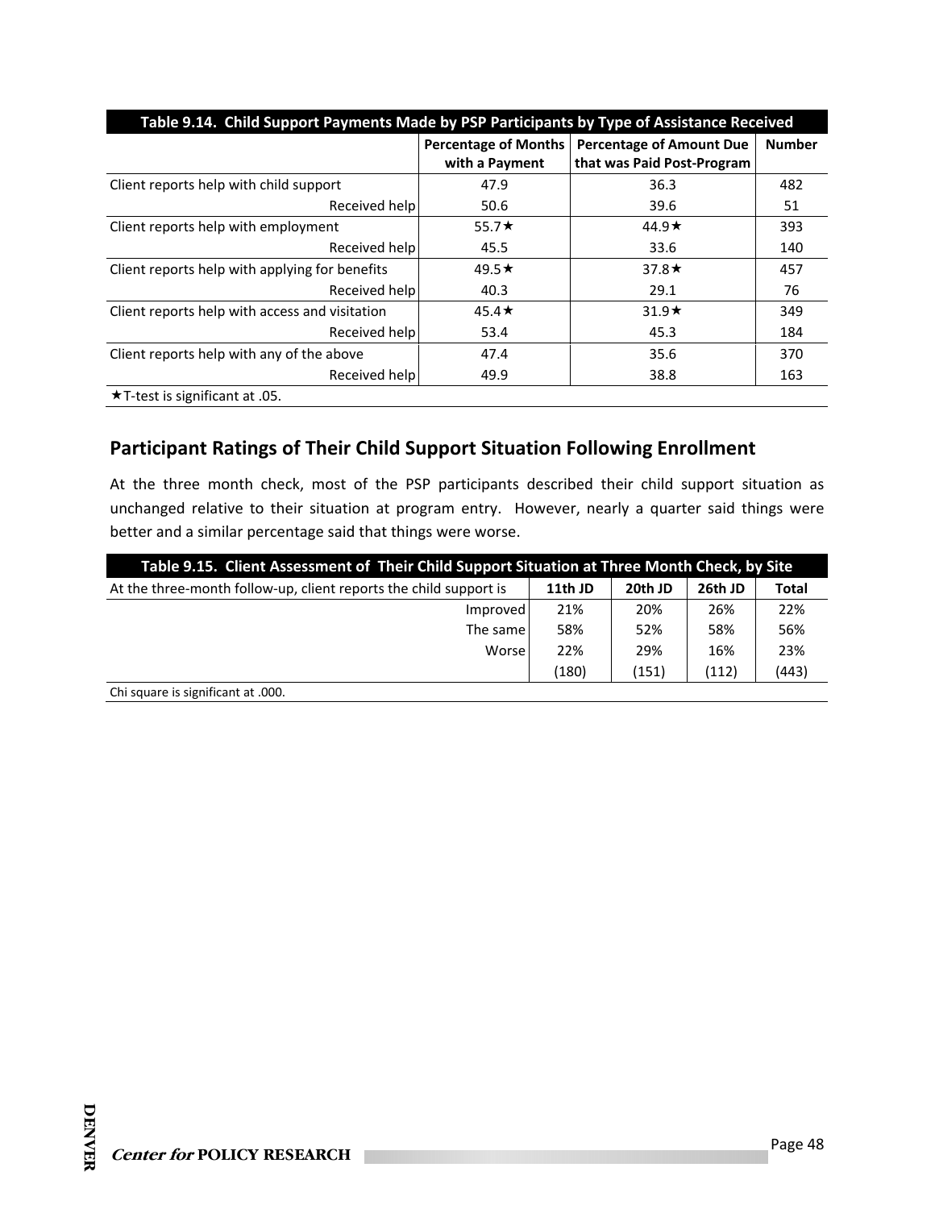| Table 9.14. Child Support Payments Made by PSP Participants by Type of Assistance Received | | | |
|---|---|---|---|
| | Percentage of Months with a Payment | Percentage of Amount Due that was Paid Post-Program | Number |
| Client reports help with child support | 47.9 | 36.3 | 482 |
| Received help | 50.6 | 39.6 | 51 |
| Client reports help with employment | 55.7★ | 44.9★ | 393 |
| Received help | 45.5 | 33.6 | 140 |
| Client reports help with applying for benefits | 49.5★ | 37.8★ | 457 |
| Received help | 40.3 | 29.1 | 76 |
| Client reports help with access and visitation | 45.4★ | 31.9★ | 349 |
| Received help | 53.4 | 45.3 | 184 |
| Client reports help with any of the above | 47.4 | 35.6 | 370 |
| Received help | 49.9 | 38.8 | 163 |

★T-test is significant at .05.

## Participant Ratings of Their Child Support Situation Following Enrollment

At the three month check, most of the PSP participants described their child support situation as unchanged relative to their situation at program entry. However, nearly a quarter said things were better and a similar percentage said that things were worse.

| Table 9.15. Client Assessment of Their Child Support Situation at Three Month Check, by Site | | | | |
|---|---|---|---|---|
| At the three-month follow-up, client reports the child support is | 11th JD | 20th JD | 26th JD | Total |
| Improved | 21% | 20% | 26% | 22% |
| The same | 58% | 52% | 58% | 56% |
| Worse | 22% | 29% | 16% | 23% |
| | (180) | (151) | (112) | (443) |

Chi square is significant at .000.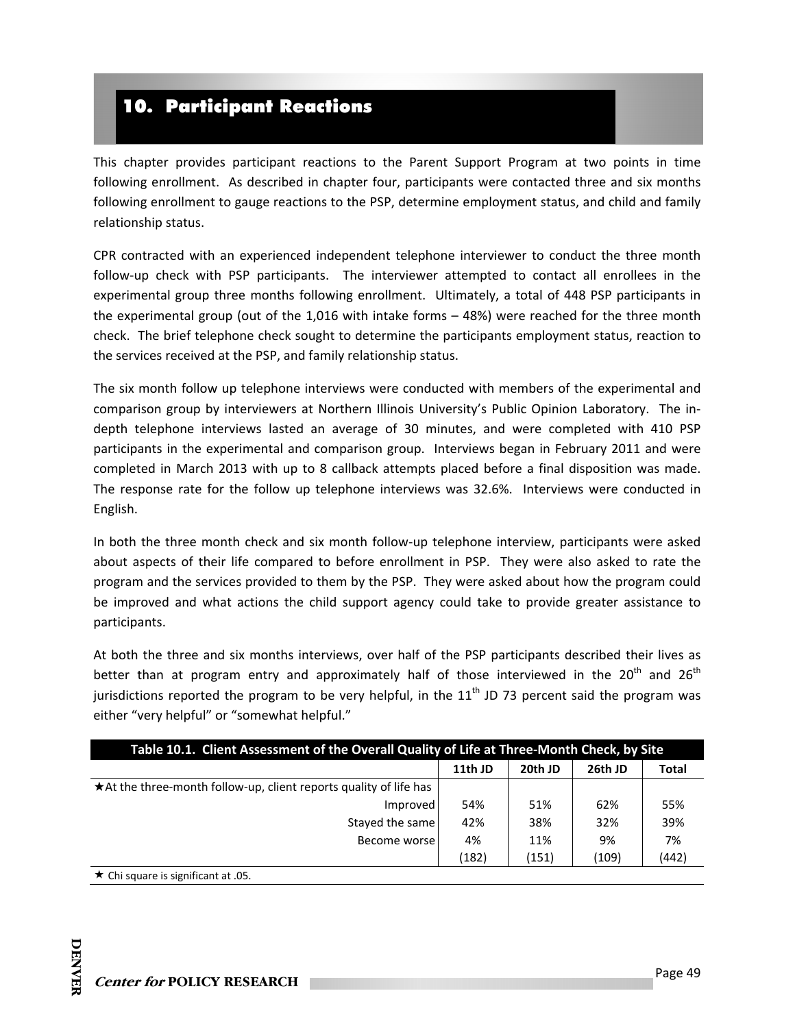# 10. Participant Reactions

This chapter provides participant reactions to the Parent Support Program at two points in time following enrollment. As described in chapter four, participants were contacted three and six months following enrollment to gauge reactions to the PSP, determine employment status, and child and family relationship status.

CPR contracted with an experienced independent telephone interviewer to conduct the three month follow-up check with PSP participants. The interviewer attempted to contact all enrollees in the experimental group three months following enrollment. Ultimately, a total of 448 PSP participants in the experimental group (out of the 1,016 with intake forms – 48%) were reached for the three month check. The brief telephone check sought to determine the participants employment status, reaction to the services received at the PSP, and family relationship status.

The six month follow up telephone interviews were conducted with members of the experimental and comparison group by interviewers at Northern Illinois University's Public Opinion Laboratory. The in-depth telephone interviews lasted an average of 30 minutes, and were completed with 410 PSP participants in the experimental and comparison group. Interviews began in February 2011 and were completed in March 2013 with up to 8 callback attempts placed before a final disposition was made. The response rate for the follow up telephone interviews was 32.6%. Interviews were conducted in English.

In both the three month check and six month follow-up telephone interview, participants were asked about aspects of their life compared to before enrollment in PSP. They were also asked to rate the program and the services provided to them by the PSP. They were asked about how the program could be improved and what actions the child support agency could take to provide greater assistance to participants.

At both the three and six months interviews, over half of the PSP participants described their lives as better than at program entry and approximately half of those interviewed in the 20th and 26th jurisdictions reported the program to be very helpful, in the 11th JD 73 percent said the program was either "very helpful" or "somewhat helpful."

**Table 10.1. Client Assessment of the Overall Quality of Life at Three-Month Check, by Site**

| | 11th JD | 20th JD | 26th JD | Total |
|---|---|---|---|---|
| ★At the three-month follow-up, client reports quality of life has | | | | |
| Improved | 54% | 51% | 62% | 55% |
| Stayed the same | 42% | 38% | 32% | 39% |
| Become worse | 4% | 11% | 9% | 7% |
| | (182) | (151) | (109) | (442) |

★ Chi square is significant at .05.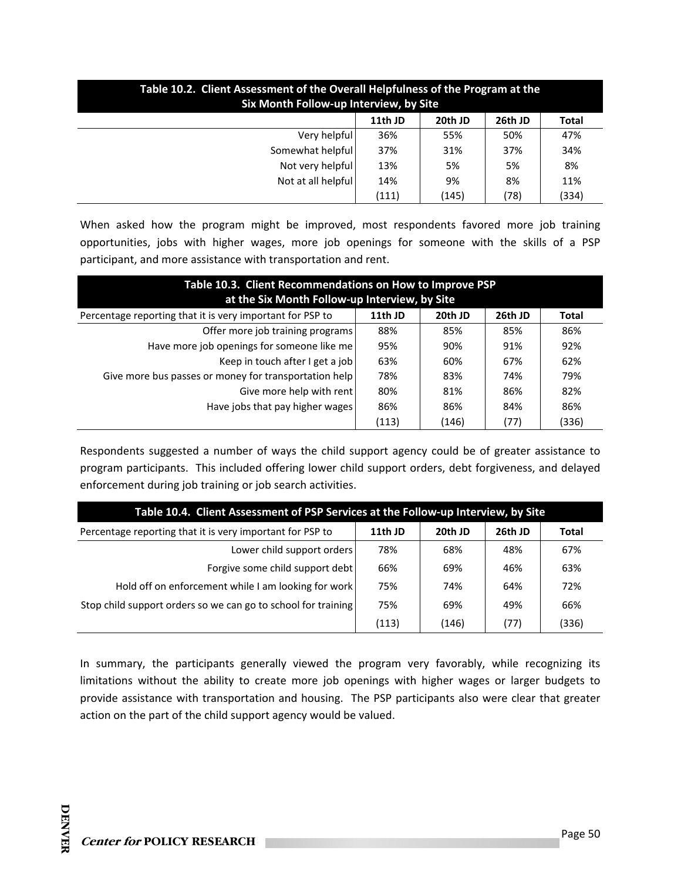| Table 10.2. Client Assessment of the Overall Helpfulness of the Program at the Six Month Follow-up Interview, by Site | | | | |
|---|---|---|---|---|
| | 11th JD | 20th JD | 26th JD | Total |
| Very helpful | 36% | 55% | 50% | 47% |
| Somewhat helpful | 37% | 31% | 37% | 34% |
| Not very helpful | 13% | 5% | 5% | 8% |
| Not at all helpful | 14% | 9% | 8% | 11% |
| | (111) | (145) | (78) | (334) |

When asked how the program might be improved, most respondents favored more job training opportunities, jobs with higher wages, more job openings for someone with the skills of a PSP participant, and more assistance with transportation and rent.

| Table 10.3. Client Recommendations on How to Improve PSP at the Six Month Follow-up Interview, by Site | | | | |
|---|---|---|---|---|
| Percentage reporting that it is very important for PSP to | 11th JD | 20th JD | 26th JD | Total |
| Offer more job training programs | 88% | 85% | 85% | 86% |
| Have more job openings for someone like me | 95% | 90% | 91% | 92% |
| Keep in touch after I get a job | 63% | 60% | 67% | 62% |
| Give more bus passes or money for transportation help | 78% | 83% | 74% | 79% |
| Give more help with rent | 80% | 81% | 86% | 82% |
| Have jobs that pay higher wages | 86% | 86% | 84% | 86% |
| | (113) | (146) | (77) | (336) |

Respondents suggested a number of ways the child support agency could be of greater assistance to program participants. This included offering lower child support orders, debt forgiveness, and delayed enforcement during job training or job search activities.

| Table 10.4. Client Assessment of PSP Services at the Follow-up Interview, by Site | | | | |
|---|---|---|---|---|
| Percentage reporting that it is very important for PSP to | 11th JD | 20th JD | 26th JD | Total |
| Lower child support orders | 78% | 68% | 48% | 67% |
| Forgive some child support debt | 66% | 69% | 46% | 63% |
| Hold off on enforcement while I am looking for work | 75% | 74% | 64% | 72% |
| Stop child support orders so we can go to school for training | 75% | 69% | 49% | 66% |
| | (113) | (146) | (77) | (336) |

In summary, the participants generally viewed the program very favorably, while recognizing its limitations without the ability to create more job openings with higher wages or larger budgets to provide assistance with transportation and housing. The PSP participants also were clear that greater action on the part of the child support agency would be valued.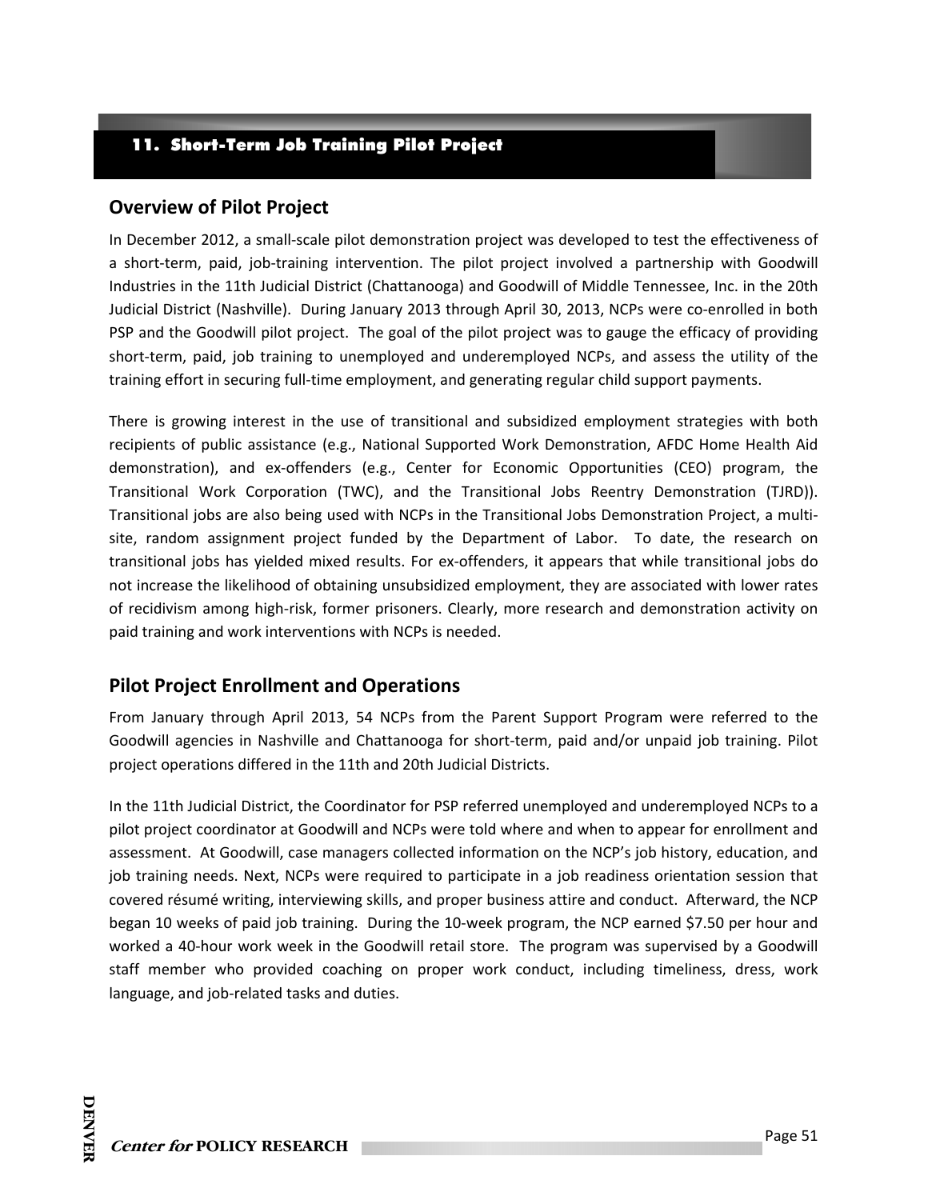## 11. Short-Term Job Training Pilot Project

### Overview of Pilot Project

In December 2012, a small-scale pilot demonstration project was developed to test the effectiveness of a short-term, paid, job-training intervention. The pilot project involved a partnership with Goodwill Industries in the 11th Judicial District (Chattanooga) and Goodwill of Middle Tennessee, Inc. in the 20th Judicial District (Nashville). During January 2013 through April 30, 2013, NCPs were co-enrolled in both PSP and the Goodwill pilot project. The goal of the pilot project was to gauge the efficacy of providing short-term, paid, job training to unemployed and underemployed NCPs, and assess the utility of the training effort in securing full-time employment, and generating regular child support payments.

There is growing interest in the use of transitional and subsidized employment strategies with both recipients of public assistance (e.g., National Supported Work Demonstration, AFDC Home Health Aid demonstration), and ex-offenders (e.g., Center for Economic Opportunities (CEO) program, the Transitional Work Corporation (TWC), and the Transitional Jobs Reentry Demonstration (TJRD)). Transitional jobs are also being used with NCPs in the Transitional Jobs Demonstration Project, a multi-site, random assignment project funded by the Department of Labor. To date, the research on transitional jobs has yielded mixed results. For ex-offenders, it appears that while transitional jobs do not increase the likelihood of obtaining unsubsidized employment, they are associated with lower rates of recidivism among high-risk, former prisoners. Clearly, more research and demonstration activity on paid training and work interventions with NCPs is needed.

### Pilot Project Enrollment and Operations

From January through April 2013, 54 NCPs from the Parent Support Program were referred to the Goodwill agencies in Nashville and Chattanooga for short-term, paid and/or unpaid job training. Pilot project operations differed in the 11th and 20th Judicial Districts.

In the 11th Judicial District, the Coordinator for PSP referred unemployed and underemployed NCPs to a pilot project coordinator at Goodwill and NCPs were told where and when to appear for enrollment and assessment. At Goodwill, case managers collected information on the NCP's job history, education, and job training needs. Next, NCPs were required to participate in a job readiness orientation session that covered résumé writing, interviewing skills, and proper business attire and conduct. Afterward, the NCP began 10 weeks of paid job training. During the 10-week program, the NCP earned $7.50 per hour and worked a 40-hour work week in the Goodwill retail store. The program was supervised by a Goodwill staff member who provided coaching on proper work conduct, including timeliness, dress, work language, and job-related tasks and duties.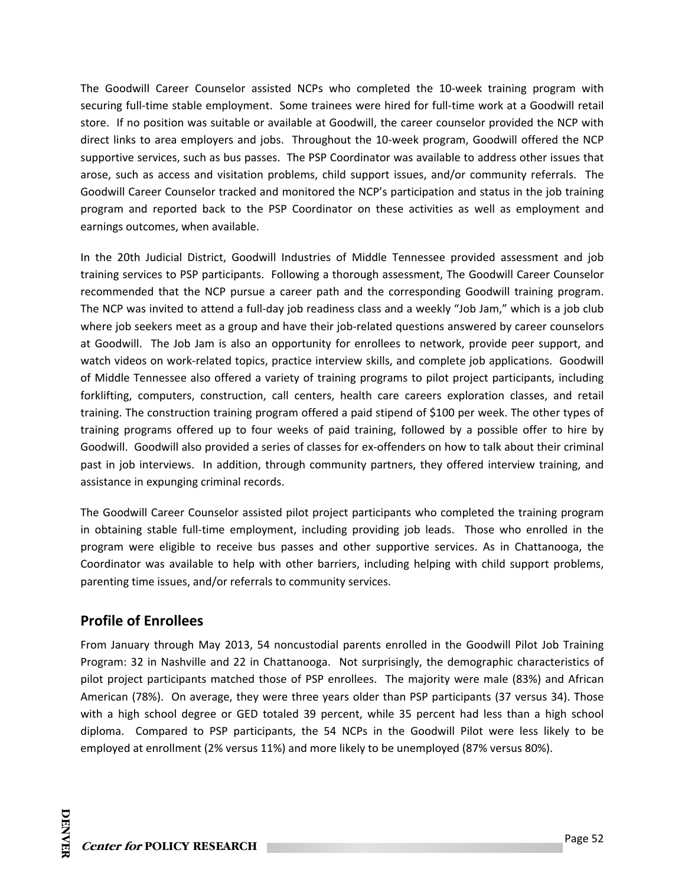The Goodwill Career Counselor assisted NCPs who completed the 10-week training program with securing full-time stable employment. Some trainees were hired for full-time work at a Goodwill retail store. If no position was suitable or available at Goodwill, the career counselor provided the NCP with direct links to area employers and jobs. Throughout the 10-week program, Goodwill offered the NCP supportive services, such as bus passes. The PSP Coordinator was available to address other issues that arose, such as access and visitation problems, child support issues, and/or community referrals. The Goodwill Career Counselor tracked and monitored the NCP's participation and status in the job training program and reported back to the PSP Coordinator on these activities as well as employment and earnings outcomes, when available.

In the 20th Judicial District, Goodwill Industries of Middle Tennessee provided assessment and job training services to PSP participants. Following a thorough assessment, The Goodwill Career Counselor recommended that the NCP pursue a career path and the corresponding Goodwill training program. The NCP was invited to attend a full-day job readiness class and a weekly "Job Jam," which is a job club where job seekers meet as a group and have their job-related questions answered by career counselors at Goodwill. The Job Jam is also an opportunity for enrollees to network, provide peer support, and watch videos on work-related topics, practice interview skills, and complete job applications. Goodwill of Middle Tennessee also offered a variety of training programs to pilot project participants, including forklifting, computers, construction, call centers, health care careers exploration classes, and retail training. The construction training program offered a paid stipend of $100 per week. The other types of training programs offered up to four weeks of paid training, followed by a possible offer to hire by Goodwill. Goodwill also provided a series of classes for ex-offenders on how to talk about their criminal past in job interviews. In addition, through community partners, they offered interview training, and assistance in expunging criminal records.

The Goodwill Career Counselor assisted pilot project participants who completed the training program in obtaining stable full-time employment, including providing job leads. Those who enrolled in the program were eligible to receive bus passes and other supportive services. As in Chattanooga, the Coordinator was available to help with other barriers, including helping with child support problems, parenting time issues, and/or referrals to community services.

## Profile of Enrollees

From January through May 2013, 54 noncustodial parents enrolled in the Goodwill Pilot Job Training Program: 32 in Nashville and 22 in Chattanooga. Not surprisingly, the demographic characteristics of pilot project participants matched those of PSP enrollees. The majority were male (83%) and African American (78%). On average, they were three years older than PSP participants (37 versus 34). Those with a high school degree or GED totaled 39 percent, while 35 percent had less than a high school diploma. Compared to PSP participants, the 54 NCPs in the Goodwill Pilot were less likely to be employed at enrollment (2% versus 11%) and more likely to be unemployed (87% versus 80%).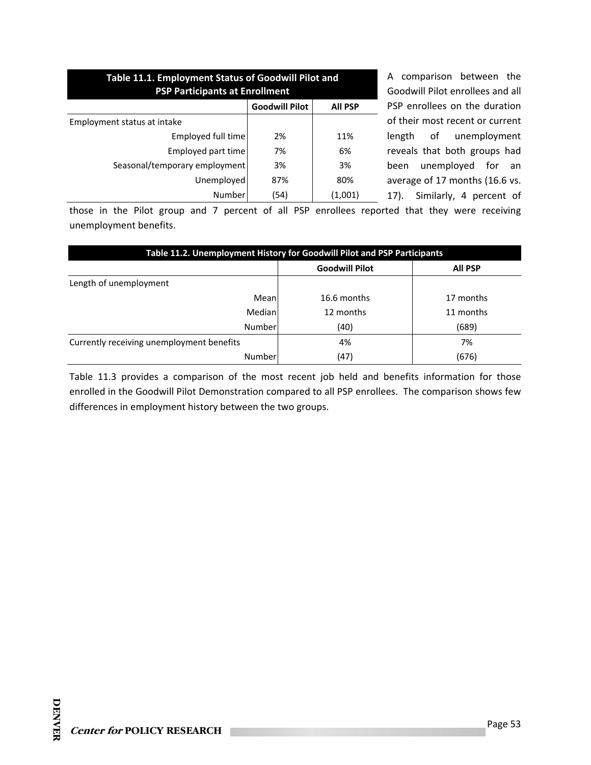**Table 11.1. Employment Status of Goodwill Pilot and PSP Participants at Enrollment**

| | Goodwill Pilot | All PSP |
|---|---|---|
| Employment status at intake | | |
| Employed full time | 2% | 11% |
| Employed part time | 7% | 6% |
| Seasonal/temporary employment | 3% | 3% |
| Unemployed | 87% | 80% |
| Number | (54) | (1,001) |

A comparison between the Goodwill Pilot enrollees and all PSP enrollees on the duration of their most recent or current length of unemployment reveals that both groups had been unemployed for an average of 17 months (16.6 vs. 17). Similarly, 4 percent of those in the Pilot group and 7 percent of all PSP enrollees reported that they were receiving unemployment benefits.

**Table 11.2. Unemployment History for Goodwill Pilot and PSP Participants**

| | Goodwill Pilot | All PSP |
|---|---|---|
| Length of unemployment | | |
| Mean | 16.6 months | 17 months |
| Median | 12 months | 11 months |
| Number | (40) | (689) |
| Currently receiving unemployment benefits | 4% | 7% |
| Number | (47) | (676) |

Table 11.3 provides a comparison of the most recent job held and benefits information for those enrolled in the Goodwill Pilot Demonstration compared to all PSP enrollees. The comparison shows few differences in employment history between the two groups.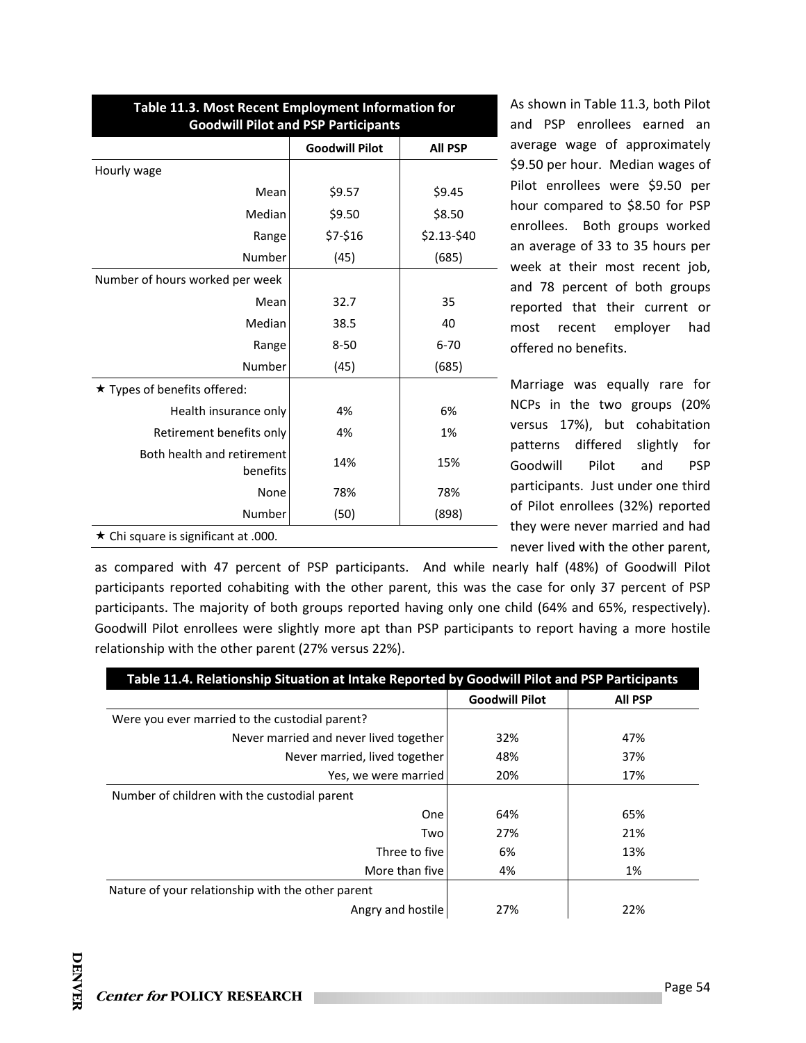**Table 11.3. Most Recent Employment Information for Goodwill Pilot and PSP Participants**

| | Goodwill Pilot | All PSP |
|---|---|---|
| Hourly wage | | |
| Mean | $9.57 | $9.45 |
| Median | $9.50 | $8.50 |
| Range | $7-$16 | $2.13-$40 |
| Number | (45) | (685) |
| Number of hours worked per week | | |
| Mean | 32.7 | 35 |
| Median | 38.5 | 40 |
| Range | 8-50 | 6-70 |
| Number | (45) | (685) |
| ★ Types of benefits offered: | | |
| Health insurance only | 4% | 6% |
| Retirement benefits only | 4% | 1% |
| Both health and retirement benefits | 14% | 15% |
| None | 78% | 78% |
| Number | (50) | (898) |

★ Chi square is significant at .000.

As shown in Table 11.3, both Pilot and PSP enrollees earned an average wage of approximately $9.50 per hour. Median wages of Pilot enrollees were $9.50 per hour compared to $8.50 for PSP enrollees. Both groups worked an average of 33 to 35 hours per week at their most recent job, and 78 percent of both groups reported that their current or most recent employer had offered no benefits.

Marriage was equally rare for NCPs in the two groups (20% versus 17%), but cohabitation patterns differed slightly for Goodwill Pilot and PSP participants. Just under one third of Pilot enrollees (32%) reported they were never married and had never lived with the other parent, as compared with 47 percent of PSP participants. And while nearly half (48%) of Goodwill Pilot participants reported cohabiting with the other parent, this was the case for only 37 percent of PSP participants. The majority of both groups reported having only one child (64% and 65%, respectively). Goodwill Pilot enrollees were slightly more apt than PSP participants to report having a more hostile relationship with the other parent (27% versus 22%).

**Table 11.4. Relationship Situation at Intake Reported by Goodwill Pilot and PSP Participants**

| | Goodwill Pilot | All PSP |
|---|---|---|
| Were you ever married to the custodial parent? | | |
| Never married and never lived together | 32% | 47% |
| Never married, lived together | 48% | 37% |
| Yes, we were married | 20% | 17% |
| Number of children with the custodial parent | | |
| One | 64% | 65% |
| Two | 27% | 21% |
| Three to five | 6% | 13% |
| More than five | 4% | 1% |
| Nature of your relationship with the other parent | | |
| Angry and hostile | 27% | 22% |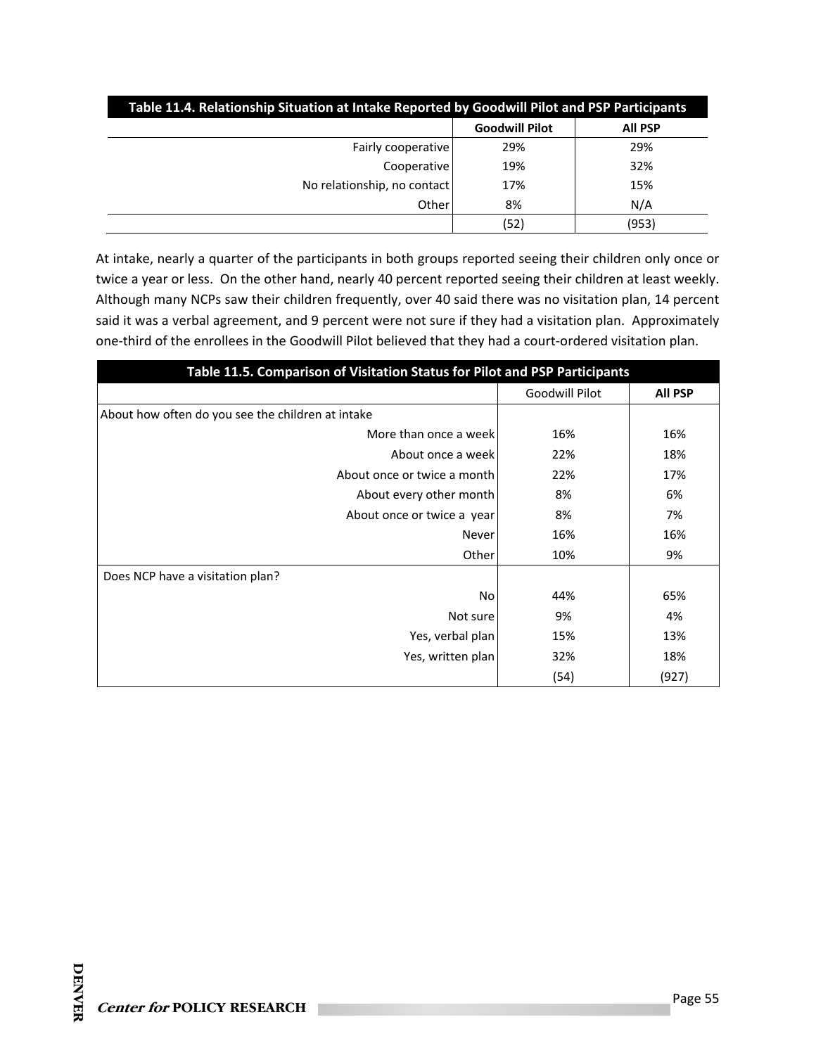**Table 11.4. Relationship Situation at Intake Reported by Goodwill Pilot and PSP Participants**

| | Goodwill Pilot | All PSP |
|---|---|---|
| Fairly cooperative | 29% | 29% |
| Cooperative | 19% | 32% |
| No relationship, no contact | 17% | 15% |
| Other | 8% | N/A |
| | (52) | (953) |

At intake, nearly a quarter of the participants in both groups reported seeing their children only once or twice a year or less. On the other hand, nearly 40 percent reported seeing their children at least weekly. Although many NCPs saw their children frequently, over 40 said there was no visitation plan, 14 percent said it was a verbal agreement, and 9 percent were not sure if they had a visitation plan. Approximately one-third of the enrollees in the Goodwill Pilot believed that they had a court-ordered visitation plan.

**Table 11.5. Comparison of Visitation Status for Pilot and PSP Participants**

| | Goodwill Pilot | All PSP |
|---|---|---|
| About how often do you see the children at intake | | |
| More than once a week | 16% | 16% |
| About once a week | 22% | 18% |
| About once or twice a month | 22% | 17% |
| About every other month | 8% | 6% |
| About once or twice a year | 8% | 7% |
| Never | 16% | 16% |
| Other | 10% | 9% |
| Does NCP have a visitation plan? | | |
| No | 44% | 65% |
| Not sure | 9% | 4% |
| Yes, verbal plan | 15% | 13% |
| Yes, written plan | 32% | 18% |
| | (54) | (927) |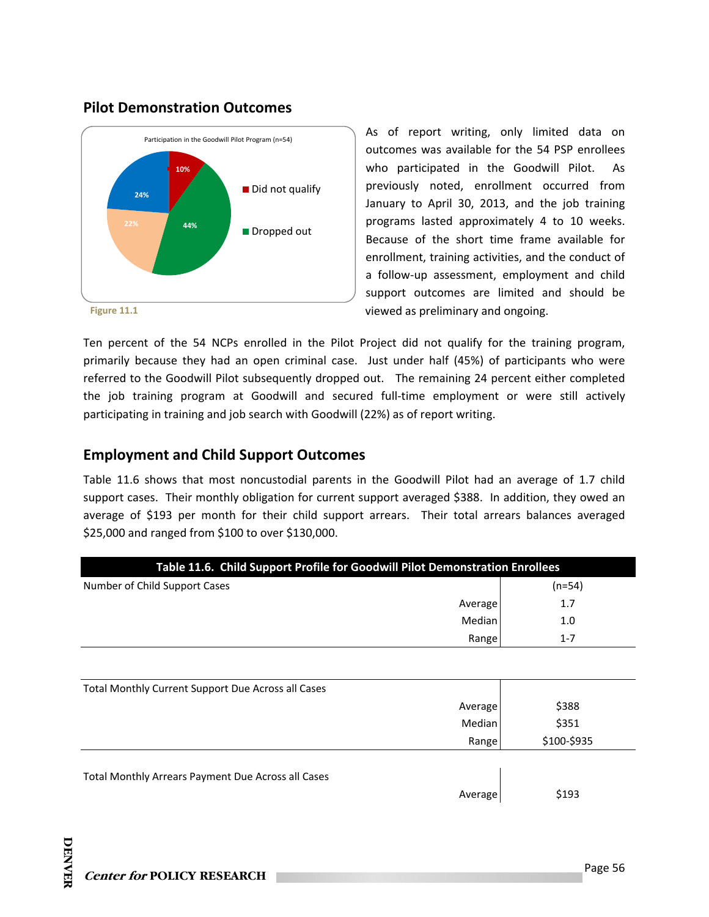## Pilot Demonstration Outcomes

Participation in the Goodwill Pilot Program (n=54)

- Did not qualify: 10%
- Dropped out: 44%
- 22%
- 24%

Figure 11.1

As of report writing, only limited data on outcomes was available for the 54 PSP enrollees who participated in the Goodwill Pilot. As previously noted, enrollment occurred from January to April 30, 2013, and the job training programs lasted approximately 4 to 10 weeks. Because of the short time frame available for enrollment, training activities, and the conduct of a follow-up assessment, employment and child support outcomes are limited and should be viewed as preliminary and ongoing.

Ten percent of the 54 NCPs enrolled in the Pilot Project did not qualify for the training program, primarily because they had an open criminal case. Just under half (45%) of participants who were referred to the Goodwill Pilot subsequently dropped out. The remaining 24 percent either completed the job training program at Goodwill and secured full-time employment or were still actively participating in training and job search with Goodwill (22%) as of report writing.

## Employment and Child Support Outcomes

Table 11.6 shows that most noncustodial parents in the Goodwill Pilot had an average of 1.7 child support cases. Their monthly obligation for current support averaged $388. In addition, they owed an average of $193 per month for their child support arrears. Their total arrears balances averaged $25,000 and ranged from $100 to over $130,000.

| Table 11.6. Child Support Profile for Goodwill Pilot Demonstration Enrollees | |
|---|---|
| Number of Child Support Cases | (n=54) |
| Average | 1.7 |
| Median | 1.0 |
| Range | 1-7 |
| Total Monthly Current Support Due Across all Cases | |
| Average | $388 |
| Median | $351 |
| Range | $100-$935 |
| Total Monthly Arrears Payment Due Across all Cases | |
| Average | $193 |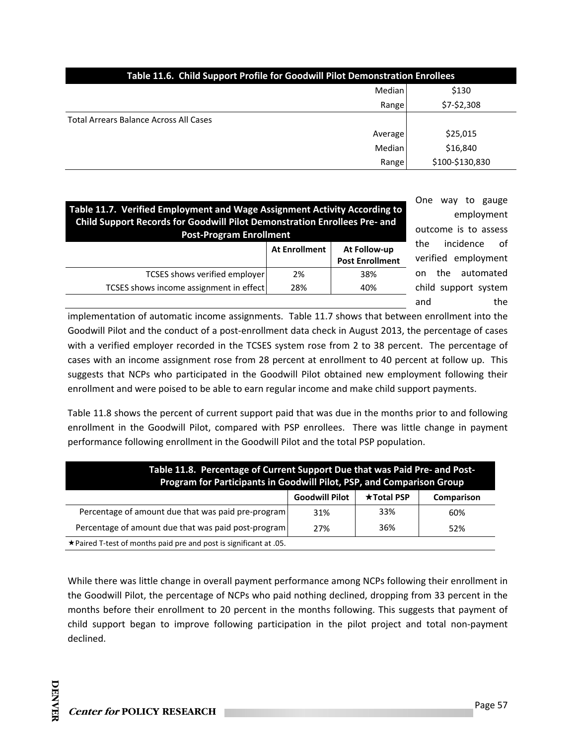| Table 11.6. Child Support Profile for Goodwill Pilot Demonstration Enrollees | |
|---|---|
| Median | $130 |
| Range | $7-$2,308 |
| Total Arrears Balance Across All Cases | |
| Average | $25,015 |
| Median | $16,840 |
| Range | $100-$130,830 |

| Table 11.7. Verified Employment and Wage Assignment Activity According to Child Support Records for Goodwill Pilot Demonstration Enrollees Pre- and Post-Program Enrollment | At Enrollment | At Follow-up Post Enrollment |
|---|---|---|
| TCSES shows verified employer | 2% | 38% |
| TCSES shows income assignment in effect | 28% | 40% |

One way to gauge employment outcome is to assess the incidence of verified employment on the automated child support system and the implementation of automatic income assignments. Table 11.7 shows that between enrollment into the Goodwill Pilot and the conduct of a post-enrollment data check in August 2013, the percentage of cases with a verified employer recorded in the TCSES system rose from 2 to 38 percent. The percentage of cases with an income assignment rose from 28 percent at enrollment to 40 percent at follow up. This suggests that NCPs who participated in the Goodwill Pilot obtained new employment following their enrollment and were poised to be able to earn regular income and make child support payments.

Table 11.8 shows the percent of current support paid that was due in the months prior to and following enrollment in the Goodwill Pilot, compared with PSP enrollees. There was little change in payment performance following enrollment in the Goodwill Pilot and the total PSP population.

| Table 11.8. Percentage of Current Support Due that was Paid Pre- and Post-Program for Participants in Goodwill Pilot, PSP, and Comparison Group | Goodwill Pilot | ★Total PSP | Comparison |
|---|---|---|---|
| Percentage of amount due that was paid pre-program | 31% | 33% | 60% |
| Percentage of amount due that was paid post-program | 27% | 36% | 52% |

★Paired T-test of months paid pre and post is significant at .05.

While there was little change in overall payment performance among NCPs following their enrollment in the Goodwill Pilot, the percentage of NCPs who paid nothing declined, dropping from 33 percent in the months before their enrollment to 20 percent in the months following. This suggests that payment of child support began to improve following participation in the pilot project and total non-payment declined.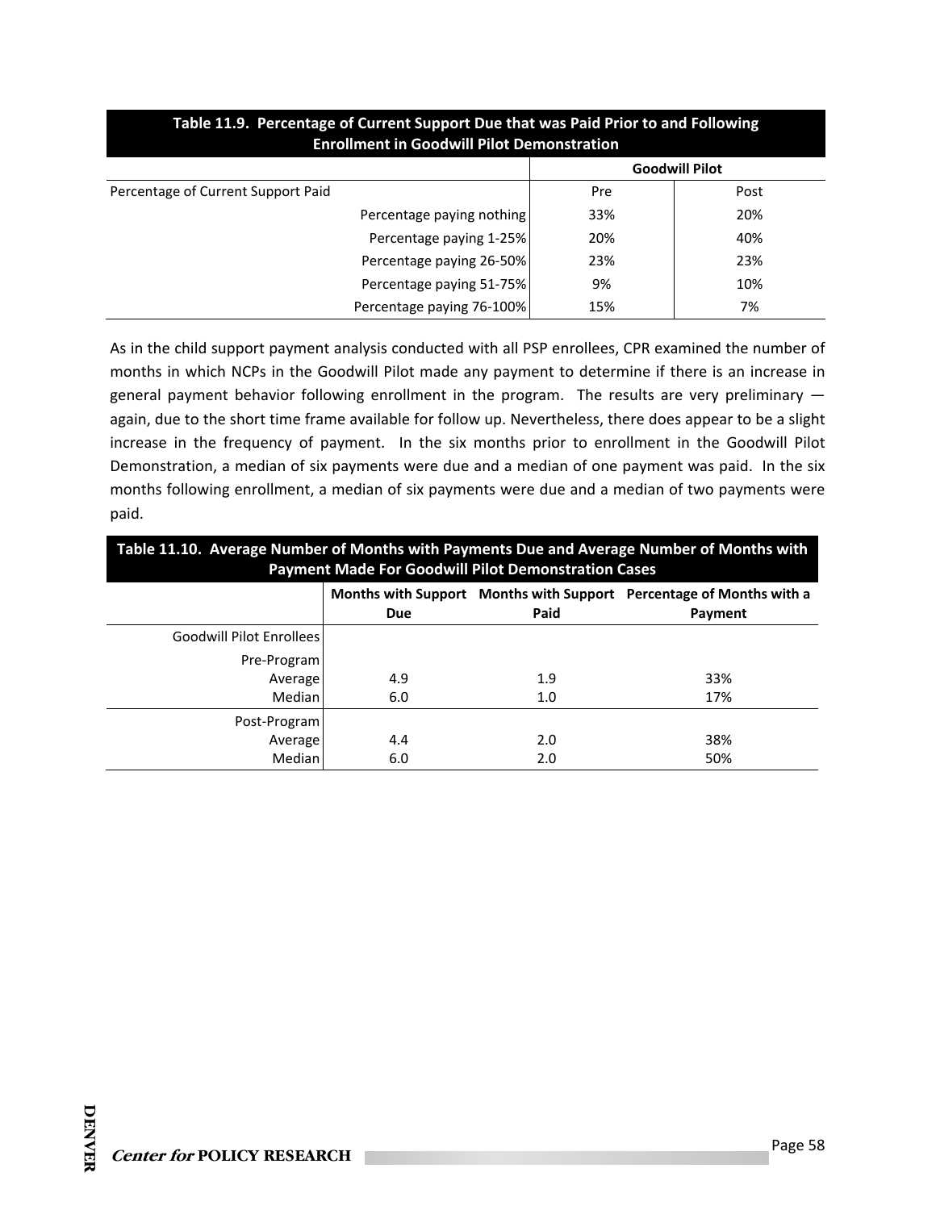| Table 11.9. Percentage of Current Support Due that was Paid Prior to and Following Enrollment in Goodwill Pilot Demonstration | | |
|---|---|---|
| | Goodwill Pilot | |
| Percentage of Current Support Paid | Pre | Post |
| Percentage paying nothing | 33% | 20% |
| Percentage paying 1-25% | 20% | 40% |
| Percentage paying 26-50% | 23% | 23% |
| Percentage paying 51-75% | 9% | 10% |
| Percentage paying 76-100% | 15% | 7% |

As in the child support payment analysis conducted with all PSP enrollees, CPR examined the number of months in which NCPs in the Goodwill Pilot made any payment to determine if there is an increase in general payment behavior following enrollment in the program. The results are very preliminary — again, due to the short time frame available for follow up. Nevertheless, there does appear to be a slight increase in the frequency of payment. In the six months prior to enrollment in the Goodwill Pilot Demonstration, a median of six payments were due and a median of one payment was paid. In the six months following enrollment, a median of six payments were due and a median of two payments were paid.

| Table 11.10. Average Number of Months with Payments Due and Average Number of Months with Payment Made For Goodwill Pilot Demonstration Cases | | | |
|---|---|---|---|
| | Months with Support Due | Months with Support Paid | Percentage of Months with a Payment |
| Goodwill Pilot Enrollees | | | |
| Pre-Program | | | |
| Average | 4.9 | 1.9 | 33% |
| Median | 6.0 | 1.0 | 17% |
| Post-Program | | | |
| Average | 4.4 | 2.0 | 38% |
| Median | 6.0 | 2.0 | 50% |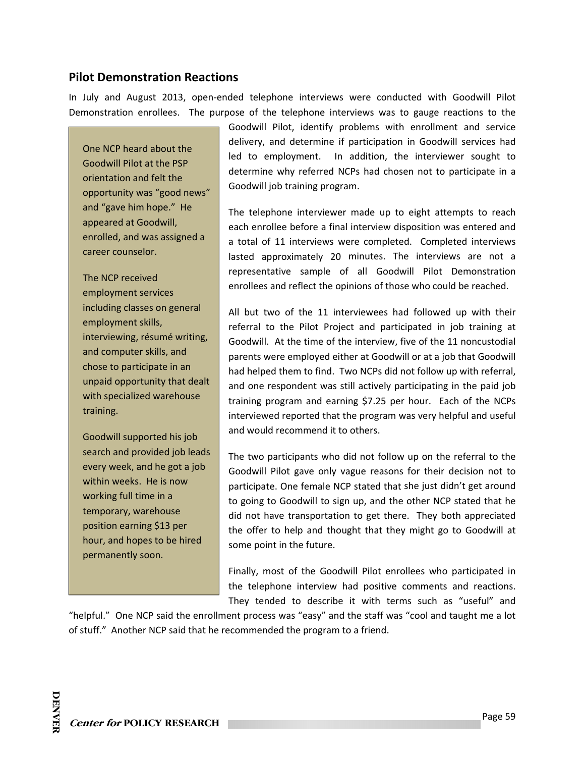## Pilot Demonstration Reactions

In July and August 2013, open-ended telephone interviews were conducted with Goodwill Pilot Demonstration enrollees. The purpose of the telephone interviews was to gauge reactions to the Goodwill Pilot, identify problems with enrollment and service delivery, and determine if participation in Goodwill services had led to employment. In addition, the interviewer sought to determine why referred NCPs had chosen not to participate in a Goodwill job training program.

> One NCP heard about the Goodwill Pilot at the PSP orientation and felt the opportunity was "good news" and "gave him hope." He appeared at Goodwill, enrolled, and was assigned a career counselor.
>
> The NCP received employment services including classes on general employment skills, interviewing, résumé writing, and computer skills, and chose to participate in an unpaid opportunity that dealt with specialized warehouse training.
>
> Goodwill supported his job search and provided job leads every week, and he got a job within weeks. He is now working full time in a temporary, warehouse position earning $13 per hour, and hopes to be hired permanently soon.

The telephone interviewer made up to eight attempts to reach each enrollee before a final interview disposition was entered and a total of 11 interviews were completed. Completed interviews lasted approximately 20 minutes. The interviews are not a representative sample of all Goodwill Pilot Demonstration enrollees and reflect the opinions of those who could be reached.

All but two of the 11 interviewees had followed up with their referral to the Pilot Project and participated in job training at Goodwill. At the time of the interview, five of the 11 noncustodial parents were employed either at Goodwill or at a job that Goodwill had helped them to find. Two NCPs did not follow up with referral, and one respondent was still actively participating in the paid job training program and earning $7.25 per hour. Each of the NCPs interviewed reported that the program was very helpful and useful and would recommend it to others.

The two participants who did not follow up on the referral to the Goodwill Pilot gave only vague reasons for their decision not to participate. One female NCP stated that she just didn't get around to going to Goodwill to sign up, and the other NCP stated that he did not have transportation to get there. They both appreciated the offer to help and thought that they might go to Goodwill at some point in the future.

Finally, most of the Goodwill Pilot enrollees who participated in the telephone interview had positive comments and reactions. They tended to describe it with terms such as "useful" and "helpful." One NCP said the enrollment process was "easy" and the staff was "cool and taught me a lot of stuff." Another NCP said that he recommended the program to a friend.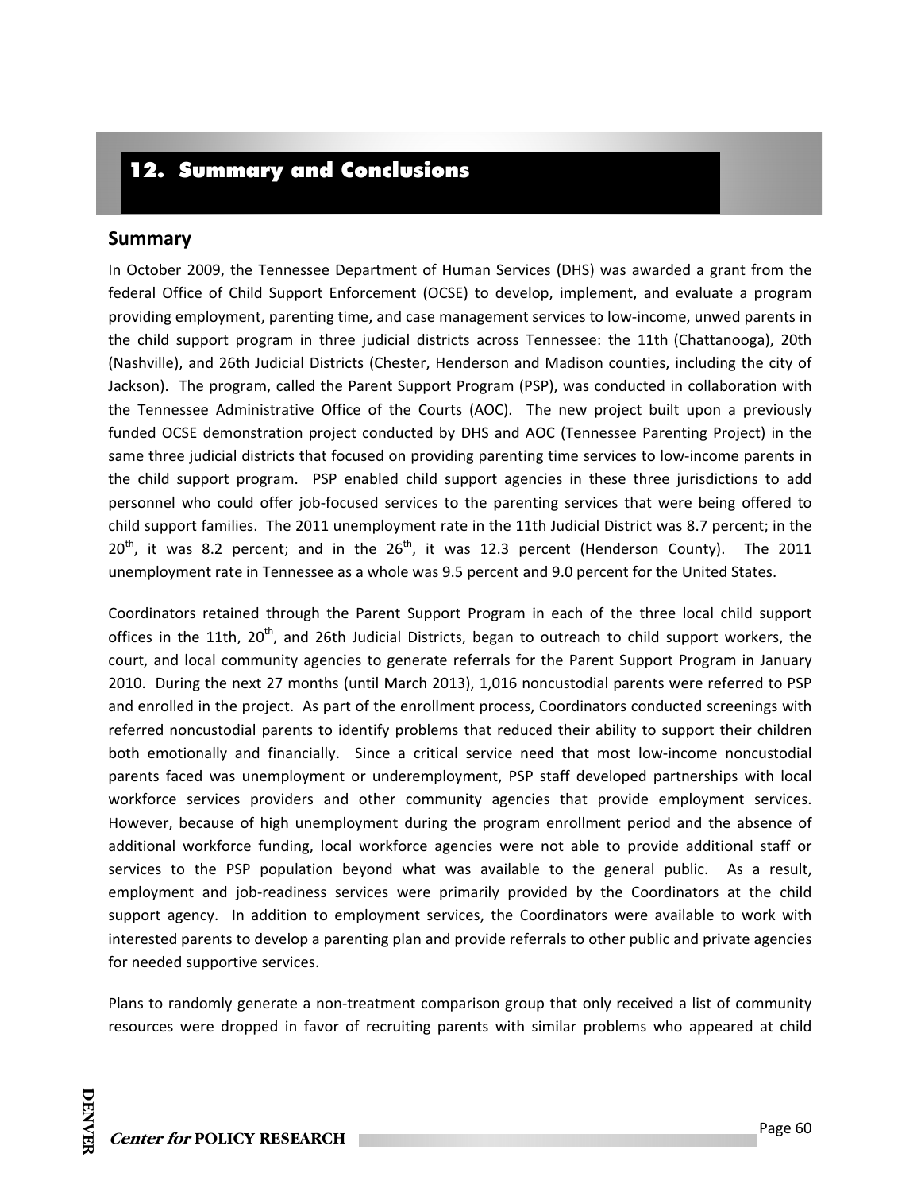# 12. Summary and Conclusions

## Summary

In October 2009, the Tennessee Department of Human Services (DHS) was awarded a grant from the federal Office of Child Support Enforcement (OCSE) to develop, implement, and evaluate a program providing employment, parenting time, and case management services to low-income, unwed parents in the child support program in three judicial districts across Tennessee: the 11th (Chattanooga), 20th (Nashville), and 26th Judicial Districts (Chester, Henderson and Madison counties, including the city of Jackson). The program, called the Parent Support Program (PSP), was conducted in collaboration with the Tennessee Administrative Office of the Courts (AOC). The new project built upon a previously funded OCSE demonstration project conducted by DHS and AOC (Tennessee Parenting Project) in the same three judicial districts that focused on providing parenting time services to low-income parents in the child support program. PSP enabled child support agencies in these three jurisdictions to add personnel who could offer job-focused services to the parenting services that were being offered to child support families. The 2011 unemployment rate in the 11th Judicial District was 8.7 percent; in the 20th, it was 8.2 percent; and in the 26th, it was 12.3 percent (Henderson County). The 2011 unemployment rate in Tennessee as a whole was 9.5 percent and 9.0 percent for the United States.

Coordinators retained through the Parent Support Program in each of the three local child support offices in the 11th, 20th, and 26th Judicial Districts, began to outreach to child support workers, the court, and local community agencies to generate referrals for the Parent Support Program in January 2010. During the next 27 months (until March 2013), 1,016 noncustodial parents were referred to PSP and enrolled in the project. As part of the enrollment process, Coordinators conducted screenings with referred noncustodial parents to identify problems that reduced their ability to support their children both emotionally and financially. Since a critical service need that most low-income noncustodial parents faced was unemployment or underemployment, PSP staff developed partnerships with local workforce services providers and other community agencies that provide employment services. However, because of high unemployment during the program enrollment period and the absence of additional workforce funding, local workforce agencies were not able to provide additional staff or services to the PSP population beyond what was available to the general public. As a result, employment and job-readiness services were primarily provided by the Coordinators at the child support agency. In addition to employment services, the Coordinators were available to work with interested parents to develop a parenting plan and provide referrals to other public and private agencies for needed supportive services.

Plans to randomly generate a non-treatment comparison group that only received a list of community resources were dropped in favor of recruiting parents with similar problems who appeared at child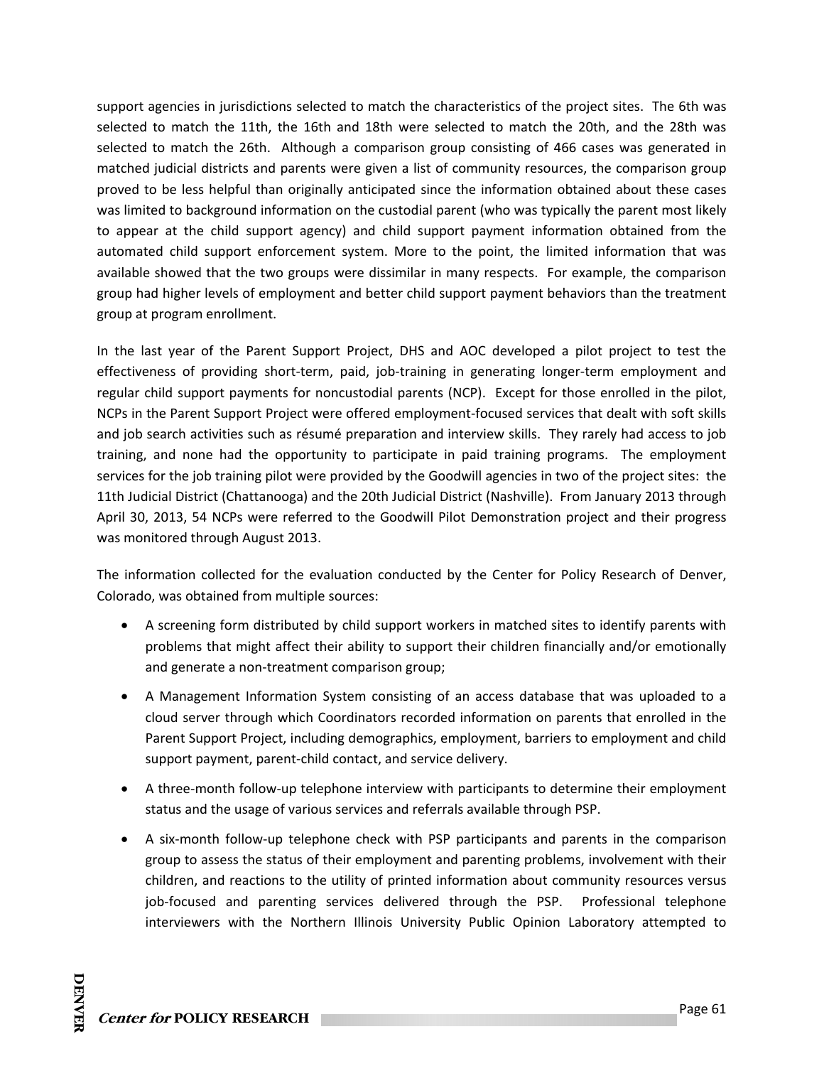support agencies in jurisdictions selected to match the characteristics of the project sites. The 6th was selected to match the 11th, the 16th and 18th were selected to match the 20th, and the 28th was selected to match the 26th. Although a comparison group consisting of 466 cases was generated in matched judicial districts and parents were given a list of community resources, the comparison group proved to be less helpful than originally anticipated since the information obtained about these cases was limited to background information on the custodial parent (who was typically the parent most likely to appear at the child support agency) and child support payment information obtained from the automated child support enforcement system. More to the point, the limited information that was available showed that the two groups were dissimilar in many respects. For example, the comparison group had higher levels of employment and better child support payment behaviors than the treatment group at program enrollment.

In the last year of the Parent Support Project, DHS and AOC developed a pilot project to test the effectiveness of providing short-term, paid, job-training in generating longer-term employment and regular child support payments for noncustodial parents (NCP). Except for those enrolled in the pilot, NCPs in the Parent Support Project were offered employment-focused services that dealt with soft skills and job search activities such as résumé preparation and interview skills. They rarely had access to job training, and none had the opportunity to participate in paid training programs. The employment services for the job training pilot were provided by the Goodwill agencies in two of the project sites: the 11th Judicial District (Chattanooga) and the 20th Judicial District (Nashville). From January 2013 through April 30, 2013, 54 NCPs were referred to the Goodwill Pilot Demonstration project and their progress was monitored through August 2013.

The information collected for the evaluation conducted by the Center for Policy Research of Denver, Colorado, was obtained from multiple sources:

- A screening form distributed by child support workers in matched sites to identify parents with problems that might affect their ability to support their children financially and/or emotionally and generate a non-treatment comparison group;
- A Management Information System consisting of an access database that was uploaded to a cloud server through which Coordinators recorded information on parents that enrolled in the Parent Support Project, including demographics, employment, barriers to employment and child support payment, parent-child contact, and service delivery.
- A three-month follow-up telephone interview with participants to determine their employment status and the usage of various services and referrals available through PSP.
- A six-month follow-up telephone check with PSP participants and parents in the comparison group to assess the status of their employment and parenting problems, involvement with their children, and reactions to the utility of printed information about community resources versus job-focused and parenting services delivered through the PSP. Professional telephone interviewers with the Northern Illinois University Public Opinion Laboratory attempted to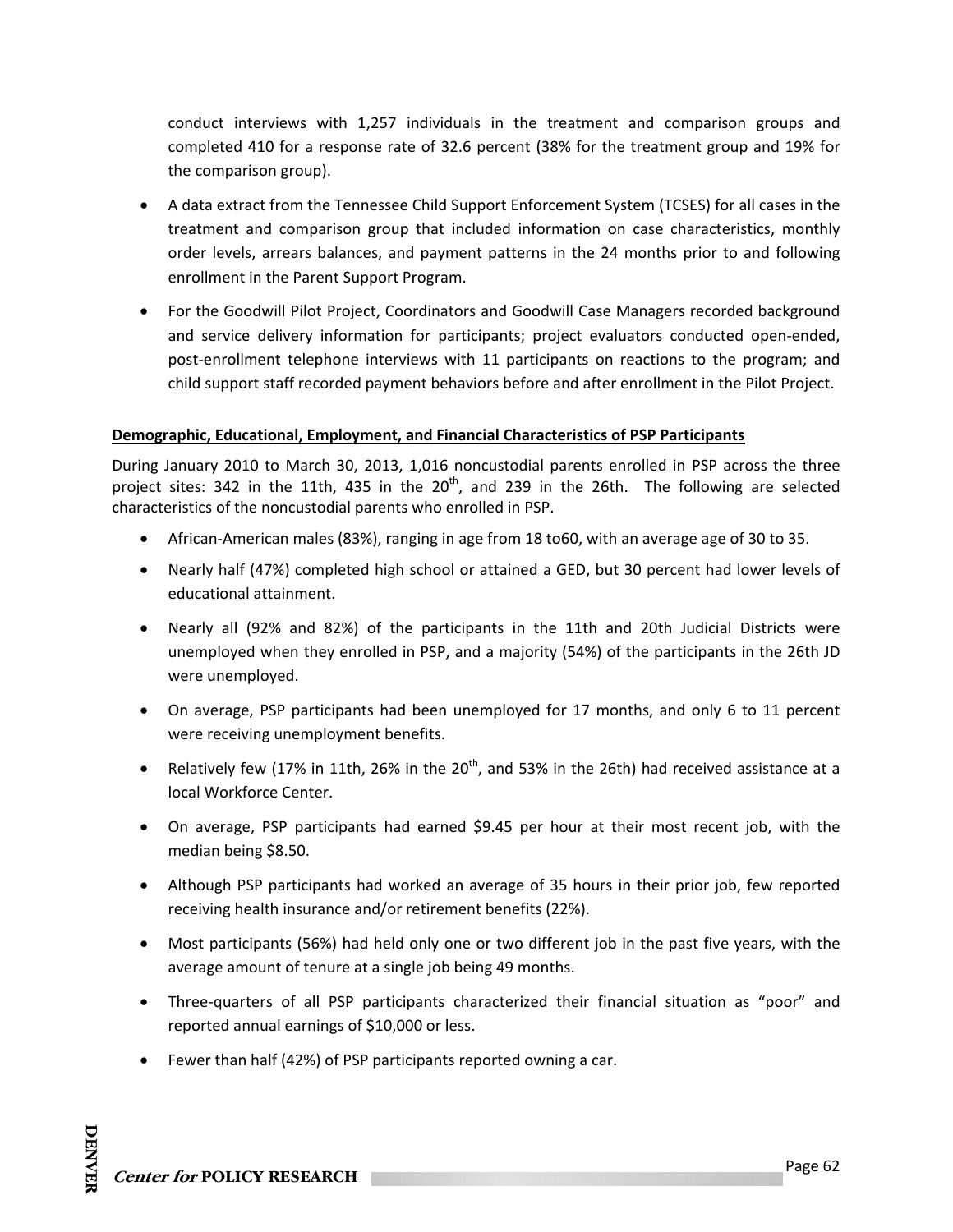conduct interviews with 1,257 individuals in the treatment and comparison groups and completed 410 for a response rate of 32.6 percent (38% for the treatment group and 19% for the comparison group).

- A data extract from the Tennessee Child Support Enforcement System (TCSES) for all cases in the treatment and comparison group that included information on case characteristics, monthly order levels, arrears balances, and payment patterns in the 24 months prior to and following enrollment in the Parent Support Program.
- For the Goodwill Pilot Project, Coordinators and Goodwill Case Managers recorded background and service delivery information for participants; project evaluators conducted open-ended, post-enrollment telephone interviews with 11 participants on reactions to the program; and child support staff recorded payment behaviors before and after enrollment in the Pilot Project.

**Demographic, Educational, Employment, and Financial Characteristics of PSP Participants**

During January 2010 to March 30, 2013, 1,016 noncustodial parents enrolled in PSP across the three project sites: 342 in the 11th, 435 in the 20th, and 239 in the 26th. The following are selected characteristics of the noncustodial parents who enrolled in PSP.

- African-American males (83%), ranging in age from 18 to60, with an average age of 30 to 35.
- Nearly half (47%) completed high school or attained a GED, but 30 percent had lower levels of educational attainment.
- Nearly all (92% and 82%) of the participants in the 11th and 20th Judicial Districts were unemployed when they enrolled in PSP, and a majority (54%) of the participants in the 26th JD were unemployed.
- On average, PSP participants had been unemployed for 17 months, and only 6 to 11 percent were receiving unemployment benefits.
- Relatively few (17% in 11th, 26% in the 20th, and 53% in the 26th) had received assistance at a local Workforce Center.
- On average, PSP participants had earned $9.45 per hour at their most recent job, with the median being $8.50.
- Although PSP participants had worked an average of 35 hours in their prior job, few reported receiving health insurance and/or retirement benefits (22%).
- Most participants (56%) had held only one or two different job in the past five years, with the average amount of tenure at a single job being 49 months.
- Three-quarters of all PSP participants characterized their financial situation as "poor" and reported annual earnings of $10,000 or less.
- Fewer than half (42%) of PSP participants reported owning a car.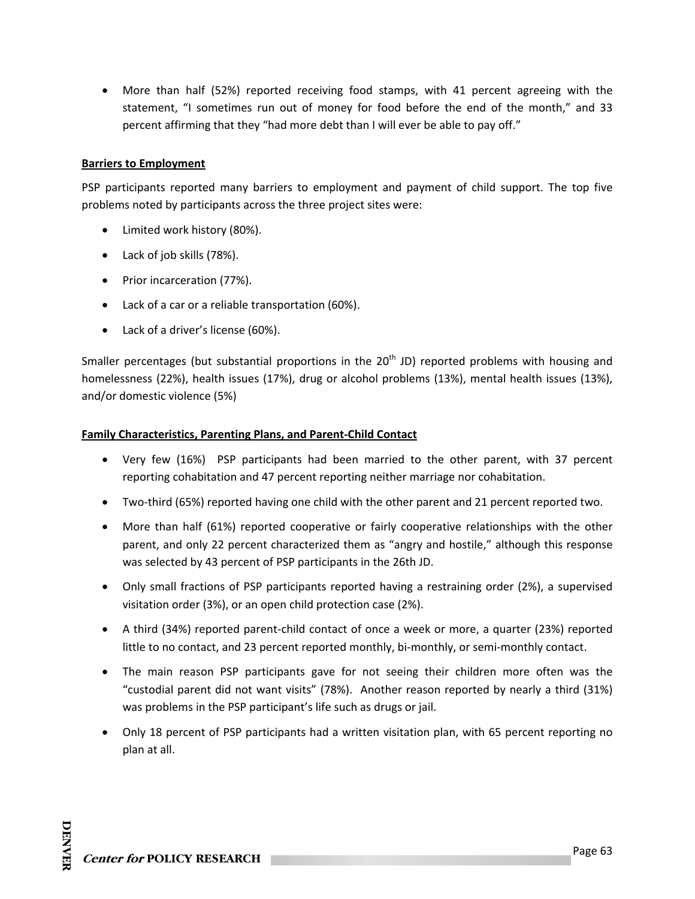- More than half (52%) reported receiving food stamps, with 41 percent agreeing with the statement, "I sometimes run out of money for food before the end of the month," and 33 percent affirming that they "had more debt than I will ever be able to pay off."

**Barriers to Employment**

PSP participants reported many barriers to employment and payment of child support. The top five problems noted by participants across the three project sites were:

- Limited work history (80%).
- Lack of job skills (78%).
- Prior incarceration (77%).
- Lack of a car or a reliable transportation (60%).
- Lack of a driver's license (60%).

Smaller percentages (but substantial proportions in the 20th JD) reported problems with housing and homelessness (22%), health issues (17%), drug or alcohol problems (13%), mental health issues (13%), and/or domestic violence (5%)

**Family Characteristics, Parenting Plans, and Parent-Child Contact**

- Very few (16%) PSP participants had been married to the other parent, with 37 percent reporting cohabitation and 47 percent reporting neither marriage nor cohabitation.
- Two-third (65%) reported having one child with the other parent and 21 percent reported two.
- More than half (61%) reported cooperative or fairly cooperative relationships with the other parent, and only 22 percent characterized them as "angry and hostile," although this response was selected by 43 percent of PSP participants in the 26th JD.
- Only small fractions of PSP participants reported having a restraining order (2%), a supervised visitation order (3%), or an open child protection case (2%).
- A third (34%) reported parent-child contact of once a week or more, a quarter (23%) reported little to no contact, and 23 percent reported monthly, bi-monthly, or semi-monthly contact.
- The main reason PSP participants gave for not seeing their children more often was the "custodial parent did not want visits" (78%). Another reason reported by nearly a third (31%) was problems in the PSP participant's life such as drugs or jail.
- Only 18 percent of PSP participants had a written visitation plan, with 65 percent reporting no plan at all.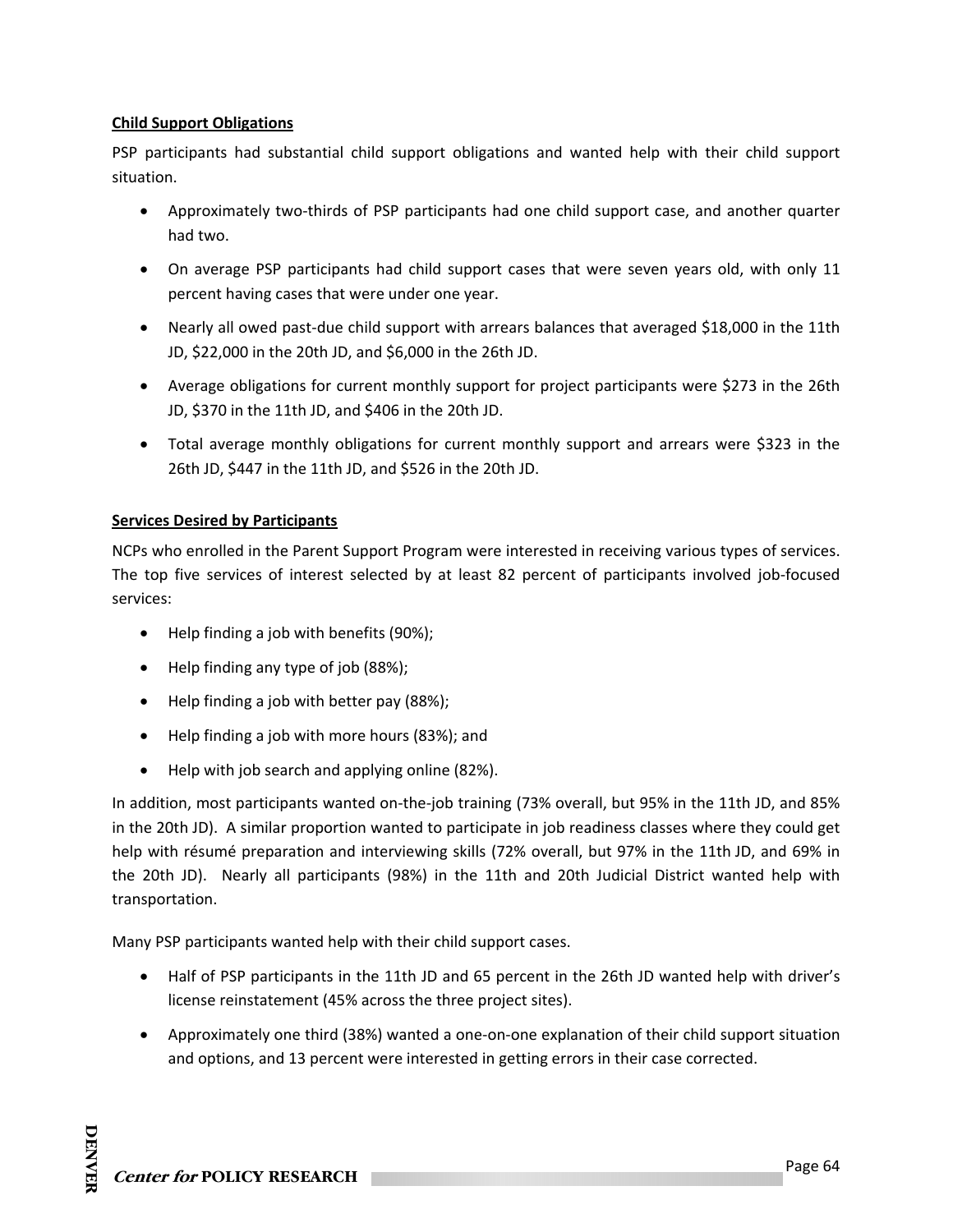**Child Support Obligations**

PSP participants had substantial child support obligations and wanted help with their child support situation.

- Approximately two-thirds of PSP participants had one child support case, and another quarter had two.
- On average PSP participants had child support cases that were seven years old, with only 11 percent having cases that were under one year.
- Nearly all owed past-due child support with arrears balances that averaged $18,000 in the 11th JD, $22,000 in the 20th JD, and $6,000 in the 26th JD.
- Average obligations for current monthly support for project participants were $273 in the 26th JD, $370 in the 11th JD, and $406 in the 20th JD.
- Total average monthly obligations for current monthly support and arrears were $323 in the 26th JD, $447 in the 11th JD, and $526 in the 20th JD.

**Services Desired by Participants**

NCPs who enrolled in the Parent Support Program were interested in receiving various types of services. The top five services of interest selected by at least 82 percent of participants involved job-focused services:

- Help finding a job with benefits (90%);
- Help finding any type of job (88%);
- Help finding a job with better pay (88%);
- Help finding a job with more hours (83%); and
- Help with job search and applying online (82%).

In addition, most participants wanted on-the-job training (73% overall, but 95% in the 11th JD, and 85% in the 20th JD). A similar proportion wanted to participate in job readiness classes where they could get help with résumé preparation and interviewing skills (72% overall, but 97% in the 11th JD, and 69% in the 20th JD). Nearly all participants (98%) in the 11th and 20th Judicial District wanted help with transportation.

Many PSP participants wanted help with their child support cases.

- Half of PSP participants in the 11th JD and 65 percent in the 26th JD wanted help with driver's license reinstatement (45% across the three project sites).
- Approximately one third (38%) wanted a one-on-one explanation of their child support situation and options, and 13 percent were interested in getting errors in their case corrected.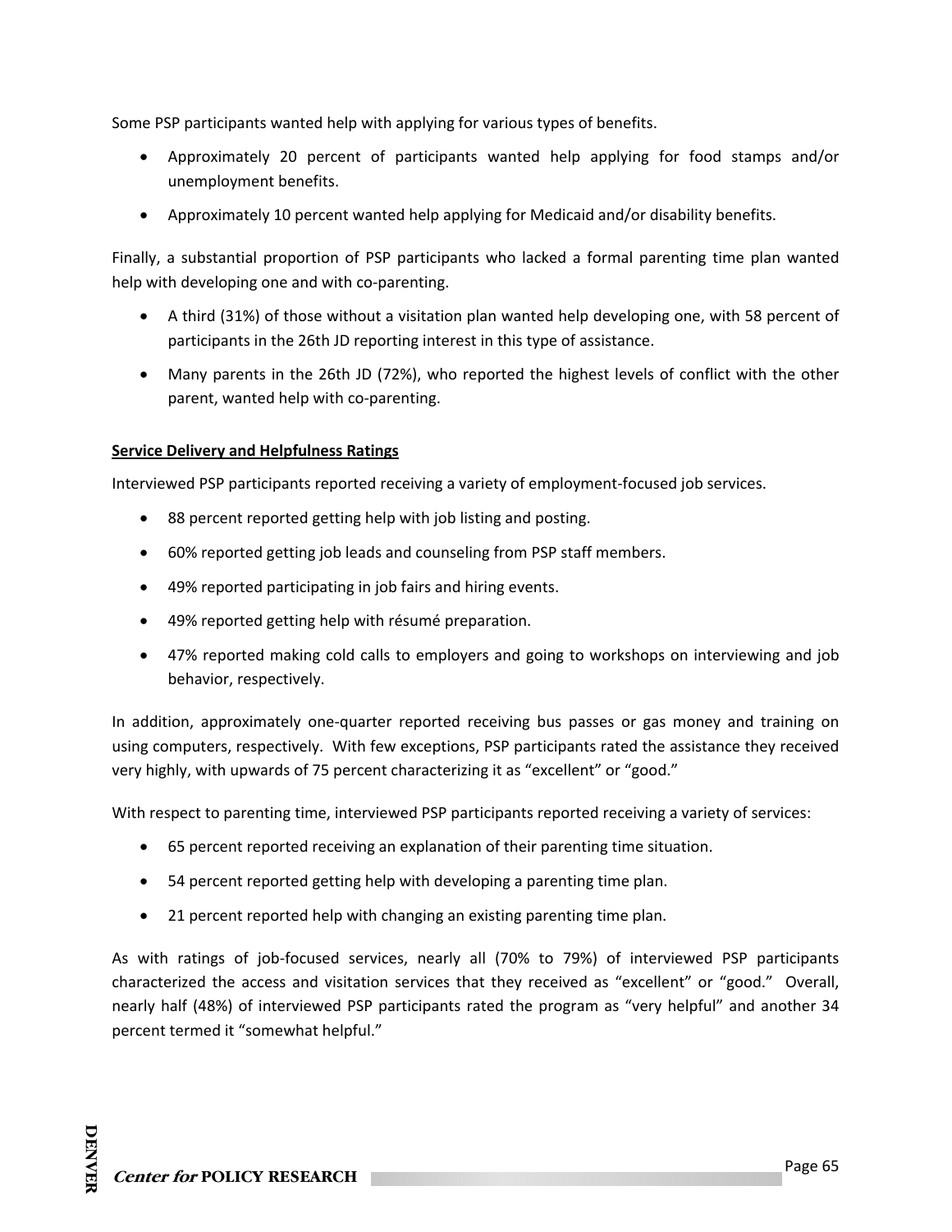Some PSP participants wanted help with applying for various types of benefits.

- Approximately 20 percent of participants wanted help applying for food stamps and/or unemployment benefits.
- Approximately 10 percent wanted help applying for Medicaid and/or disability benefits.

Finally, a substantial proportion of PSP participants who lacked a formal parenting time plan wanted help with developing one and with co-parenting.

- A third (31%) of those without a visitation plan wanted help developing one, with 58 percent of participants in the 26th JD reporting interest in this type of assistance.
- Many parents in the 26th JD (72%), who reported the highest levels of conflict with the other parent, wanted help with co-parenting.

**Service Delivery and Helpfulness Ratings**

Interviewed PSP participants reported receiving a variety of employment-focused job services.

- 88 percent reported getting help with job listing and posting.
- 60% reported getting job leads and counseling from PSP staff members.
- 49% reported participating in job fairs and hiring events.
- 49% reported getting help with résumé preparation.
- 47% reported making cold calls to employers and going to workshops on interviewing and job behavior, respectively.

In addition, approximately one-quarter reported receiving bus passes or gas money and training on using computers, respectively. With few exceptions, PSP participants rated the assistance they received very highly, with upwards of 75 percent characterizing it as "excellent" or "good."

With respect to parenting time, interviewed PSP participants reported receiving a variety of services:

- 65 percent reported receiving an explanation of their parenting time situation.
- 54 percent reported getting help with developing a parenting time plan.
- 21 percent reported help with changing an existing parenting time plan.

As with ratings of job-focused services, nearly all (70% to 79%) of interviewed PSP participants characterized the access and visitation services that they received as "excellent" or "good." Overall, nearly half (48%) of interviewed PSP participants rated the program as "very helpful" and another 34 percent termed it "somewhat helpful."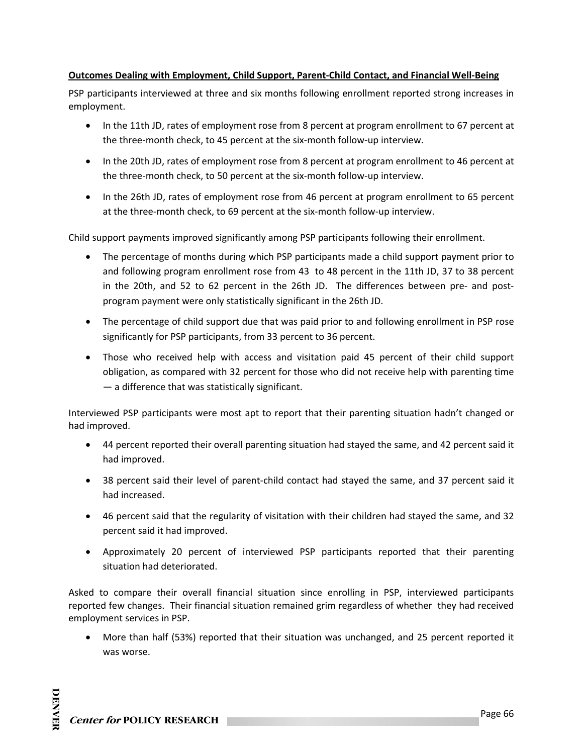**Outcomes Dealing with Employment, Child Support, Parent-Child Contact, and Financial Well-Being**

PSP participants interviewed at three and six months following enrollment reported strong increases in employment.

- In the 11th JD, rates of employment rose from 8 percent at program enrollment to 67 percent at the three-month check, to 45 percent at the six-month follow-up interview.
- In the 20th JD, rates of employment rose from 8 percent at program enrollment to 46 percent at the three-month check, to 50 percent at the six-month follow-up interview.
- In the 26th JD, rates of employment rose from 46 percent at program enrollment to 65 percent at the three-month check, to 69 percent at the six-month follow-up interview.

Child support payments improved significantly among PSP participants following their enrollment.

- The percentage of months during which PSP participants made a child support payment prior to and following program enrollment rose from 43 to 48 percent in the 11th JD, 37 to 38 percent in the 20th, and 52 to 62 percent in the 26th JD. The differences between pre- and post-program payment were only statistically significant in the 26th JD.
- The percentage of child support due that was paid prior to and following enrollment in PSP rose significantly for PSP participants, from 33 percent to 36 percent.
- Those who received help with access and visitation paid 45 percent of their child support obligation, as compared with 32 percent for those who did not receive help with parenting time — a difference that was statistically significant.

Interviewed PSP participants were most apt to report that their parenting situation hadn't changed or had improved.

- 44 percent reported their overall parenting situation had stayed the same, and 42 percent said it had improved.
- 38 percent said their level of parent-child contact had stayed the same, and 37 percent said it had increased.
- 46 percent said that the regularity of visitation with their children had stayed the same, and 32 percent said it had improved.
- Approximately 20 percent of interviewed PSP participants reported that their parenting situation had deteriorated.

Asked to compare their overall financial situation since enrolling in PSP, interviewed participants reported few changes. Their financial situation remained grim regardless of whether they had received employment services in PSP.

- More than half (53%) reported that their situation was unchanged, and 25 percent reported it was worse.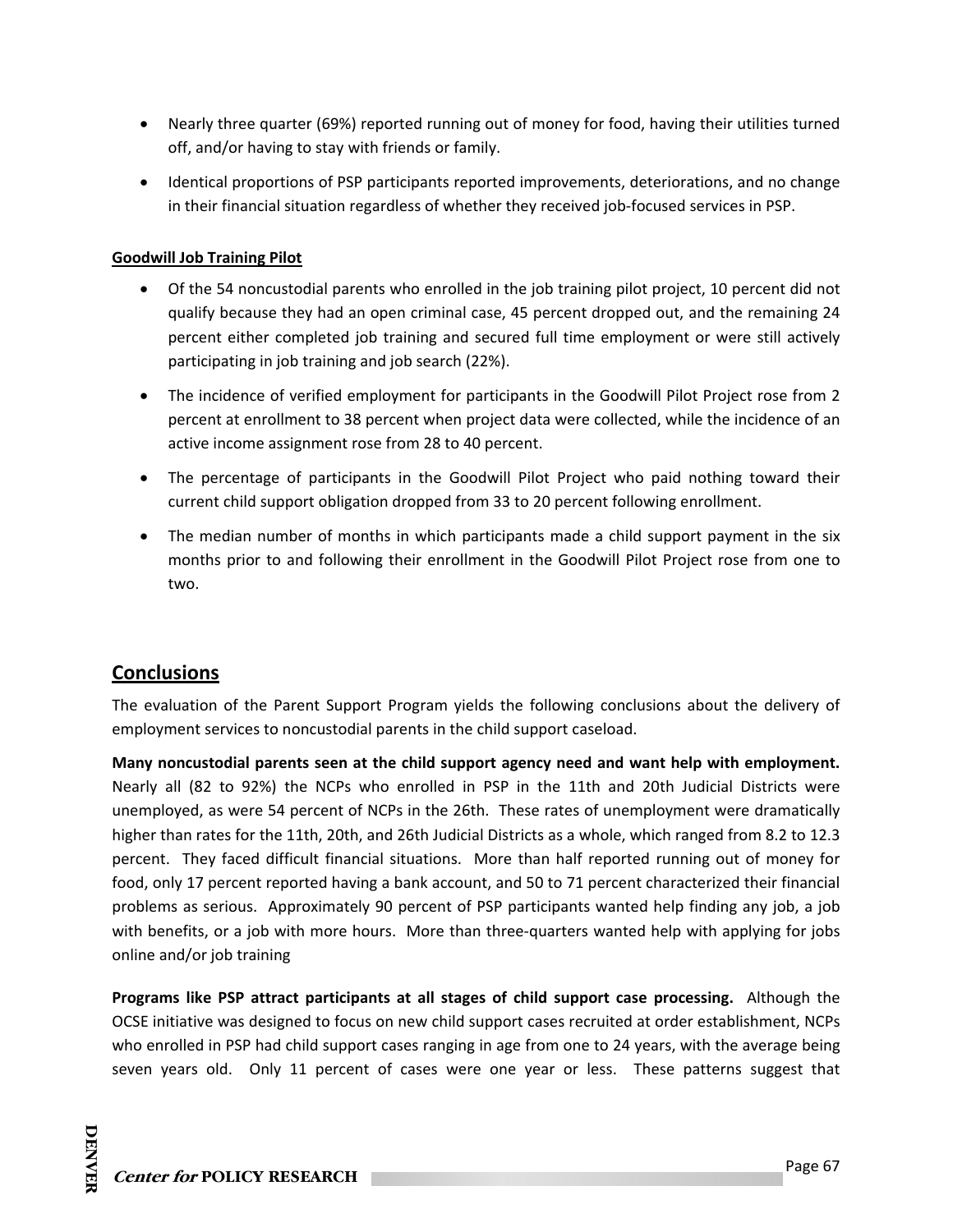- Nearly three quarter (69%) reported running out of money for food, having their utilities turned off, and/or having to stay with friends or family.
- Identical proportions of PSP participants reported improvements, deteriorations, and no change in their financial situation regardless of whether they received job-focused services in PSP.

**Goodwill Job Training Pilot**

- Of the 54 noncustodial parents who enrolled in the job training pilot project, 10 percent did not qualify because they had an open criminal case, 45 percent dropped out, and the remaining 24 percent either completed job training and secured full time employment or were still actively participating in job training and job search (22%).
- The incidence of verified employment for participants in the Goodwill Pilot Project rose from 2 percent at enrollment to 38 percent when project data were collected, while the incidence of an active income assignment rose from 28 to 40 percent.
- The percentage of participants in the Goodwill Pilot Project who paid nothing toward their current child support obligation dropped from 33 to 20 percent following enrollment.
- The median number of months in which participants made a child support payment in the six months prior to and following their enrollment in the Goodwill Pilot Project rose from one to two.

## Conclusions

The evaluation of the Parent Support Program yields the following conclusions about the delivery of employment services to noncustodial parents in the child support caseload.

**Many noncustodial parents seen at the child support agency need and want help with employment.** Nearly all (82 to 92%) the NCPs who enrolled in PSP in the 11th and 20th Judicial Districts were unemployed, as were 54 percent of NCPs in the 26th. These rates of unemployment were dramatically higher than rates for the 11th, 20th, and 26th Judicial Districts as a whole, which ranged from 8.2 to 12.3 percent. They faced difficult financial situations. More than half reported running out of money for food, only 17 percent reported having a bank account, and 50 to 71 percent characterized their financial problems as serious. Approximately 90 percent of PSP participants wanted help finding any job, a job with benefits, or a job with more hours. More than three-quarters wanted help with applying for jobs online and/or job training

**Programs like PSP attract participants at all stages of child support case processing.** Although the OCSE initiative was designed to focus on new child support cases recruited at order establishment, NCPs who enrolled in PSP had child support cases ranging in age from one to 24 years, with the average being seven years old. Only 11 percent of cases were one year or less. These patterns suggest that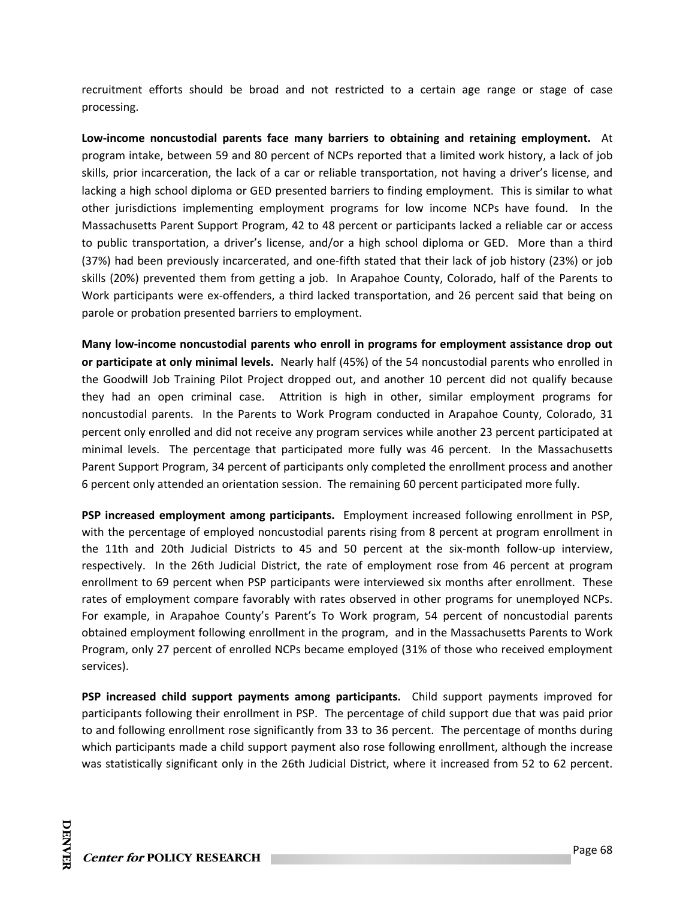recruitment efforts should be broad and not restricted to a certain age range or stage of case processing.

**Low-income noncustodial parents face many barriers to obtaining and retaining employment.** At program intake, between 59 and 80 percent of NCPs reported that a limited work history, a lack of job skills, prior incarceration, the lack of a car or reliable transportation, not having a driver's license, and lacking a high school diploma or GED presented barriers to finding employment. This is similar to what other jurisdictions implementing employment programs for low income NCPs have found. In the Massachusetts Parent Support Program, 42 to 48 percent or participants lacked a reliable car or access to public transportation, a driver's license, and/or a high school diploma or GED. More than a third (37%) had been previously incarcerated, and one-fifth stated that their lack of job history (23%) or job skills (20%) prevented them from getting a job. In Arapahoe County, Colorado, half of the Parents to Work participants were ex-offenders, a third lacked transportation, and 26 percent said that being on parole or probation presented barriers to employment.

**Many low-income noncustodial parents who enroll in programs for employment assistance drop out or participate at only minimal levels.** Nearly half (45%) of the 54 noncustodial parents who enrolled in the Goodwill Job Training Pilot Project dropped out, and another 10 percent did not qualify because they had an open criminal case. Attrition is high in other, similar employment programs for noncustodial parents. In the Parents to Work Program conducted in Arapahoe County, Colorado, 31 percent only enrolled and did not receive any program services while another 23 percent participated at minimal levels. The percentage that participated more fully was 46 percent. In the Massachusetts Parent Support Program, 34 percent of participants only completed the enrollment process and another 6 percent only attended an orientation session. The remaining 60 percent participated more fully.

**PSP increased employment among participants.** Employment increased following enrollment in PSP, with the percentage of employed noncustodial parents rising from 8 percent at program enrollment in the 11th and 20th Judicial Districts to 45 and 50 percent at the six-month follow-up interview, respectively. In the 26th Judicial District, the rate of employment rose from 46 percent at program enrollment to 69 percent when PSP participants were interviewed six months after enrollment. These rates of employment compare favorably with rates observed in other programs for unemployed NCPs. For example, in Arapahoe County's Parent's To Work program, 54 percent of noncustodial parents obtained employment following enrollment in the program, and in the Massachusetts Parents to Work Program, only 27 percent of enrolled NCPs became employed (31% of those who received employment services).

**PSP increased child support payments among participants.** Child support payments improved for participants following their enrollment in PSP. The percentage of child support due that was paid prior to and following enrollment rose significantly from 33 to 36 percent. The percentage of months during which participants made a child support payment also rose following enrollment, although the increase was statistically significant only in the 26th Judicial District, where it increased from 52 to 62 percent.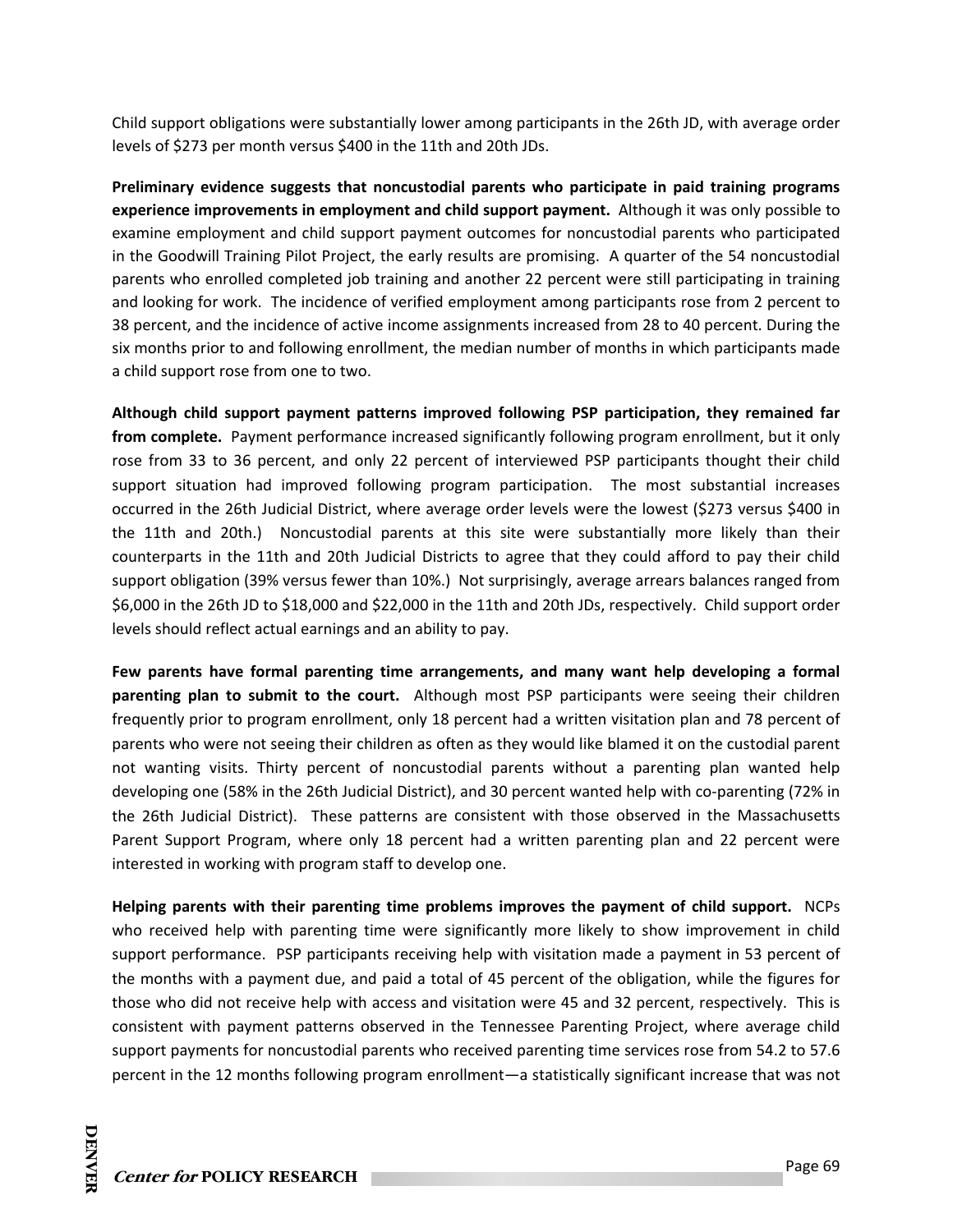Child support obligations were substantially lower among participants in the 26th JD, with average order levels of $273 per month versus $400 in the 11th and 20th JDs.

**Preliminary evidence suggests that noncustodial parents who participate in paid training programs experience improvements in employment and child support payment.** Although it was only possible to examine employment and child support payment outcomes for noncustodial parents who participated in the Goodwill Training Pilot Project, the early results are promising. A quarter of the 54 noncustodial parents who enrolled completed job training and another 22 percent were still participating in training and looking for work. The incidence of verified employment among participants rose from 2 percent to 38 percent, and the incidence of active income assignments increased from 28 to 40 percent. During the six months prior to and following enrollment, the median number of months in which participants made a child support rose from one to two.

**Although child support payment patterns improved following PSP participation, they remained far from complete.** Payment performance increased significantly following program enrollment, but it only rose from 33 to 36 percent, and only 22 percent of interviewed PSP participants thought their child support situation had improved following program participation. The most substantial increases occurred in the 26th Judicial District, where average order levels were the lowest ($273 versus $400 in the 11th and 20th.) Noncustodial parents at this site were substantially more likely than their counterparts in the 11th and 20th Judicial Districts to agree that they could afford to pay their child support obligation (39% versus fewer than 10%.) Not surprisingly, average arrears balances ranged from $6,000 in the 26th JD to $18,000 and $22,000 in the 11th and 20th JDs, respectively. Child support order levels should reflect actual earnings and an ability to pay.

**Few parents have formal parenting time arrangements, and many want help developing a formal parenting plan to submit to the court.** Although most PSP participants were seeing their children frequently prior to program enrollment, only 18 percent had a written visitation plan and 78 percent of parents who were not seeing their children as often as they would like blamed it on the custodial parent not wanting visits. Thirty percent of noncustodial parents without a parenting plan wanted help developing one (58% in the 26th Judicial District), and 30 percent wanted help with co-parenting (72% in the 26th Judicial District). These patterns are consistent with those observed in the Massachusetts Parent Support Program, where only 18 percent had a written parenting plan and 22 percent were interested in working with program staff to develop one.

**Helping parents with their parenting time problems improves the payment of child support.** NCPs who received help with parenting time were significantly more likely to show improvement in child support performance. PSP participants receiving help with visitation made a payment in 53 percent of the months with a payment due, and paid a total of 45 percent of the obligation, while the figures for those who did not receive help with access and visitation were 45 and 32 percent, respectively. This is consistent with payment patterns observed in the Tennessee Parenting Project, where average child support payments for noncustodial parents who received parenting time services rose from 54.2 to 57.6 percent in the 12 months following program enrollment—a statistically significant increase that was not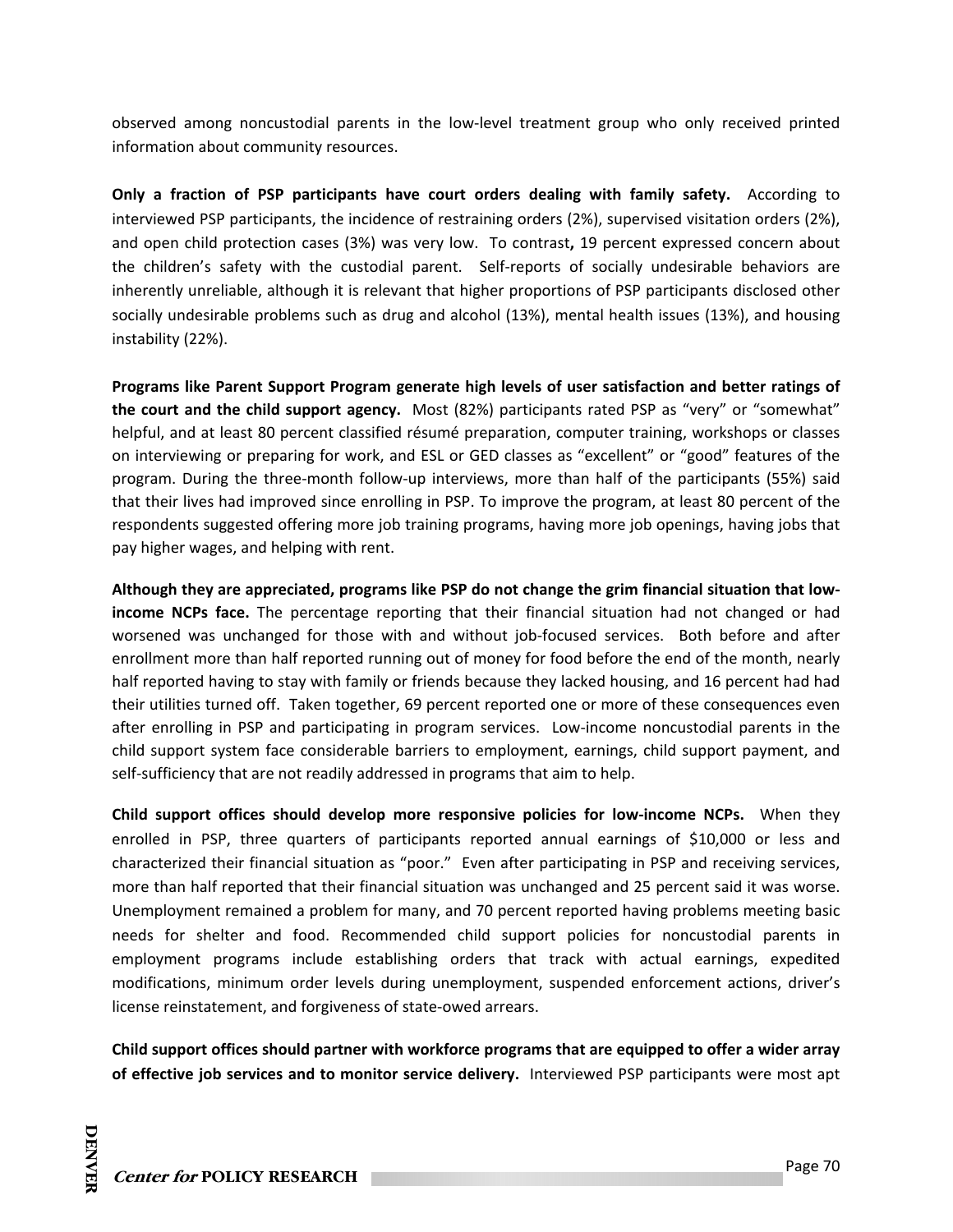observed among noncustodial parents in the low-level treatment group who only received printed information about community resources.

**Only a fraction of PSP participants have court orders dealing with family safety.** According to interviewed PSP participants, the incidence of restraining orders (2%), supervised visitation orders (2%), and open child protection cases (3%) was very low. To contrast**,** 19 percent expressed concern about the children's safety with the custodial parent. Self-reports of socially undesirable behaviors are inherently unreliable, although it is relevant that higher proportions of PSP participants disclosed other socially undesirable problems such as drug and alcohol (13%), mental health issues (13%), and housing instability (22%).

**Programs like Parent Support Program generate high levels of user satisfaction and better ratings of the court and the child support agency.** Most (82%) participants rated PSP as "very" or "somewhat" helpful, and at least 80 percent classified résumé preparation, computer training, workshops or classes on interviewing or preparing for work, and ESL or GED classes as "excellent" or "good" features of the program. During the three-month follow-up interviews, more than half of the participants (55%) said that their lives had improved since enrolling in PSP. To improve the program, at least 80 percent of the respondents suggested offering more job training programs, having more job openings, having jobs that pay higher wages, and helping with rent.

**Although they are appreciated, programs like PSP do not change the grim financial situation that low-income NCPs face.** The percentage reporting that their financial situation had not changed or had worsened was unchanged for those with and without job-focused services. Both before and after enrollment more than half reported running out of money for food before the end of the month, nearly half reported having to stay with family or friends because they lacked housing, and 16 percent had had their utilities turned off. Taken together, 69 percent reported one or more of these consequences even after enrolling in PSP and participating in program services. Low-income noncustodial parents in the child support system face considerable barriers to employment, earnings, child support payment, and self-sufficiency that are not readily addressed in programs that aim to help.

**Child support offices should develop more responsive policies for low-income NCPs.** When they enrolled in PSP, three quarters of participants reported annual earnings of $10,000 or less and characterized their financial situation as "poor." Even after participating in PSP and receiving services, more than half reported that their financial situation was unchanged and 25 percent said it was worse. Unemployment remained a problem for many, and 70 percent reported having problems meeting basic needs for shelter and food. Recommended child support policies for noncustodial parents in employment programs include establishing orders that track with actual earnings, expedited modifications, minimum order levels during unemployment, suspended enforcement actions, driver's license reinstatement, and forgiveness of state-owed arrears.

**Child support offices should partner with workforce programs that are equipped to offer a wider array of effective job services and to monitor service delivery.** Interviewed PSP participants were most apt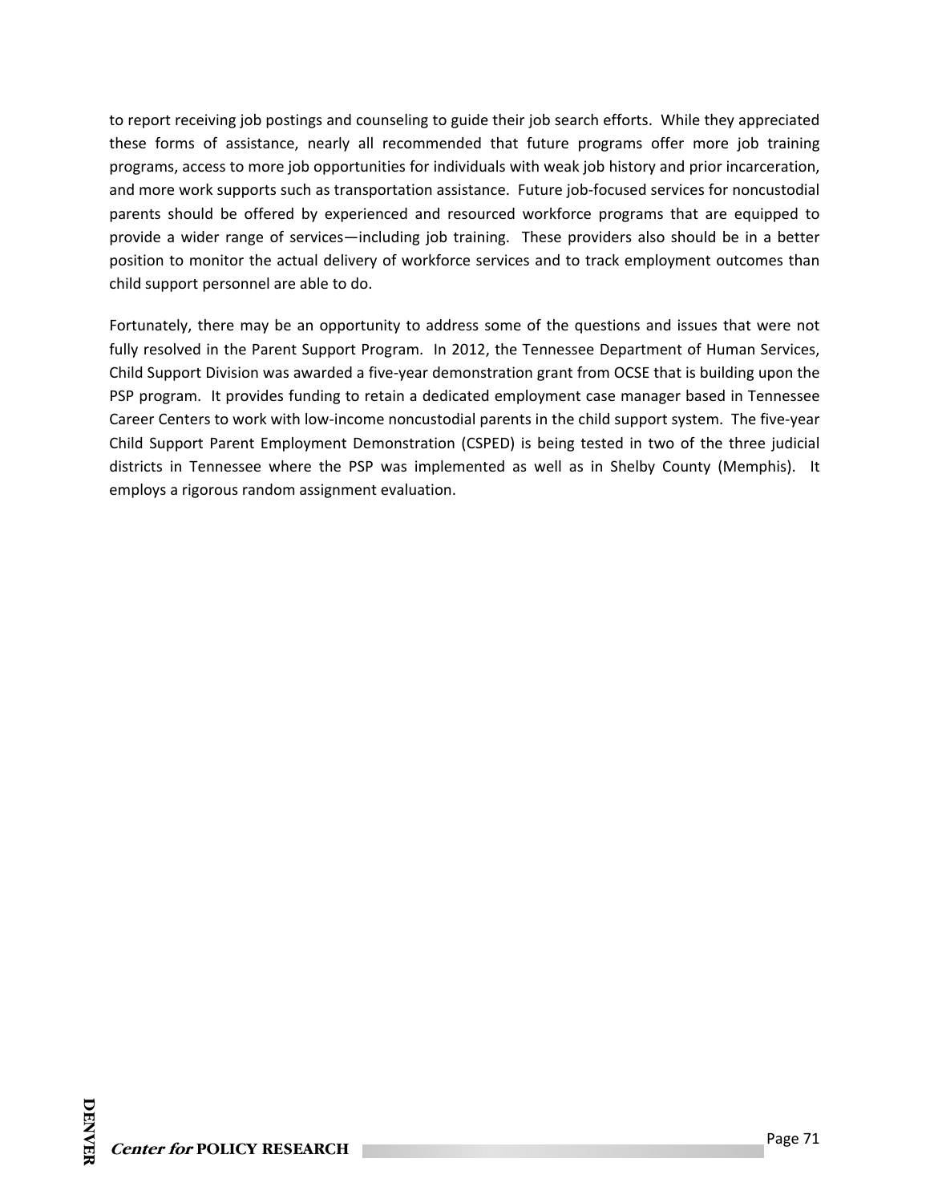to report receiving job postings and counseling to guide their job search efforts. While they appreciated these forms of assistance, nearly all recommended that future programs offer more job training programs, access to more job opportunities for individuals with weak job history and prior incarceration, and more work supports such as transportation assistance. Future job-focused services for noncustodial parents should be offered by experienced and resourced workforce programs that are equipped to provide a wider range of services—including job training. These providers also should be in a better position to monitor the actual delivery of workforce services and to track employment outcomes than child support personnel are able to do.

Fortunately, there may be an opportunity to address some of the questions and issues that were not fully resolved in the Parent Support Program. In 2012, the Tennessee Department of Human Services, Child Support Division was awarded a five-year demonstration grant from OCSE that is building upon the PSP program. It provides funding to retain a dedicated employment case manager based in Tennessee Career Centers to work with low-income noncustodial parents in the child support system. The five-year Child Support Parent Employment Demonstration (CSPED) is being tested in two of the three judicial districts in Tennessee where the PSP was implemented as well as in Shelby County (Memphis). It employs a rigorous random assignment evaluation.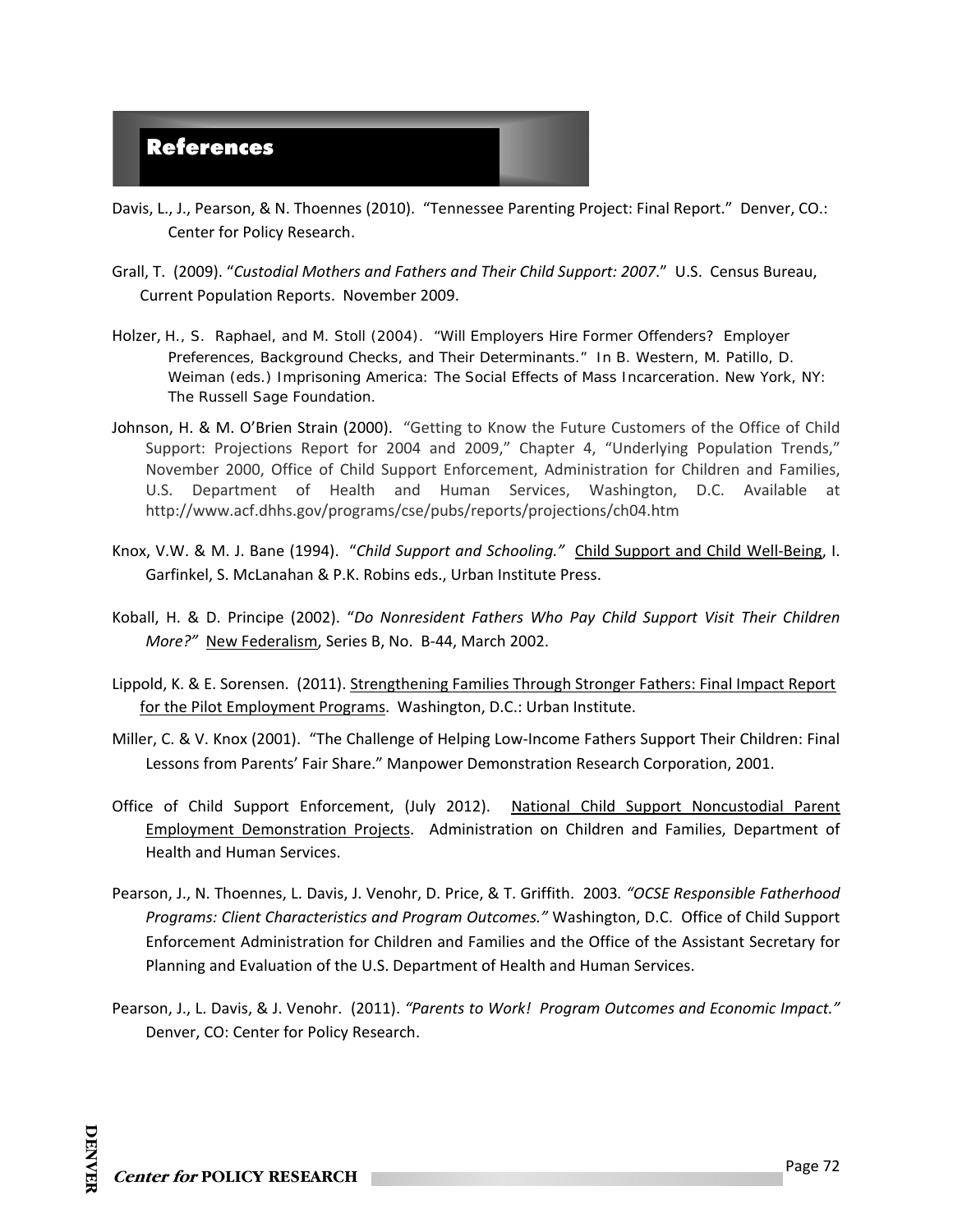# References

Davis, L., J., Pearson, & N. Thoennes (2010). "Tennessee Parenting Project: Final Report." Denver, CO.: Center for Policy Research.

Grall, T. (2009). "*Custodial Mothers and Fathers and Their Child Support: 2007*." U.S. Census Bureau, Current Population Reports. November 2009.

Holzer, H., S. Raphael, and M. Stoll (2004). "Will Employers Hire Former Offenders? Employer Preferences, Background Checks, and Their Determinants." In B. Western, M. Patillo, D. Weiman (eds.) Imprisoning America: The Social Effects of Mass Incarceration. New York, NY: The Russell Sage Foundation.

Johnson, H. & M. O'Brien Strain (2000). "Getting to Know the Future Customers of the Office of Child Support: Projections Report for 2004 and 2009," Chapter 4, "Underlying Population Trends," November 2000, Office of Child Support Enforcement, Administration for Children and Families, U.S. Department of Health and Human Services, Washington, D.C. Available at http://www.acf.dhhs.gov/programs/cse/pubs/reports/projections/ch04.htm

Knox, V.W. & M. J. Bane (1994). "*Child Support and Schooling.*" Child Support and Child Well-Being, I. Garfinkel, S. McLanahan & P.K. Robins eds., Urban Institute Press.

Koball, H. & D. Principe (2002). "*Do Nonresident Fathers Who Pay Child Support Visit Their Children More?*" New Federalism, Series B, No. B-44, March 2002.

Lippold, K. & E. Sorensen. (2011). Strengthening Families Through Stronger Fathers: Final Impact Report for the Pilot Employment Programs. Washington, D.C.: Urban Institute.

Miller, C. & V. Knox (2001). "The Challenge of Helping Low-Income Fathers Support Their Children: Final Lessons from Parents' Fair Share." Manpower Demonstration Research Corporation, 2001.

Office of Child Support Enforcement, (July 2012). National Child Support Noncustodial Parent Employment Demonstration Projects. Administration on Children and Families, Department of Health and Human Services.

Pearson, J., N. Thoennes, L. Davis, J. Venohr, D. Price, & T. Griffith. 2003. *"OCSE Responsible Fatherhood Programs: Client Characteristics and Program Outcomes."* Washington, D.C. Office of Child Support Enforcement Administration for Children and Families and the Office of the Assistant Secretary for Planning and Evaluation of the U.S. Department of Health and Human Services.

Pearson, J., L. Davis, & J. Venohr. (2011). *"Parents to Work! Program Outcomes and Economic Impact."* Denver, CO: Center for Policy Research.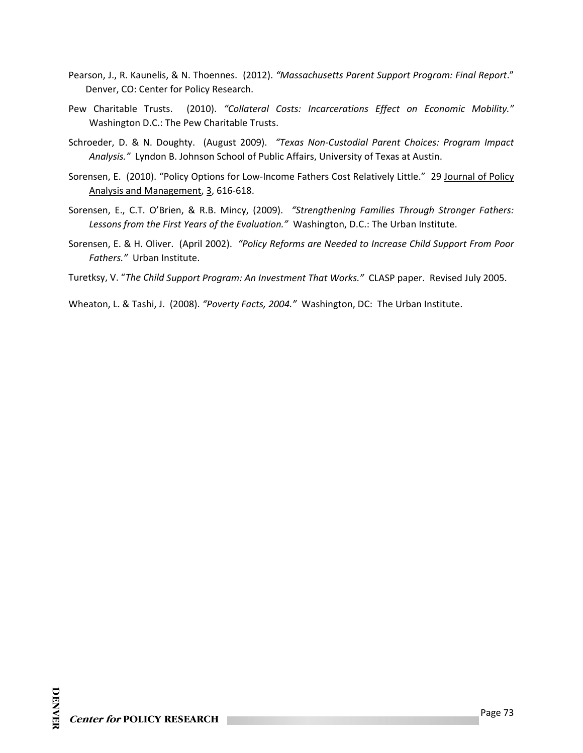Pearson, J., R. Kaunelis, & N. Thoennes. (2012). *"Massachusetts Parent Support Program: Final Report*." Denver, CO: Center for Policy Research.

Pew Charitable Trusts. (2010). *"Collateral Costs: Incarcerations Effect on Economic Mobility."* Washington D.C.: The Pew Charitable Trusts.

Schroeder, D. & N. Doughty. (August 2009). *"Texas Non-Custodial Parent Choices: Program Impact Analysis."* Lyndon B. Johnson School of Public Affairs, University of Texas at Austin.

Sorensen, E. (2010). "Policy Options for Low-Income Fathers Cost Relatively Little." 29 Journal of Policy Analysis and Management, 3, 616-618.

Sorensen, E., C.T. O'Brien, & R.B. Mincy, (2009). *"Strengthening Families Through Stronger Fathers: Lessons from the First Years of the Evaluation."* Washington, D.C.: The Urban Institute.

Sorensen, E. & H. Oliver. (April 2002). *"Policy Reforms are Needed to Increase Child Support From Poor Fathers."* Urban Institute.

Turetksy, V. "*The Child Support Program: An Investment That Works."* CLASP paper. Revised July 2005.

Wheaton, L. & Tashi, J. (2008). *"Poverty Facts, 2004."* Washington, DC: The Urban Institute.